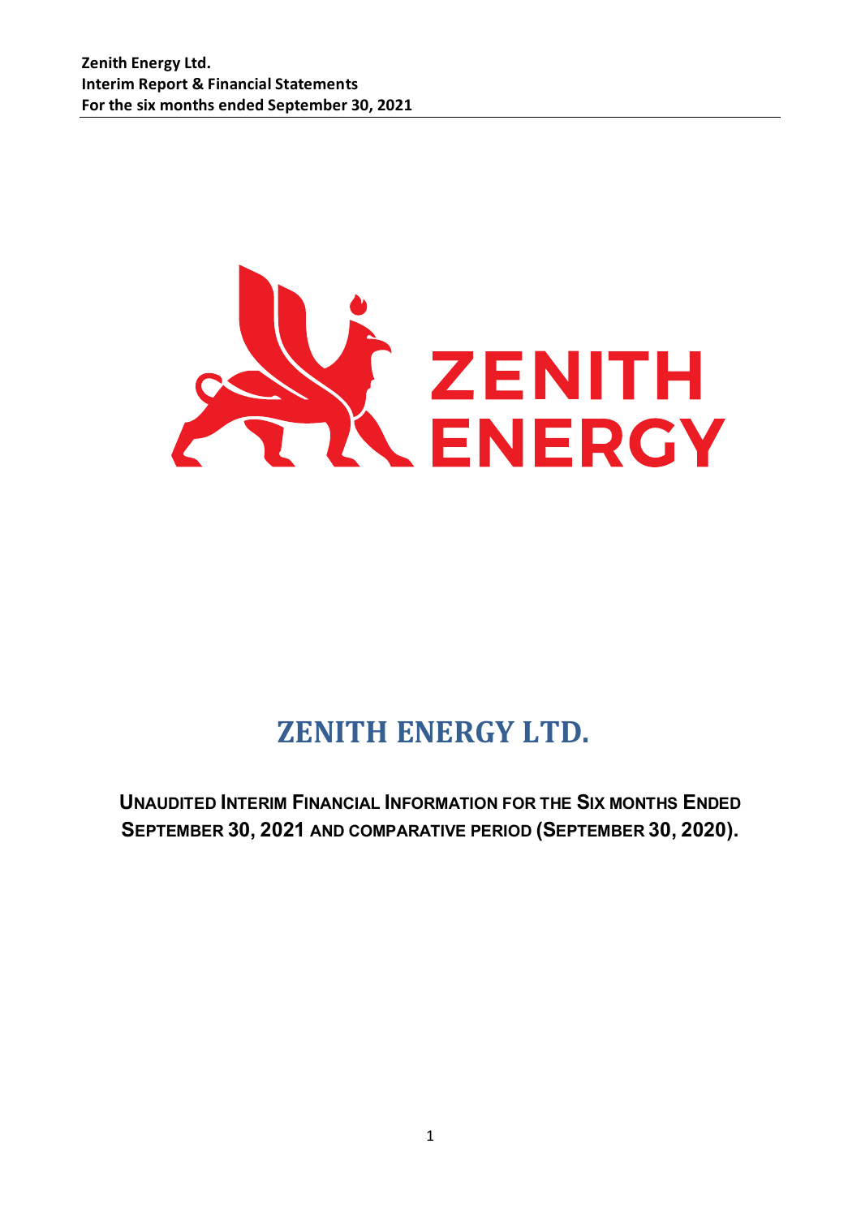# ZENITH ENERGY LTD.

**UNAUDITED INTERIM FINANCIAL INFORMATION FOR THE SIX MONTHS ENDED SEPTEMBER 30, 2021 AND COMPARATIVE PERIOD (SEPTEMBER 30, 2020).**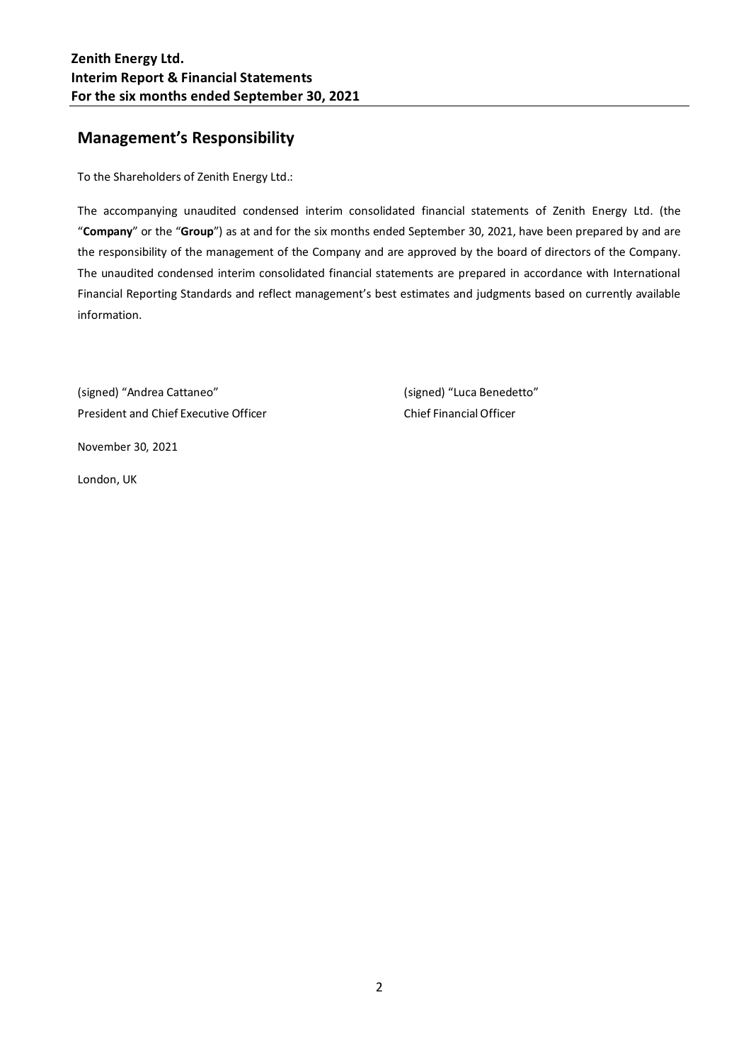## Management's Responsibility

To the Shareholders of Zenith Energy Ltd.:

The accompanying unaudited condensed interim consolidated financial statements of Zenith Energy Ltd. (the "**Company**" or the "**Group**") as at and for the six months ended September 30, 2021, have been prepared by and are the responsibility of the management of the Company and are approved by the board of directors of the Company. The unaudited condensed interim consolidated financial statements are prepared in accordance with International Financial Reporting Standards and reflect management's best estimates and judgments based on currently available information.

(signed) "Andrea Cattaneo"
President and Chief Executive Officer

(signed) "Luca Benedetto"
Chief Financial Officer

November 30, 2021

London, UK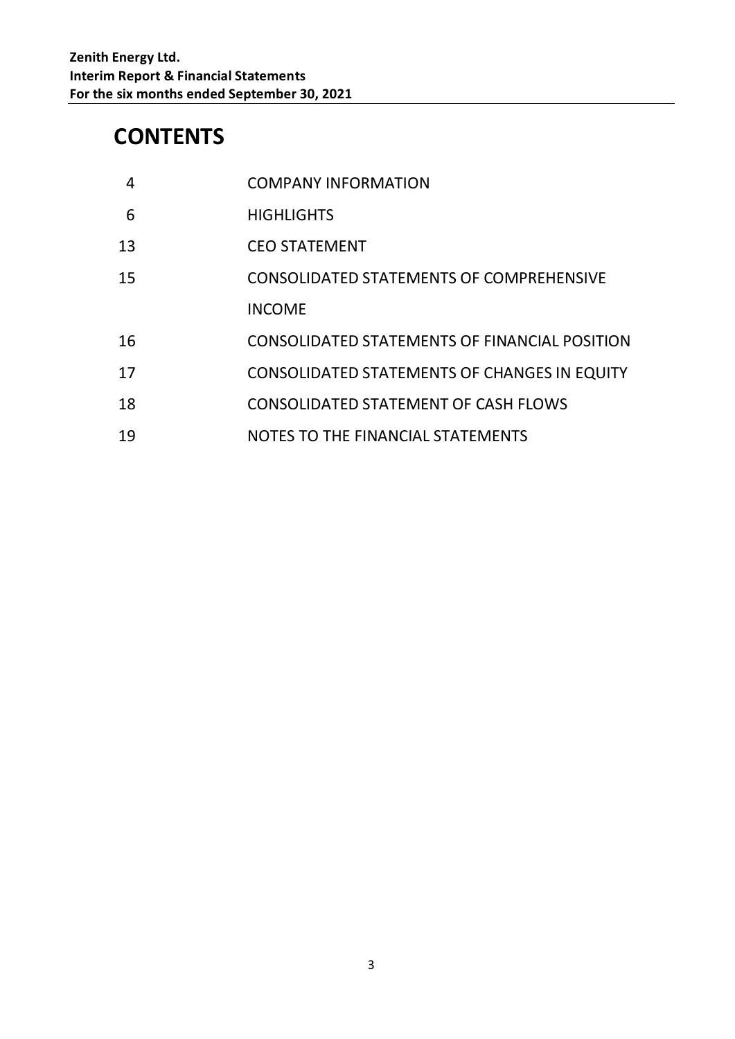# CONTENTS

| | |
|---|---|
| 4 | COMPANY INFORMATION |
| 6 | HIGHLIGHTS |
| 13 | CEO STATEMENT |
| 15 | CONSOLIDATED STATEMENTS OF COMPREHENSIVE INCOME |
| 16 | CONSOLIDATED STATEMENTS OF FINANCIAL POSITION |
| 17 | CONSOLIDATED STATEMENTS OF CHANGES IN EQUITY |
| 18 | CONSOLIDATED STATEMENT OF CASH FLOWS |
| 19 | NOTES TO THE FINANCIAL STATEMENTS |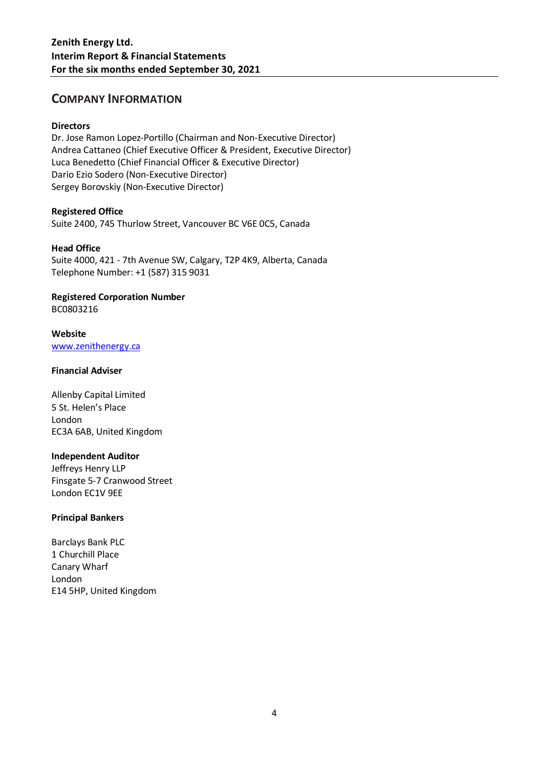## COMPANY INFORMATION

**Directors**

Dr. Jose Ramon Lopez-Portillo (Chairman and Non-Executive Director)
Andrea Cattaneo (Chief Executive Officer & President, Executive Director)
Luca Benedetto (Chief Financial Officer & Executive Director)
Dario Ezio Sodero (Non-Executive Director)
Sergey Borovskiy (Non-Executive Director)

**Registered Office**

Suite 2400, 745 Thurlow Street, Vancouver BC V6E 0C5, Canada

**Head Office**

Suite 4000, 421 - 7th Avenue SW, Calgary, T2P 4K9, Alberta, Canada
Telephone Number: +1 (587) 315 9031

**Registered Corporation Number**

BC0803216

**Website**

www.zenithenergy.ca

**Financial Adviser**

Allenby Capital Limited
5 St. Helen's Place
London
EC3A 6AB, United Kingdom

**Independent Auditor**

Jeffreys Henry LLP
Finsgate 5-7 Cranwood Street
London EC1V 9EE

**Principal Bankers**

Barclays Bank PLC
1 Churchill Place
Canary Wharf
London
E14 5HP, United Kingdom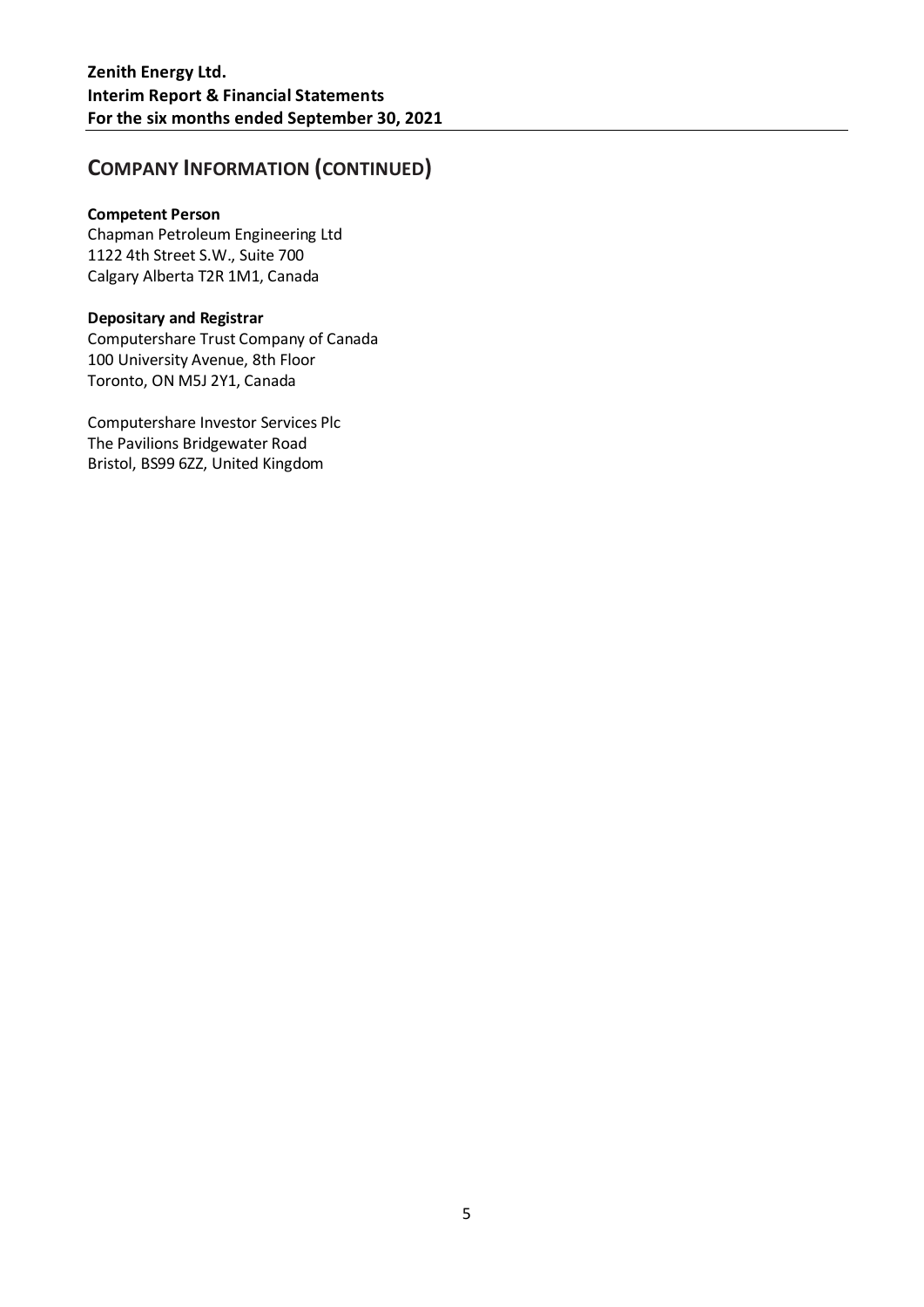## COMPANY INFORMATION (CONTINUED)

**Competent Person**
Chapman Petroleum Engineering Ltd
1122 4th Street S.W., Suite 700
Calgary Alberta T2R 1M1, Canada

**Depositary and Registrar**
Computershare Trust Company of Canada
100 University Avenue, 8th Floor
Toronto, ON M5J 2Y1, Canada

Computershare Investor Services Plc
The Pavilions Bridgewater Road
Bristol, BS99 6ZZ, United Kingdom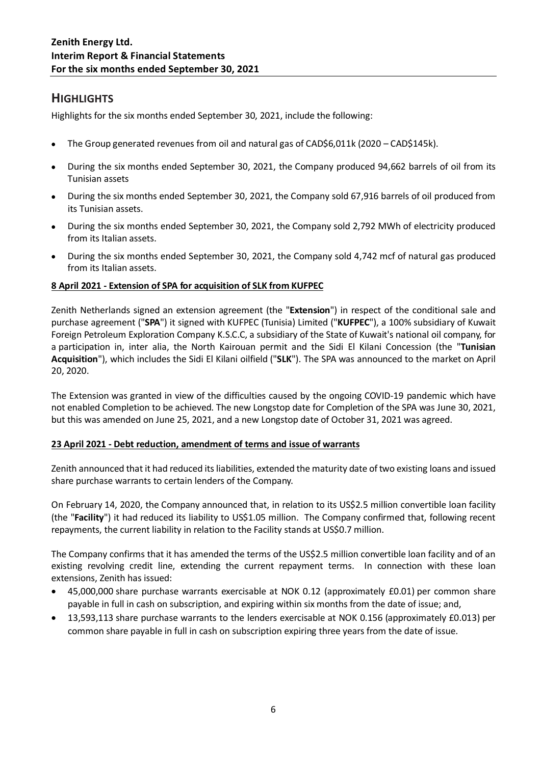## HIGHLIGHTS

Highlights for the six months ended September 30, 2021, include the following:

- The Group generated revenues from oil and natural gas of CAD$6,011k (2020 – CAD$145k).
- During the six months ended September 30, 2021, the Company produced 94,662 barrels of oil from its Tunisian assets
- During the six months ended September 30, 2021, the Company sold 67,916 barrels of oil produced from its Tunisian assets.
- During the six months ended September 30, 2021, the Company sold 2,792 MWh of electricity produced from its Italian assets.
- During the six months ended September 30, 2021, the Company sold 4,742 mcf of natural gas produced from its Italian assets.

**8 April 2021 - Extension of SPA for acquisition of SLK from KUFPEC**

Zenith Netherlands signed an extension agreement (the "**Extension**") in respect of the conditional sale and purchase agreement ("**SPA**") it signed with KUFPEC (Tunisia) Limited ("**KUFPEC**"), a 100% subsidiary of Kuwait Foreign Petroleum Exploration Company K.S.C.C, a subsidiary of the State of Kuwait's national oil company, for a participation in, inter alia, the North Kairouan permit and the Sidi El Kilani Concession (the "**Tunisian Acquisition**"), which includes the Sidi El Kilani oilfield ("**SLK**"). The SPA was announced to the market on April 20, 2020.

The Extension was granted in view of the difficulties caused by the ongoing COVID-19 pandemic which have not enabled Completion to be achieved. The new Longstop date for Completion of the SPA was June 30, 2021, but this was amended on June 25, 2021, and a new Longstop date of October 31, 2021 was agreed.

**23 April 2021 - Debt reduction, amendment of terms and issue of warrants**

Zenith announced that it had reduced its liabilities, extended the maturity date of two existing loans and issued share purchase warrants to certain lenders of the Company.

On February 14, 2020, the Company announced that, in relation to its US$2.5 million convertible loan facility (the "**Facility**") it had reduced its liability to US$1.05 million. The Company confirmed that, following recent repayments, the current liability in relation to the Facility stands at US$0.7 million.

The Company confirms that it has amended the terms of the US$2.5 million convertible loan facility and of an existing revolving credit line, extending the current repayment terms. In connection with these loan extensions, Zenith has issued:

- 45,000,000 share purchase warrants exercisable at NOK 0.12 (approximately £0.01) per common share payable in full in cash on subscription, and expiring within six months from the date of issue; and,
- 13,593,113 share purchase warrants to the lenders exercisable at NOK 0.156 (approximately £0.013) per common share payable in full in cash on subscription expiring three years from the date of issue.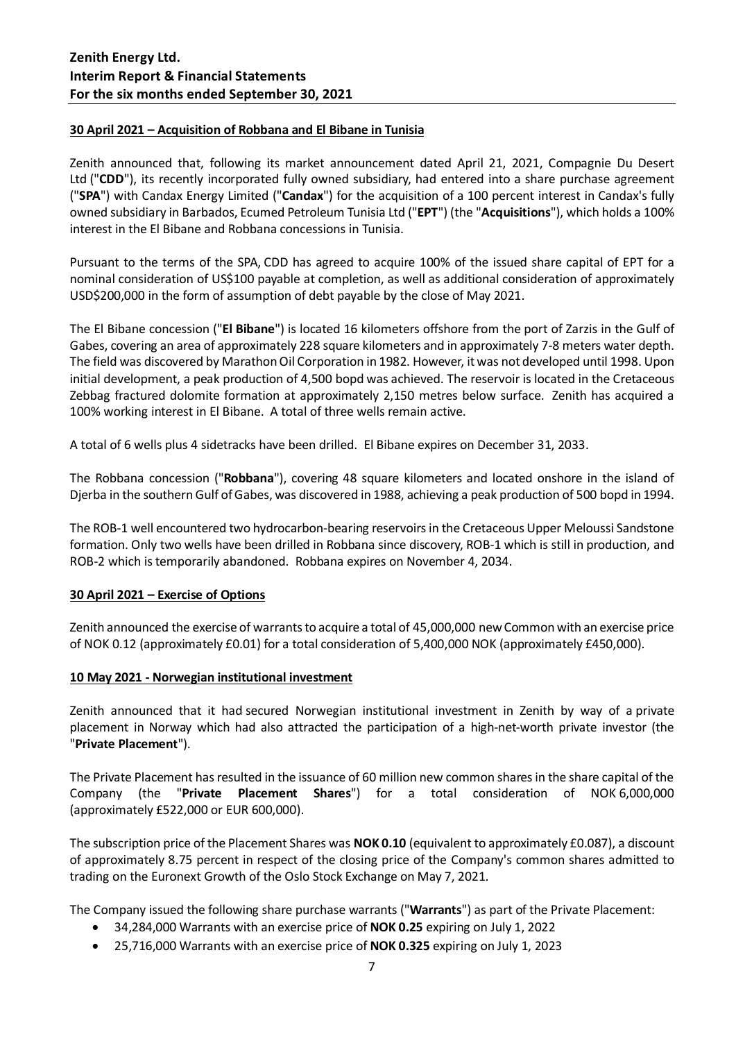**30 April 2021 – Acquisition of Robbana and El Bibane in Tunisia**

Zenith announced that, following its market announcement dated April 21, 2021, Compagnie Du Desert Ltd ("**CDD**"), its recently incorporated fully owned subsidiary, had entered into a share purchase agreement ("**SPA**") with Candax Energy Limited ("**Candax**") for the acquisition of a 100 percent interest in Candax's fully owned subsidiary in Barbados, Ecumed Petroleum Tunisia Ltd ("**EPT**") (the "**Acquisitions**"), which holds a 100% interest in the El Bibane and Robbana concessions in Tunisia.

Pursuant to the terms of the SPA, CDD has agreed to acquire 100% of the issued share capital of EPT for a nominal consideration of US$100 payable at completion, as well as additional consideration of approximately USD$200,000 in the form of assumption of debt payable by the close of May 2021.

The El Bibane concession ("**El Bibane**") is located 16 kilometers offshore from the port of Zarzis in the Gulf of Gabes, covering an area of approximately 228 square kilometers and in approximately 7-8 meters water depth. The field was discovered by Marathon Oil Corporation in 1982. However, it was not developed until 1998. Upon initial development, a peak production of 4,500 bopd was achieved. The reservoir is located in the Cretaceous Zebbag fractured dolomite formation at approximately 2,150 metres below surface. Zenith has acquired a 100% working interest in El Bibane. A total of three wells remain active.

A total of 6 wells plus 4 sidetracks have been drilled. El Bibane expires on December 31, 2033.

The Robbana concession ("**Robbana**"), covering 48 square kilometers and located onshore in the island of Djerba in the southern Gulf of Gabes, was discovered in 1988, achieving a peak production of 500 bopd in 1994.

The ROB-1 well encountered two hydrocarbon-bearing reservoirs in the Cretaceous Upper Meloussi Sandstone formation. Only two wells have been drilled in Robbana since discovery, ROB-1 which is still in production, and ROB-2 which is temporarily abandoned. Robbana expires on November 4, 2034.

**30 April 2021 – Exercise of Options**

Zenith announced the exercise of warrants to acquire a total of 45,000,000 new Common with an exercise price of NOK 0.12 (approximately £0.01) for a total consideration of 5,400,000 NOK (approximately £450,000).

**10 May 2021 - Norwegian institutional investment**

Zenith announced that it had secured Norwegian institutional investment in Zenith by way of a private placement in Norway which had also attracted the participation of a high-net-worth private investor (the "**Private Placement**").

The Private Placement has resulted in the issuance of 60 million new common shares in the share capital of the Company (the "**Private Placement Shares**") for a total consideration of NOK 6,000,000 (approximately £522,000 or EUR 600,000).

The subscription price of the Placement Shares was **NOK 0.10** (equivalent to approximately £0.087), a discount of approximately 8.75 percent in respect of the closing price of the Company's common shares admitted to trading on the Euronext Growth of the Oslo Stock Exchange on May 7, 2021.

The Company issued the following share purchase warrants ("**Warrants**") as part of the Private Placement:

- 34,284,000 Warrants with an exercise price of **NOK 0.25** expiring on July 1, 2022
- 25,716,000 Warrants with an exercise price of **NOK 0.325** expiring on July 1, 2023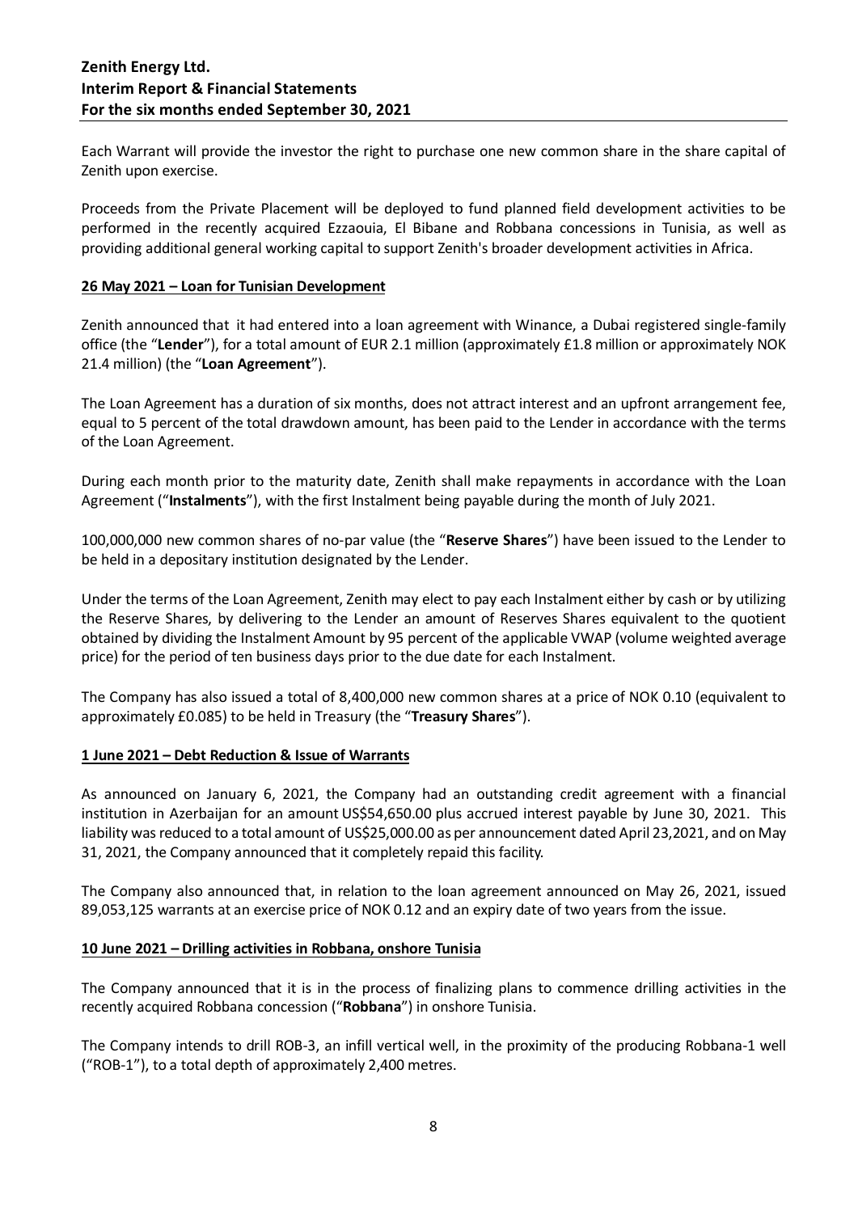Each Warrant will provide the investor the right to purchase one new common share in the share capital of Zenith upon exercise.

Proceeds from the Private Placement will be deployed to fund planned field development activities to be performed in the recently acquired Ezzaouia, El Bibane and Robbana concessions in Tunisia, as well as providing additional general working capital to support Zenith's broader development activities in Africa.

**26 May 2021 – Loan for Tunisian Development**

Zenith announced that it had entered into a loan agreement with Winance, a Dubai registered single-family office (the "**Lender**"), for a total amount of EUR 2.1 million (approximately £1.8 million or approximately NOK 21.4 million) (the "**Loan Agreement**").

The Loan Agreement has a duration of six months, does not attract interest and an upfront arrangement fee, equal to 5 percent of the total drawdown amount, has been paid to the Lender in accordance with the terms of the Loan Agreement.

During each month prior to the maturity date, Zenith shall make repayments in accordance with the Loan Agreement ("**Instalments**"), with the first Instalment being payable during the month of July 2021.

100,000,000 new common shares of no-par value (the "**Reserve Shares**") have been issued to the Lender to be held in a depositary institution designated by the Lender.

Under the terms of the Loan Agreement, Zenith may elect to pay each Instalment either by cash or by utilizing the Reserve Shares, by delivering to the Lender an amount of Reserves Shares equivalent to the quotient obtained by dividing the Instalment Amount by 95 percent of the applicable VWAP (volume weighted average price) for the period of ten business days prior to the due date for each Instalment.

The Company has also issued a total of 8,400,000 new common shares at a price of NOK 0.10 (equivalent to approximately £0.085) to be held in Treasury (the "**Treasury Shares**").

**1 June 2021 – Debt Reduction & Issue of Warrants**

As announced on January 6, 2021, the Company had an outstanding credit agreement with a financial institution in Azerbaijan for an amount US$54,650.00 plus accrued interest payable by June 30, 2021. This liability was reduced to a total amount of US$25,000.00 as per announcement dated April 23,2021, and on May 31, 2021, the Company announced that it completely repaid this facility.

The Company also announced that, in relation to the loan agreement announced on May 26, 2021, issued 89,053,125 warrants at an exercise price of NOK 0.12 and an expiry date of two years from the issue.

**10 June 2021 – Drilling activities in Robbana, onshore Tunisia**

The Company announced that it is in the process of finalizing plans to commence drilling activities in the recently acquired Robbana concession ("**Robbana**") in onshore Tunisia.

The Company intends to drill ROB-3, an infill vertical well, in the proximity of the producing Robbana-1 well ("ROB-1"), to a total depth of approximately 2,400 metres.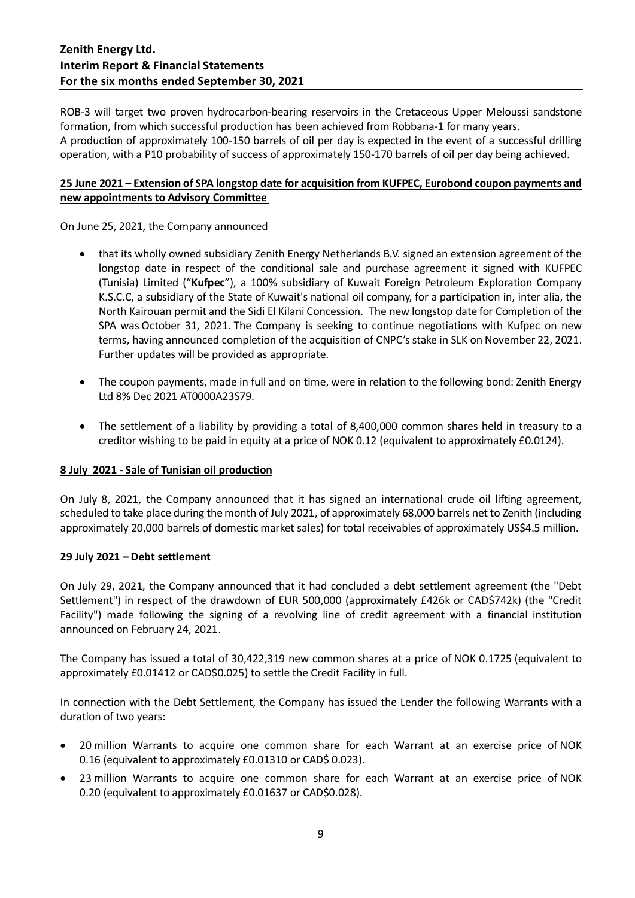ROB-3 will target two proven hydrocarbon-bearing reservoirs in the Cretaceous Upper Meloussi sandstone formation, from which successful production has been achieved from Robbana-1 for many years.
A production of approximately 100-150 barrels of oil per day is expected in the event of a successful drilling operation, with a P10 probability of success of approximately 150-170 barrels of oil per day being achieved.

**25 June 2021 – Extension of SPA longstop date for acquisition from KUFPEC, Eurobond coupon payments and new appointments to Advisory Committee**

On June 25, 2021, the Company announced

- that its wholly owned subsidiary Zenith Energy Netherlands B.V. signed an extension agreement of the longstop date in respect of the conditional sale and purchase agreement it signed with KUFPEC (Tunisia) Limited ("**Kufpec**"), a 100% subsidiary of Kuwait Foreign Petroleum Exploration Company K.S.C.C, a subsidiary of the State of Kuwait's national oil company, for a participation in, inter alia, the North Kairouan permit and the Sidi El Kilani Concession. The new longstop date for Completion of the SPA was October 31, 2021. The Company is seeking to continue negotiations with Kufpec on new terms, having announced completion of the acquisition of CNPC's stake in SLK on November 22, 2021. Further updates will be provided as appropriate.

- The coupon payments, made in full and on time, were in relation to the following bond: Zenith Energy Ltd 8% Dec 2021 AT0000A23S79.

- The settlement of a liability by providing a total of 8,400,000 common shares held in treasury to a creditor wishing to be paid in equity at a price of NOK 0.12 (equivalent to approximately £0.0124).

**8 July 2021 - Sale of Tunisian oil production**

On July 8, 2021, the Company announced that it has signed an international crude oil lifting agreement, scheduled to take place during the month of July 2021, of approximately 68,000 barrels net to Zenith (including approximately 20,000 barrels of domestic market sales) for total receivables of approximately US$4.5 million.

**29 July 2021 – Debt settlement**

On July 29, 2021, the Company announced that it had concluded a debt settlement agreement (the "Debt Settlement") in respect of the drawdown of EUR 500,000 (approximately £426k or CAD$742k) (the "Credit Facility") made following the signing of a revolving line of credit agreement with a financial institution announced on February 24, 2021.

The Company has issued a total of 30,422,319 new common shares at a price of NOK 0.1725 (equivalent to approximately £0.01412 or CAD$0.025) to settle the Credit Facility in full.

In connection with the Debt Settlement, the Company has issued the Lender the following Warrants with a duration of two years:

- 20 million Warrants to acquire one common share for each Warrant at an exercise price of NOK 0.16 (equivalent to approximately £0.01310 or CAD$ 0.023).
- 23 million Warrants to acquire one common share for each Warrant at an exercise price of NOK 0.20 (equivalent to approximately £0.01637 or CAD$0.028).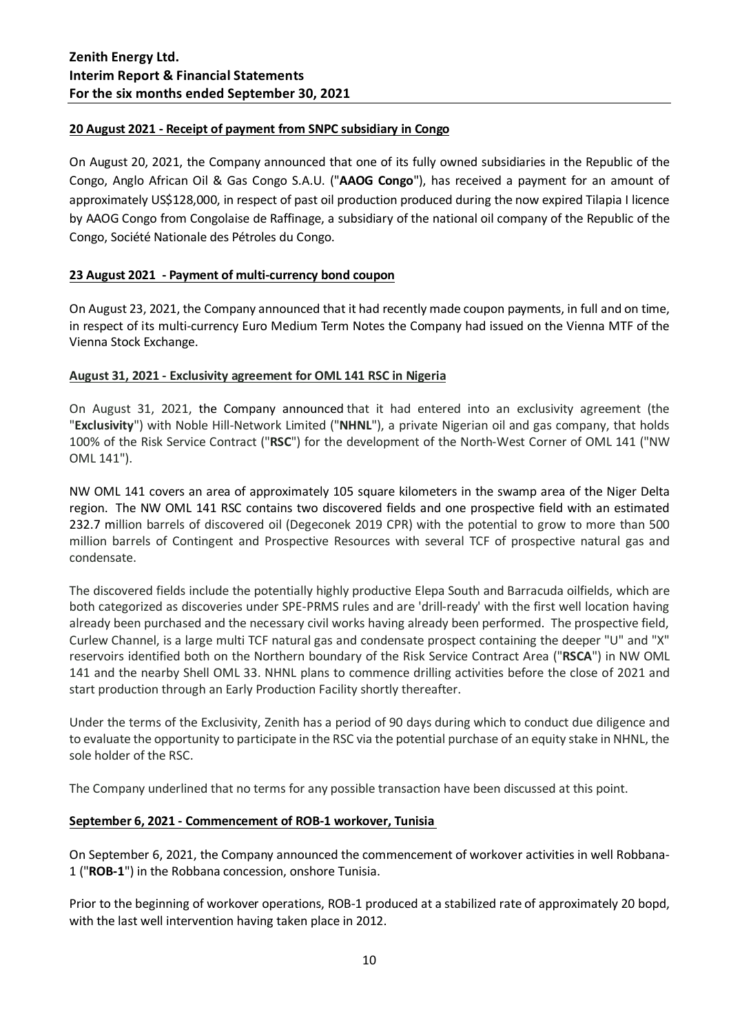**20 August 2021 - Receipt of payment from SNPC subsidiary in Congo**

On August 20, 2021, the Company announced that one of its fully owned subsidiaries in the Republic of the Congo, Anglo African Oil & Gas Congo S.A.U. ("**AAOG Congo**"), has received a payment for an amount of approximately US$128,000, in respect of past oil production produced during the now expired Tilapia I licence by AAOG Congo from Congolaise de Raffinage, a subsidiary of the national oil company of the Republic of the Congo, Société Nationale des Pétroles du Congo.

**23 August 2021 - Payment of multi-currency bond coupon**

On August 23, 2021, the Company announced that it had recently made coupon payments, in full and on time, in respect of its multi-currency Euro Medium Term Notes the Company had issued on the Vienna MTF of the Vienna Stock Exchange.

**August 31, 2021 - Exclusivity agreement for OML 141 RSC in Nigeria**

On August 31, 2021, the Company announced that it had entered into an exclusivity agreement (the "**Exclusivity**") with Noble Hill-Network Limited ("**NHNL**"), a private Nigerian oil and gas company, that holds 100% of the Risk Service Contract ("**RSC**") for the development of the North-West Corner of OML 141 ("NW OML 141").

NW OML 141 covers an area of approximately 105 square kilometers in the swamp area of the Niger Delta region. The NW OML 141 RSC contains two discovered fields and one prospective field with an estimated 232.7 million barrels of discovered oil (Degeconek 2019 CPR) with the potential to grow to more than 500 million barrels of Contingent and Prospective Resources with several TCF of prospective natural gas and condensate.

The discovered fields include the potentially highly productive Elepa South and Barracuda oilfields, which are both categorized as discoveries under SPE-PRMS rules and are 'drill-ready' with the first well location having already been purchased and the necessary civil works having already been performed. The prospective field, Curlew Channel, is a large multi TCF natural gas and condensate prospect containing the deeper "U" and "X" reservoirs identified both on the Northern boundary of the Risk Service Contract Area ("**RSCA**") in NW OML 141 and the nearby Shell OML 33. NHNL plans to commence drilling activities before the close of 2021 and start production through an Early Production Facility shortly thereafter.

Under the terms of the Exclusivity, Zenith has a period of 90 days during which to conduct due diligence and to evaluate the opportunity to participate in the RSC via the potential purchase of an equity stake in NHNL, the sole holder of the RSC.

The Company underlined that no terms for any possible transaction have been discussed at this point.

**September 6, 2021 - Commencement of ROB-1 workover, Tunisia**

On September 6, 2021, the Company announced the commencement of workover activities in well Robbana-1 ("**ROB-1**") in the Robbana concession, onshore Tunisia.

Prior to the beginning of workover operations, ROB-1 produced at a stabilized rate of approximately 20 bopd, with the last well intervention having taken place in 2012.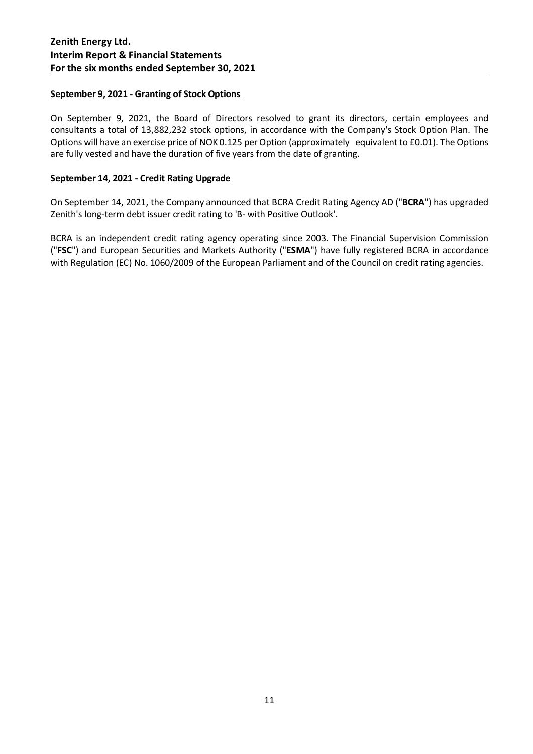**September 9, 2021 - Granting of Stock Options**

On September 9, 2021, the Board of Directors resolved to grant its directors, certain employees and consultants a total of 13,882,232 stock options, in accordance with the Company's Stock Option Plan. The Options will have an exercise price of NOK 0.125 per Option (approximately equivalent to £0.01). The Options are fully vested and have the duration of five years from the date of granting.

**September 14, 2021 - Credit Rating Upgrade**

On September 14, 2021, the Company announced that BCRA Credit Rating Agency AD ("**BCRA**") has upgraded Zenith's long-term debt issuer credit rating to 'B- with Positive Outlook'.

BCRA is an independent credit rating agency operating since 2003. The Financial Supervision Commission ("**FSC**") and European Securities and Markets Authority ("**ESMA**") have fully registered BCRA in accordance with Regulation (EC) No. 1060/2009 of the European Parliament and of the Council on credit rating agencies.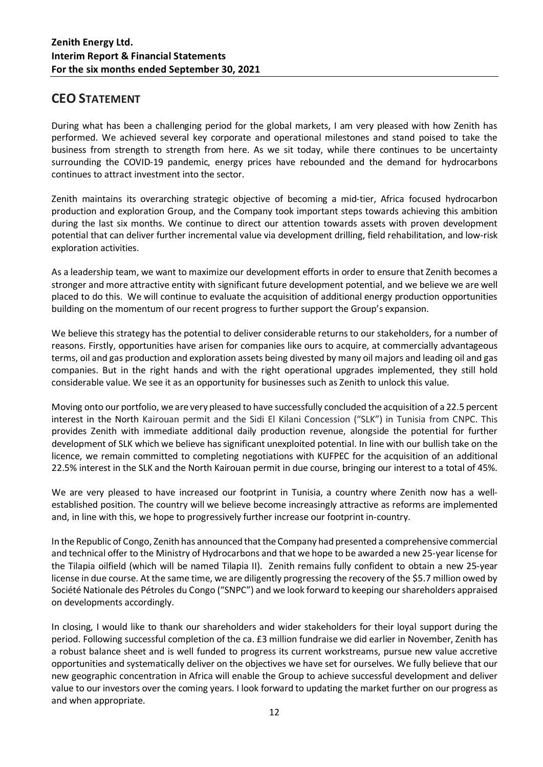# CEO STATEMENT

During what has been a challenging period for the global markets, I am very pleased with how Zenith has performed. We achieved several key corporate and operational milestones and stand poised to take the business from strength to strength from here. As we sit today, while there continues to be uncertainty surrounding the COVID-19 pandemic, energy prices have rebounded and the demand for hydrocarbons continues to attract investment into the sector.

Zenith maintains its overarching strategic objective of becoming a mid-tier, Africa focused hydrocarbon production and exploration Group, and the Company took important steps towards achieving this ambition during the last six months. We continue to direct our attention towards assets with proven development potential that can deliver further incremental value via development drilling, field rehabilitation, and low-risk exploration activities.

As a leadership team, we want to maximize our development efforts in order to ensure that Zenith becomes a stronger and more attractive entity with significant future development potential, and we believe we are well placed to do this. We will continue to evaluate the acquisition of additional energy production opportunities building on the momentum of our recent progress to further support the Group's expansion.

We believe this strategy has the potential to deliver considerable returns to our stakeholders, for a number of reasons. Firstly, opportunities have arisen for companies like ours to acquire, at commercially advantageous terms, oil and gas production and exploration assets being divested by many oil majors and leading oil and gas companies. But in the right hands and with the right operational upgrades implemented, they still hold considerable value. We see it as an opportunity for businesses such as Zenith to unlock this value.

Moving onto our portfolio, we are very pleased to have successfully concluded the acquisition of a 22.5 percent interest in the North Kairouan permit and the Sidi El Kilani Concession ("SLK") in Tunisia from CNPC. This provides Zenith with immediate additional daily production revenue, alongside the potential for further development of SLK which we believe has significant unexploited potential. In line with our bullish take on the licence, we remain committed to completing negotiations with KUFPEC for the acquisition of an additional 22.5% interest in the SLK and the North Kairouan permit in due course, bringing our interest to a total of 45%.

We are very pleased to have increased our footprint in Tunisia, a country where Zenith now has a well-established position. The country will we believe become increasingly attractive as reforms are implemented and, in line with this, we hope to progressively further increase our footprint in-country.

In the Republic of Congo, Zenith has announced that the Company had presented a comprehensive commercial and technical offer to the Ministry of Hydrocarbons and that we hope to be awarded a new 25-year license for the Tilapia oilfield (which will be named Tilapia II). Zenith remains fully confident to obtain a new 25-year license in due course. At the same time, we are diligently progressing the recovery of the $5.7 million owed by Société Nationale des Pétroles du Congo ("SNPC") and we look forward to keeping our shareholders appraised on developments accordingly.

In closing, I would like to thank our shareholders and wider stakeholders for their loyal support during the period. Following successful completion of the ca. £3 million fundraise we did earlier in November, Zenith has a robust balance sheet and is well funded to progress its current workstreams, pursue new value accretive opportunities and systematically deliver on the objectives we have set for ourselves. We fully believe that our new geographic concentration in Africa will enable the Group to achieve successful development and deliver value to our investors over the coming years. I look forward to updating the market further on our progress as and when appropriate.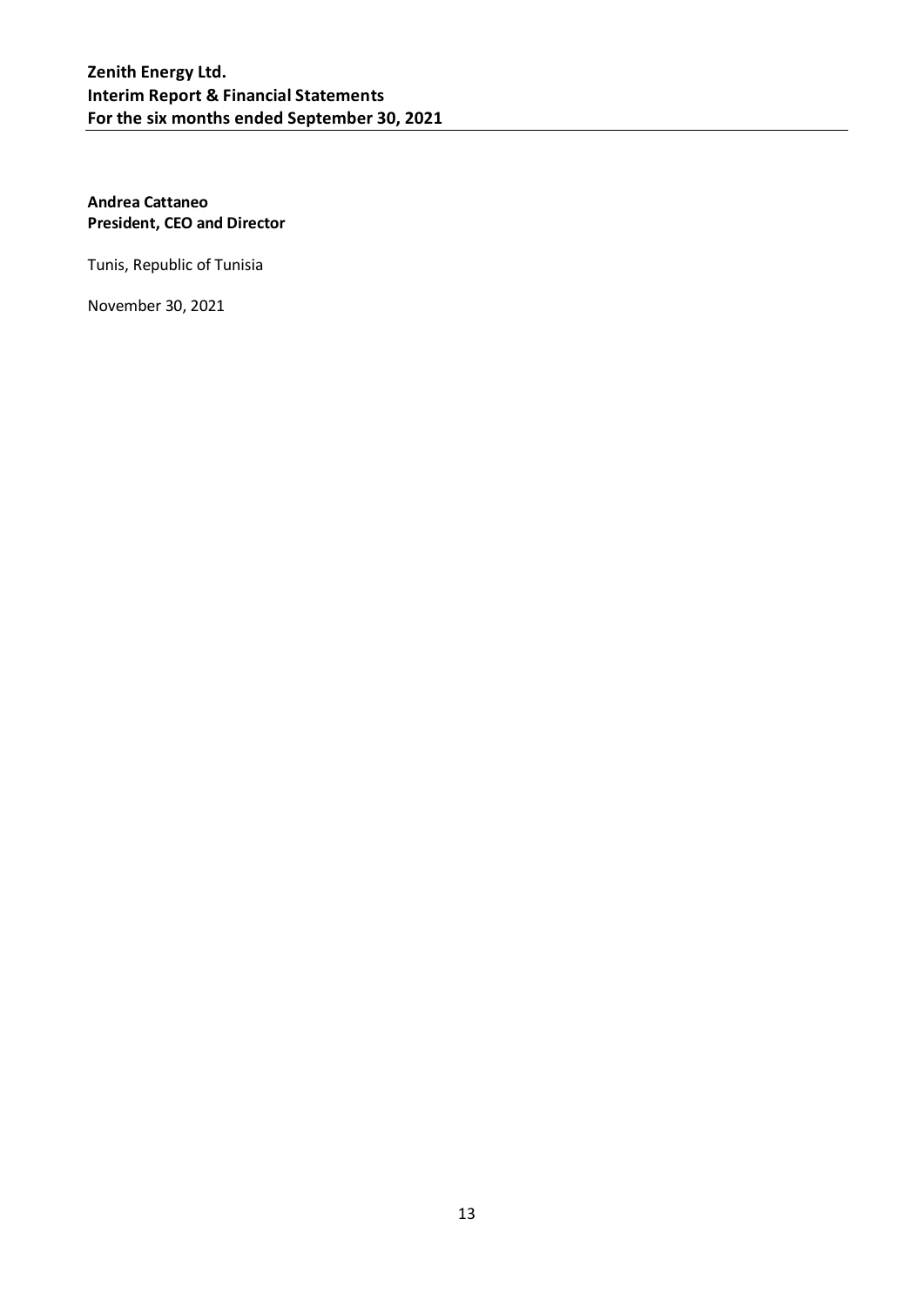**Andrea Cattaneo**
**President, CEO and Director**

Tunis, Republic of Tunisia

November 30, 2021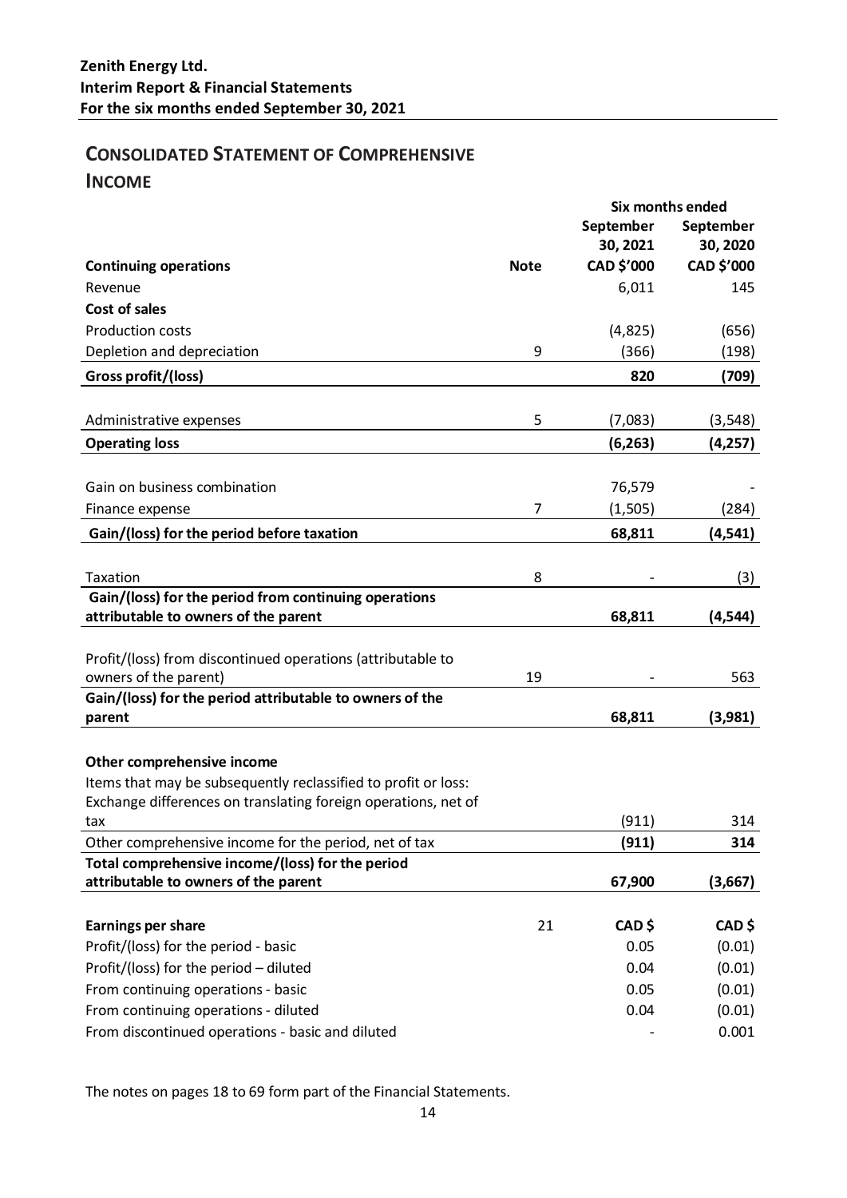**Zenith Energy Ltd.**
**Interim Report & Financial Statements**
**For the six months ended September 30, 2021**

# CONSOLIDATED STATEMENT OF COMPREHENSIVE INCOME

| | | Six months ended | |
|---|---|---|---|
| | | September 30, 2021 | September 30, 2020 |
| **Continuing operations** | **Note** | **CAD $'000** | **CAD $'000** |
| Revenue | | 6,011 | 145 |
| **Cost of sales** | | | |
| Production costs | | (4,825) | (656) |
| Depletion and depreciation | 9 | (366) | (198) |
| **Gross profit/(loss)** | | **820** | **(709)** |
| Administrative expenses | 5 | (7,083) | (3,548) |
| **Operating loss** | | **(6,263)** | **(4,257)** |
| Gain on business combination | | 76,579 | - |
| Finance expense | 7 | (1,505) | (284) |
| **Gain/(loss) for the period before taxation** | | **68,811** | **(4,541)** |
| Taxation | 8 | - | (3) |
| **Gain/(loss) for the period from continuing operations attributable to owners of the parent** | | **68,811** | **(4,544)** |
| Profit/(loss) from discontinued operations (attributable to owners of the parent) | 19 | - | 563 |
| **Gain/(loss) for the period attributable to owners of the parent** | | **68,811** | **(3,981)** |
| **Other comprehensive income** | | | |
| Items that may be subsequently reclassified to profit or loss: | | | |
| Exchange differences on translating foreign operations, net of tax | | (911) | 314 |
| Other comprehensive income for the period, net of tax | | **(911)** | **314** |
| **Total comprehensive income/(loss) for the period attributable to owners of the parent** | | **67,900** | **(3,667)** |
| **Earnings per share** | 21 | **CAD $** | **CAD $** |
| Profit/(loss) for the period - basic | | 0.05 | (0.01) |
| Profit/(loss) for the period – diluted | | 0.04 | (0.01) |
| From continuing operations - basic | | 0.05 | (0.01) |
| From continuing operations - diluted | | 0.04 | (0.01) |
| From discontinued operations - basic and diluted | | - | 0.001 |

The notes on pages 18 to 69 form part of the Financial Statements.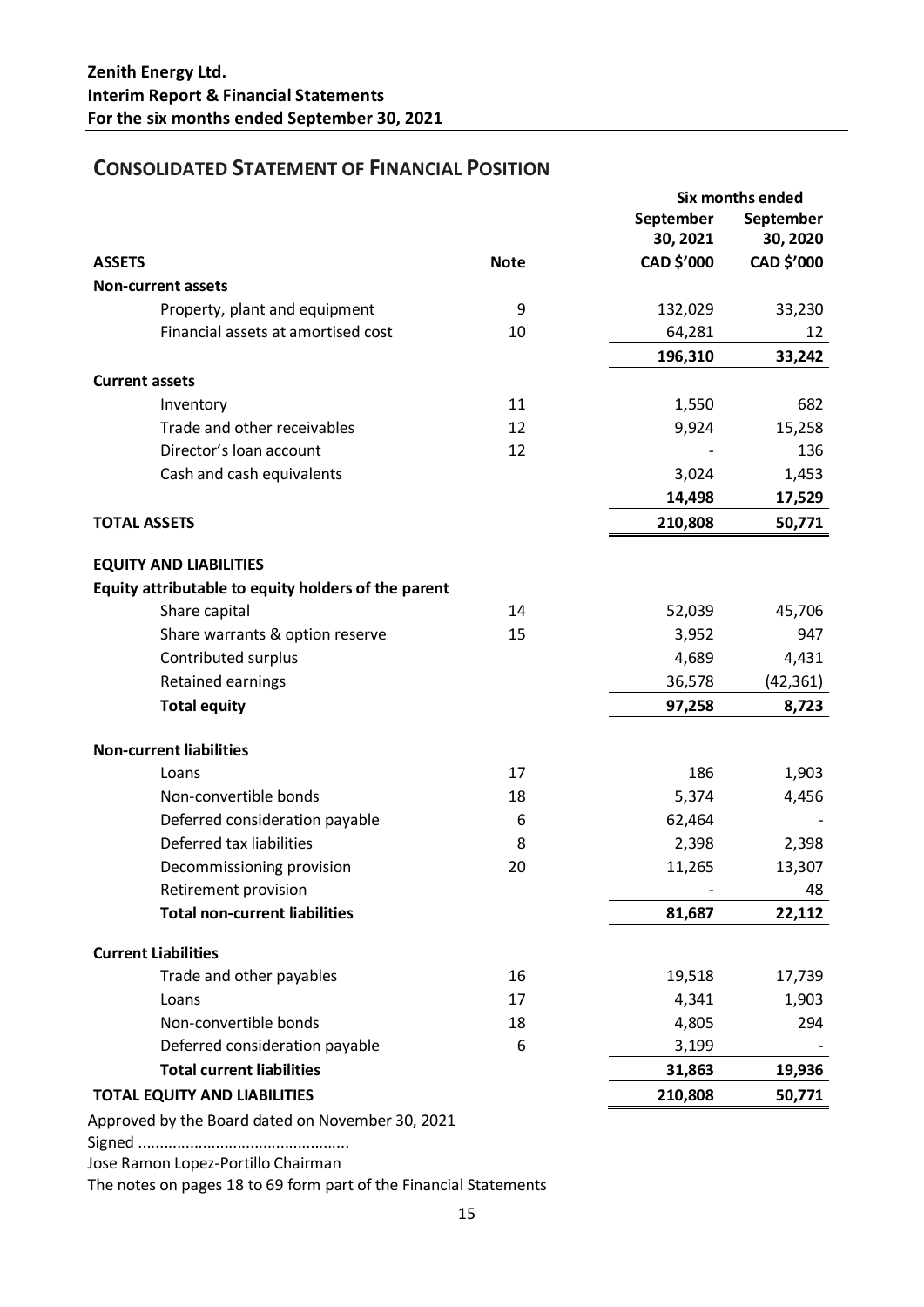**Zenith Energy Ltd.**
**Interim Report & Financial Statements**
**For the six months ended September 30, 2021**

## CONSOLIDATED STATEMENT OF FINANCIAL POSITION

| | | Six months ended | |
|---|---|---|---|
| | | September 30, 2021 | September 30, 2020 |
| **ASSETS** | **Note** | **CAD $'000** | **CAD $'000** |
| **Non-current assets** | | | |
| Property, plant and equipment | 9 | 132,029 | 33,230 |
| Financial assets at amortised cost | 10 | 64,281 | 12 |
| | | **196,310** | **33,242** |
| **Current assets** | | | |
| Inventory | 11 | 1,550 | 682 |
| Trade and other receivables | 12 | 9,924 | 15,258 |
| Director's loan account | 12 | - | 136 |
| Cash and cash equivalents | | 3,024 | 1,453 |
| | | **14,498** | **17,529** |
| **TOTAL ASSETS** | | **210,808** | **50,771** |
| | | | |
| **EQUITY AND LIABILITIES** | | | |
| **Equity attributable to equity holders of the parent** | | | |
| Share capital | 14 | 52,039 | 45,706 |
| Share warrants & option reserve | 15 | 3,952 | 947 |
| Contributed surplus | | 4,689 | 4,431 |
| Retained earnings | | 36,578 | (42,361) |
| **Total equity** | | **97,258** | **8,723** |
| | | | |
| **Non-current liabilities** | | | |
| Loans | 17 | 186 | 1,903 |
| Non-convertible bonds | 18 | 5,374 | 4,456 |
| Deferred consideration payable | 6 | 62,464 | - |
| Deferred tax liabilities | 8 | 2,398 | 2,398 |
| Decommissioning provision | 20 | 11,265 | 13,307 |
| Retirement provision | | - | 48 |
| **Total non-current liabilities** | | **81,687** | **22,112** |
| | | | |
| **Current Liabilities** | | | |
| Trade and other payables | 16 | 19,518 | 17,739 |
| Loans | 17 | 4,341 | 1,903 |
| Non-convertible bonds | 18 | 4,805 | 294 |
| Deferred consideration payable | 6 | 3,199 | - |
| **Total current liabilities** | | **31,863** | **19,936** |
| **TOTAL EQUITY AND LIABILITIES** | | **210,808** | **50,771** |

Approved by the Board dated on November 30, 2021

Signed ................................................

Jose Ramon Lopez-Portillo Chairman

The notes on pages 18 to 69 form part of the Financial Statements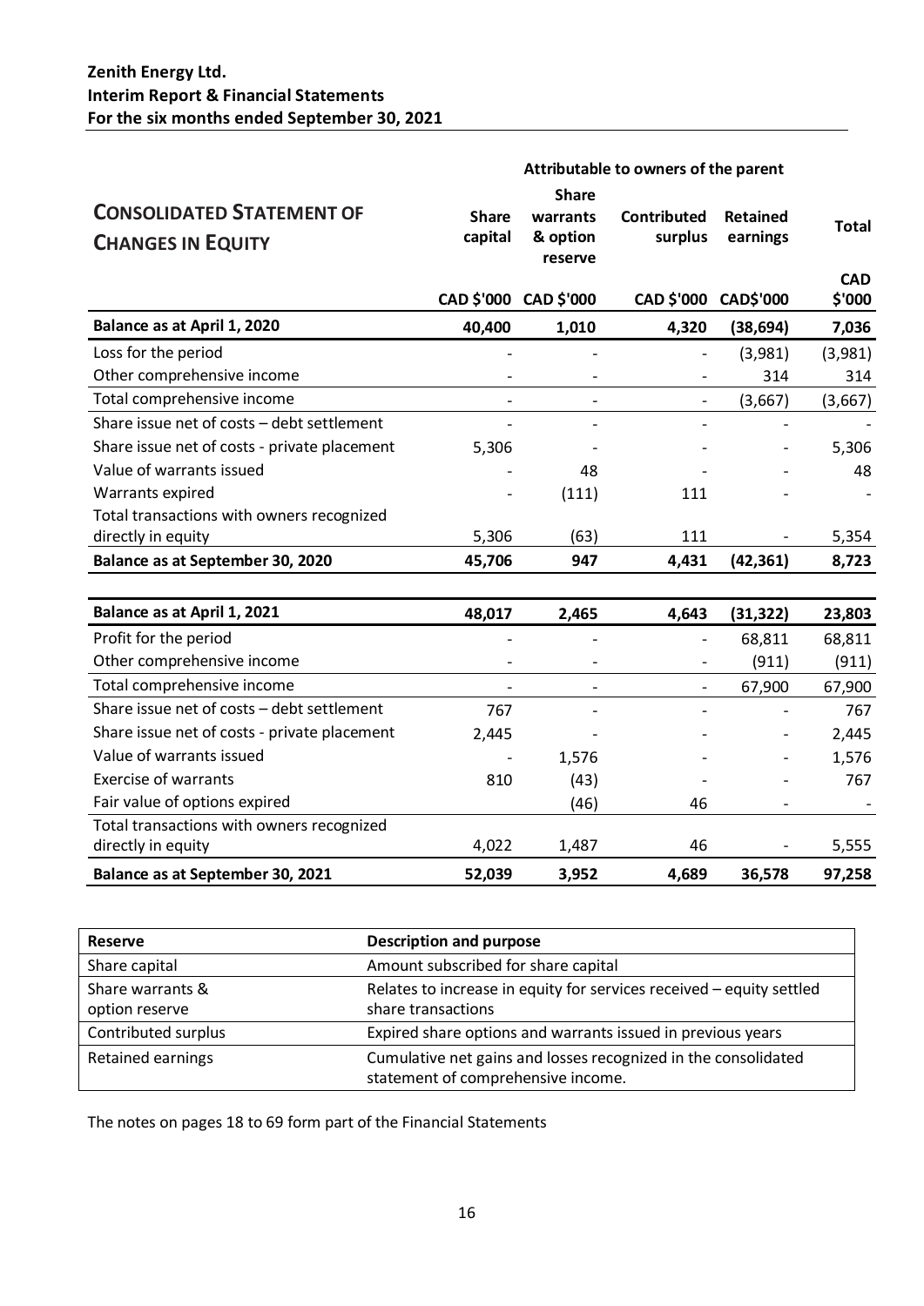**Zenith Energy Ltd.**
**Interim Report & Financial Statements**
**For the six months ended September 30, 2021**

## CONSOLIDATED STATEMENT OF CHANGES IN EQUITY

| | Attributable to owners of the parent | | | | |
|---|---|---|---|---|---|
| | Share capital | Share warrants & option reserve | Contributed surplus | Retained earnings | Total |
| | CAD $'000 | CAD $'000 | CAD $'000 | CAD$'000 | CAD $'000 |
| **Balance as at April 1, 2020** | **40,400** | **1,010** | **4,320** | **(38,694)** | **7,036** |
| Loss for the period | - | - | - | (3,981) | (3,981) |
| Other comprehensive income | - | - | - | 314 | 314 |
| Total comprehensive income | - | - | - | (3,667) | (3,667) |
| Share issue net of costs – debt settlement | - | - | - | - | - |
| Share issue net of costs - private placement | 5,306 | - | - | - | 5,306 |
| Value of warrants issued | - | 48 | - | - | 48 |
| Warrants expired | - | (111) | 111 | - | - |
| Total transactions with owners recognized directly in equity | 5,306 | (63) | 111 | - | 5,354 |
| **Balance as at September 30, 2020** | **45,706** | **947** | **4,431** | **(42,361)** | **8,723** |
| | | | | | |
| **Balance as at April 1, 2021** | **48,017** | **2,465** | **4,643** | **(31,322)** | **23,803** |
| Profit for the period | - | - | - | 68,811 | 68,811 |
| Other comprehensive income | - | - | - | (911) | (911) |
| Total comprehensive income | - | - | - | 67,900 | 67,900 |
| Share issue net of costs – debt settlement | 767 | - | - | - | 767 |
| Share issue net of costs - private placement | 2,445 | - | - | - | 2,445 |
| Value of warrants issued | - | 1,576 | - | - | 1,576 |
| Exercise of warrants | 810 | (43) | - | - | 767 |
| Fair value of options expired | | (46) | 46 | - | - |
| Total transactions with owners recognized directly in equity | 4,022 | 1,487 | 46 | - | 5,555 |
| **Balance as at September 30, 2021** | **52,039** | **3,952** | **4,689** | **36,578** | **97,258** |

| Reserve | Description and purpose |
|---|---|
| Share capital | Amount subscribed for share capital |
| Share warrants & option reserve | Relates to increase in equity for services received – equity settled share transactions |
| Contributed surplus | Expired share options and warrants issued in previous years |
| Retained earnings | Cumulative net gains and losses recognized in the consolidated statement of comprehensive income. |

The notes on pages 18 to 69 form part of the Financial Statements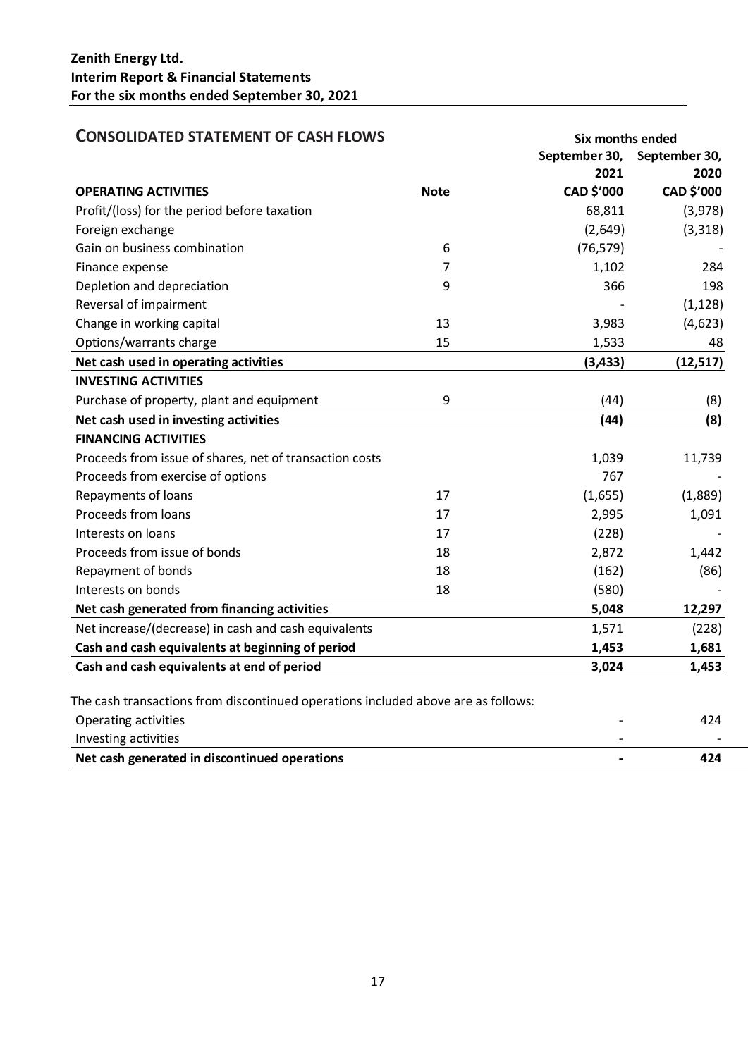**Zenith Energy Ltd.**
**Interim Report & Financial Statements**
**For the six months ended September 30, 2021**

## CONSOLIDATED STATEMENT OF CASH FLOWS

| | | Six months ended | |
|---|---|---|---|
| | | September 30, 2021 | September 30, 2020 |
| **OPERATING ACTIVITIES** | **Note** | **CAD $'000** | **CAD $'000** |
| Profit/(loss) for the period before taxation | | 68,811 | (3,978) |
| Foreign exchange | | (2,649) | (3,318) |
| Gain on business combination | 6 | (76,579) | - |
| Finance expense | 7 | 1,102 | 284 |
| Depletion and depreciation | 9 | 366 | 198 |
| Reversal of impairment | | - | (1,128) |
| Change in working capital | 13 | 3,983 | (4,623) |
| Options/warrants charge | 15 | 1,533 | 48 |
| **Net cash used in operating activities** | | **(3,433)** | **(12,517)** |
| **INVESTING ACTIVITIES** | | | |
| Purchase of property, plant and equipment | 9 | (44) | (8) |
| **Net cash used in investing activities** | | **(44)** | **(8)** |
| **FINANCING ACTIVITIES** | | | |
| Proceeds from issue of shares, net of transaction costs | | 1,039 | 11,739 |
| Proceeds from exercise of options | | 767 | - |
| Repayments of loans | 17 | (1,655) | (1,889) |
| Proceeds from loans | 17 | 2,995 | 1,091 |
| Interests on loans | 17 | (228) | - |
| Proceeds from issue of bonds | 18 | 2,872 | 1,442 |
| Repayment of bonds | 18 | (162) | (86) |
| Interests on bonds | 18 | (580) | - |
| **Net cash generated from financing activities** | | **5,048** | **12,297** |
| Net increase/(decrease) in cash and cash equivalents | | 1,571 | (228) |
| **Cash and cash equivalents at beginning of period** | | **1,453** | **1,681** |
| **Cash and cash equivalents at end of period** | | **3,024** | **1,453** |

The cash transactions from discontinued operations included above are as follows:

| | | | |
|---|---|---|---|
| Operating activities | | - | 424 |
| Investing activities | | - | - |
| **Net cash generated in discontinued operations** | | **-** | **424** |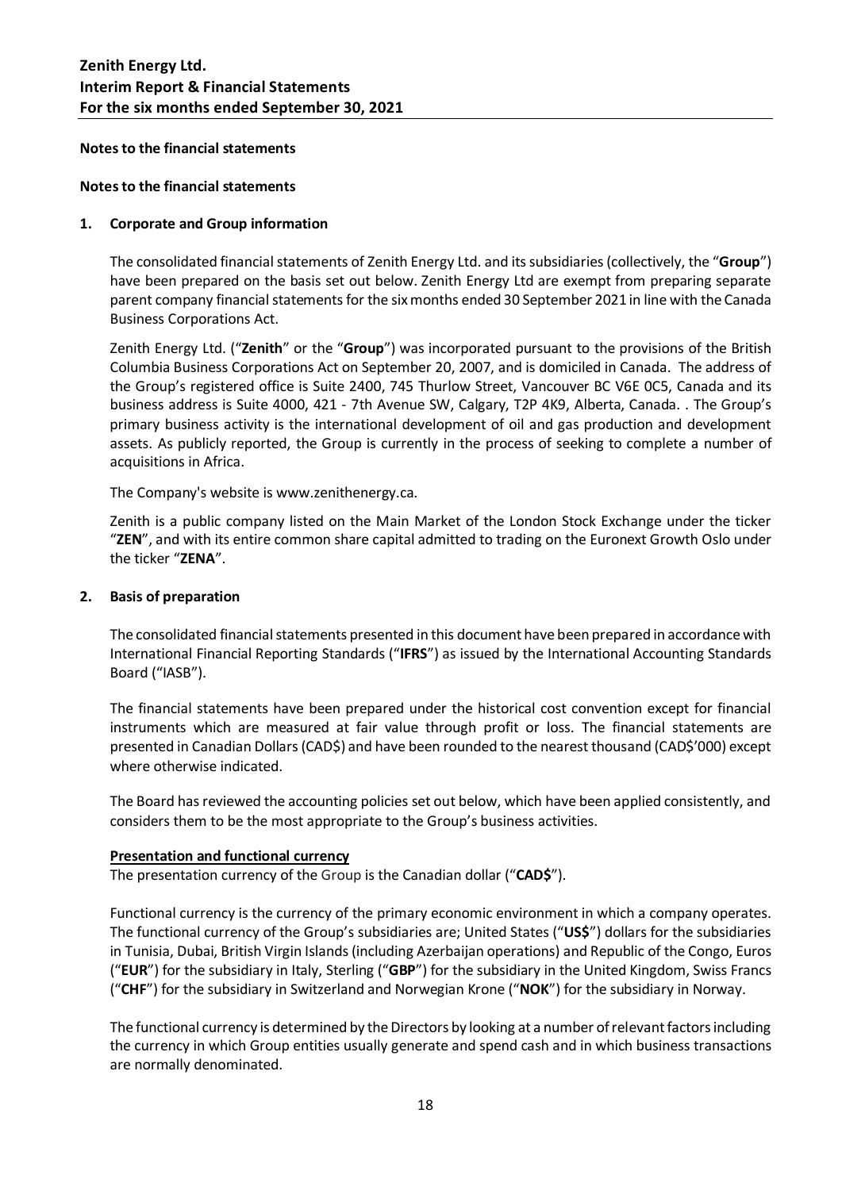**Notes to the financial statements**

**Notes to the financial statements**

## 1. Corporate and Group information

The consolidated financial statements of Zenith Energy Ltd. and its subsidiaries (collectively, the "**Group**") have been prepared on the basis set out below. Zenith Energy Ltd are exempt from preparing separate parent company financial statements for the six months ended 30 September 2021 in line with the Canada Business Corporations Act.

Zenith Energy Ltd. ("**Zenith**" or the "**Group**") was incorporated pursuant to the provisions of the British Columbia Business Corporations Act on September 20, 2007, and is domiciled in Canada. The address of the Group's registered office is Suite 2400, 745 Thurlow Street, Vancouver BC V6E 0C5, Canada and its business address is Suite 4000, 421 - 7th Avenue SW, Calgary, T2P 4K9, Alberta, Canada. . The Group's primary business activity is the international development of oil and gas production and development assets. As publicly reported, the Group is currently in the process of seeking to complete a number of acquisitions in Africa.

The Company's website is www.zenithenergy.ca.

Zenith is a public company listed on the Main Market of the London Stock Exchange under the ticker "**ZEN**", and with its entire common share capital admitted to trading on the Euronext Growth Oslo under the ticker "**ZENA**".

## 2. Basis of preparation

The consolidated financial statements presented in this document have been prepared in accordance with International Financial Reporting Standards ("**IFRS**") as issued by the International Accounting Standards Board ("IASB").

The financial statements have been prepared under the historical cost convention except for financial instruments which are measured at fair value through profit or loss. The financial statements are presented in Canadian Dollars (CAD$) and have been rounded to the nearest thousand (CAD$'000) except where otherwise indicated.

The Board has reviewed the accounting policies set out below, which have been applied consistently, and considers them to be the most appropriate to the Group's business activities.

**Presentation and functional currency**

The presentation currency of the Group is the Canadian dollar ("**CAD$**").

Functional currency is the currency of the primary economic environment in which a company operates. The functional currency of the Group's subsidiaries are; United States ("**US$**") dollars for the subsidiaries in Tunisia, Dubai, British Virgin Islands (including Azerbaijan operations) and Republic of the Congo, Euros ("**EUR**") for the subsidiary in Italy, Sterling ("**GBP**") for the subsidiary in the United Kingdom, Swiss Francs ("**CHF**") for the subsidiary in Switzerland and Norwegian Krone ("**NOK**") for the subsidiary in Norway.

The functional currency is determined by the Directors by looking at a number of relevant factors including the currency in which Group entities usually generate and spend cash and in which business transactions are normally denominated.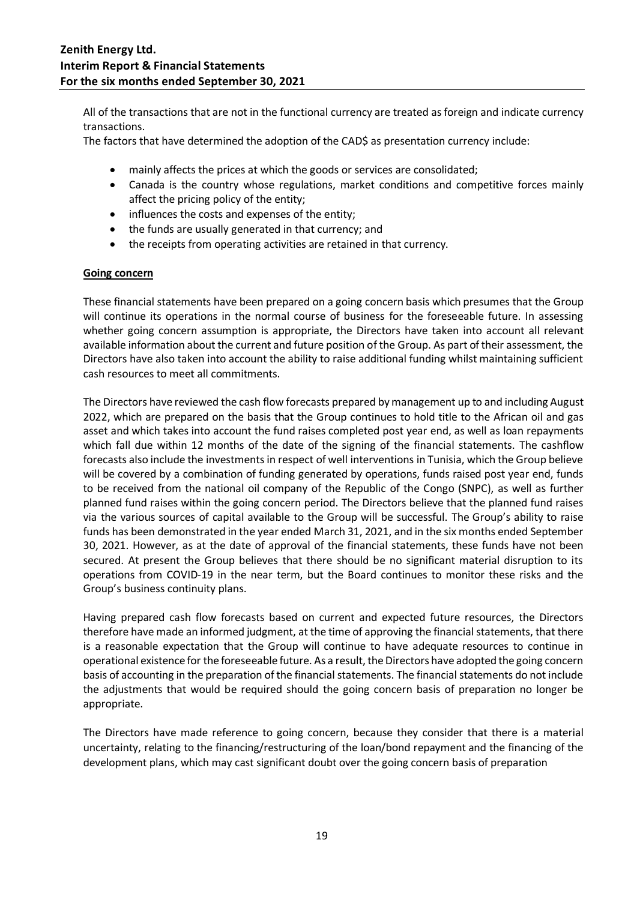All of the transactions that are not in the functional currency are treated as foreign and indicate currency transactions.

The factors that have determined the adoption of the CAD$ as presentation currency include:

- mainly affects the prices at which the goods or services are consolidated;
- Canada is the country whose regulations, market conditions and competitive forces mainly affect the pricing policy of the entity;
- influences the costs and expenses of the entity;
- the funds are usually generated in that currency; and
- the receipts from operating activities are retained in that currency.

**Going concern**

These financial statements have been prepared on a going concern basis which presumes that the Group will continue its operations in the normal course of business for the foreseeable future. In assessing whether going concern assumption is appropriate, the Directors have taken into account all relevant available information about the current and future position of the Group. As part of their assessment, the Directors have also taken into account the ability to raise additional funding whilst maintaining sufficient cash resources to meet all commitments.

The Directors have reviewed the cash flow forecasts prepared by management up to and including August 2022, which are prepared on the basis that the Group continues to hold title to the African oil and gas asset and which takes into account the fund raises completed post year end, as well as loan repayments which fall due within 12 months of the date of the signing of the financial statements. The cashflow forecasts also include the investments in respect of well interventions in Tunisia, which the Group believe will be covered by a combination of funding generated by operations, funds raised post year end, funds to be received from the national oil company of the Republic of the Congo (SNPC), as well as further planned fund raises within the going concern period. The Directors believe that the planned fund raises via the various sources of capital available to the Group will be successful. The Group's ability to raise funds has been demonstrated in the year ended March 31, 2021, and in the six months ended September 30, 2021. However, as at the date of approval of the financial statements, these funds have not been secured. At present the Group believes that there should be no significant material disruption to its operations from COVID-19 in the near term, but the Board continues to monitor these risks and the Group's business continuity plans.

Having prepared cash flow forecasts based on current and expected future resources, the Directors therefore have made an informed judgment, at the time of approving the financial statements, that there is a reasonable expectation that the Group will continue to have adequate resources to continue in operational existence for the foreseeable future. As a result, the Directors have adopted the going concern basis of accounting in the preparation of the financial statements. The financial statements do not include the adjustments that would be required should the going concern basis of preparation no longer be appropriate.

The Directors have made reference to going concern, because they consider that there is a material uncertainty, relating to the financing/restructuring of the loan/bond repayment and the financing of the development plans, which may cast significant doubt over the going concern basis of preparation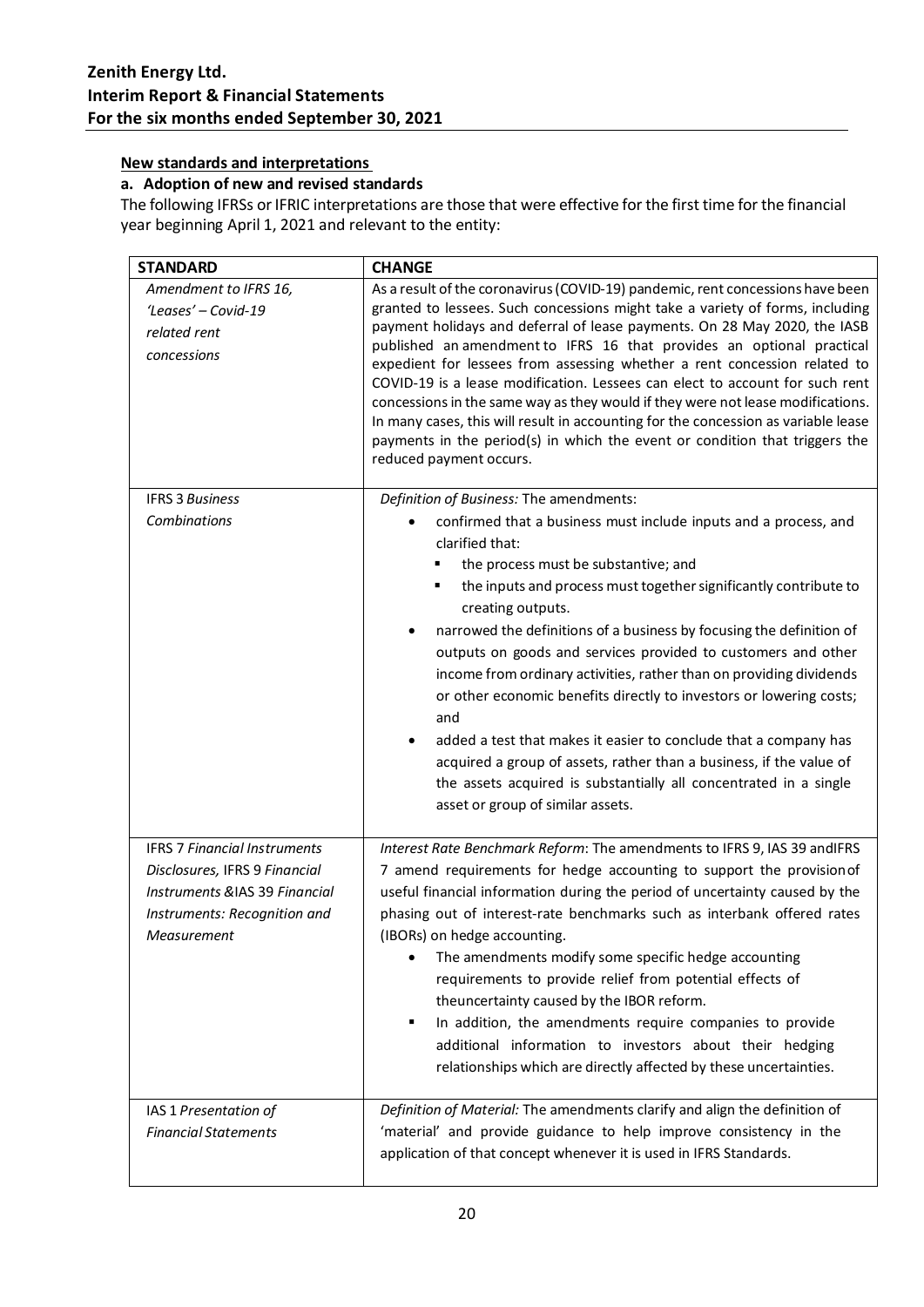## New standards and interpretations

### a. Adoption of new and revised standards

The following IFRSs or IFRIC interpretations are those that were effective for the first time for the financial year beginning April 1, 2021 and relevant to the entity:

| STANDARD | CHANGE |
|---|---|
| *Amendment to IFRS 16, 'Leases' – Covid-19 related rent concessions* | As a result of the coronavirus (COVID-19) pandemic, rent concessions have been granted to lessees. Such concessions might take a variety of forms, including payment holidays and deferral of lease payments. On 28 May 2020, the IASB published an amendment to IFRS 16 that provides an optional practical expedient for lessees from assessing whether a rent concession related to COVID-19 is a lease modification. Lessees can elect to account for such rent concessions in the same way as they would if they were not lease modifications. In many cases, this will result in accounting for the concession as variable lease payments in the period(s) in which the event or condition that triggers the reduced payment occurs. |
| IFRS 3 *Business Combinations* | *Definition of Business:* The amendments:<br>• confirmed that a business must include inputs and a process, and clarified that:<br>&nbsp;&nbsp;▪ the process must be substantive; and<br>&nbsp;&nbsp;▪ the inputs and process must together significantly contribute to creating outputs.<br>• narrowed the definitions of a business by focusing the definition of outputs on goods and services provided to customers and other income from ordinary activities, rather than on providing dividends or other economic benefits directly to investors or lowering costs; and<br>• added a test that makes it easier to conclude that a company has acquired a group of assets, rather than a business, if the value of the assets acquired is substantially all concentrated in a single asset or group of similar assets. |
| IFRS 7 *Financial Instruments Disclosures,* IFRS 9 *Financial Instruments* &IAS 39 *Financial Instruments: Recognition and Measurement* | *Interest Rate Benchmark Reform*: The amendments to IFRS 9, IAS 39 andIFRS 7 amend requirements for hedge accounting to support the provisionof useful financial information during the period of uncertainty caused by the phasing out of interest-rate benchmarks such as interbank offered rates (IBORs) on hedge accounting.<br>• The amendments modify some specific hedge accounting requirements to provide relief from potential effects of theuncertainty caused by the IBOR reform.<br>▪ In addition, the amendments require companies to provide additional information to investors about their hedging relationships which are directly affected by these uncertainties. |
| IAS 1 *Presentation of Financial Statements* | *Definition of Material:* The amendments clarify and align the definition of 'material' and provide guidance to help improve consistency in the application of that concept whenever it is used in IFRS Standards. |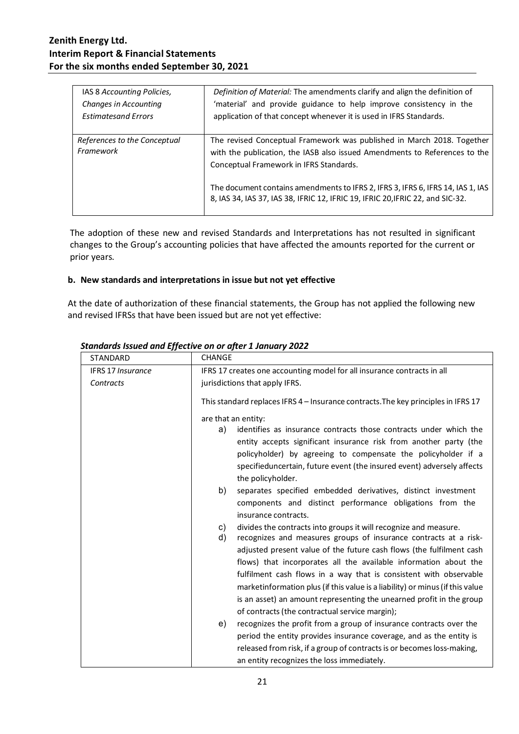| | |
|---|---|
| IAS 8 *Accounting Policies, Changes in Accounting Estimatesand Errors* | *Definition of Material:* The amendments clarify and align the definition of 'material' and provide guidance to help improve consistency in the application of that concept whenever it is used in IFRS Standards. |
| *References to the Conceptual Framework* | The revised Conceptual Framework was published in March 2018. Together with the publication, the IASB also issued Amendments to References to the Conceptual Framework in IFRS Standards.<br><br>The document contains amendments to IFRS 2, IFRS 3, IFRS 6, IFRS 14, IAS 1, IAS 8, IAS 34, IAS 37, IAS 38, IFRIC 12, IFRIC 19, IFRIC 20,IFRIC 22, and SIC-32. |

The adoption of these new and revised Standards and Interpretations has not resulted in significant changes to the Group's accounting policies that have affected the amounts reported for the current or prior years.

**b. New standards and interpretations in issue but not yet effective**

At the date of authorization of these financial statements, the Group has not applied the following new and revised IFRSs that have been issued but are not yet effective:

***Standards Issued and Effective on or after 1 January 2022***

| STANDARD | CHANGE |
|---|---|
| IFRS 17 *Insurance Contracts* | IFRS 17 creates one accounting model for all insurance contracts in all jurisdictions that apply IFRS.<br><br>This standard replaces IFRS 4 – Insurance contracts.The key principles in IFRS 17 are that an entity:<br>a) identifies as insurance contracts those contracts under which the entity accepts significant insurance risk from another party (the policyholder) by agreeing to compensate the policyholder if a specifieduncertain, future event (the insured event) adversely affects the policyholder.<br>b) separates specified embedded derivatives, distinct investment components and distinct performance obligations from the insurance contracts.<br>c) divides the contracts into groups it will recognize and measure.<br>d) recognizes and measures groups of insurance contracts at a risk-adjusted present value of the future cash flows (the fulfilment cash flows) that incorporates all the available information about the fulfilment cash flows in a way that is consistent with observable marketinformation plus (if this value is a liability) or minus (if this value is an asset) an amount representing the unearned profit in the group of contracts (the contractual service margin);<br>e) recognizes the profit from a group of insurance contracts over the period the entity provides insurance coverage, and as the entity is released from risk, if a group of contracts is or becomes loss-making, an entity recognizes the loss immediately. |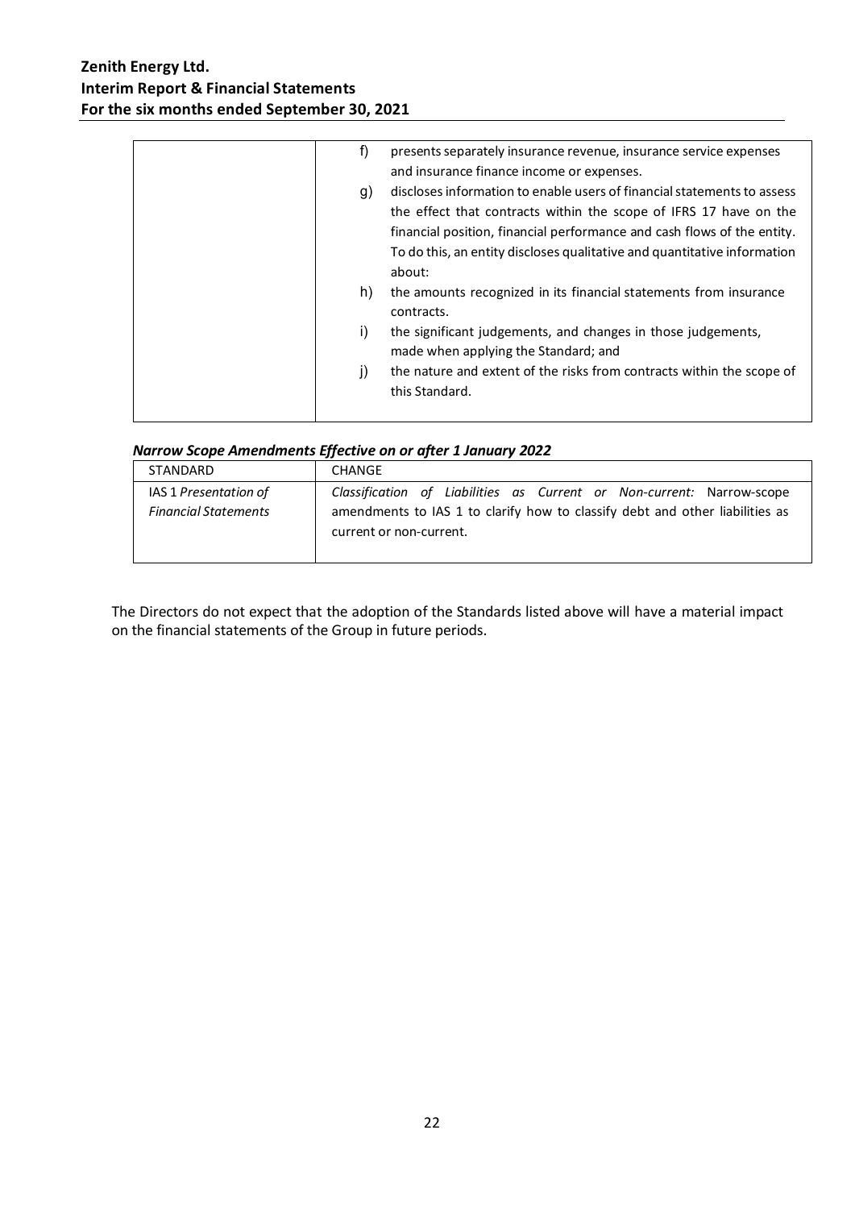| | |
|---|---|
| | f) presents separately insurance revenue, insurance service expenses and insurance finance income or expenses.<br>g) discloses information to enable users of financial statements to assess the effect that contracts within the scope of IFRS 17 have on the financial position, financial performance and cash flows of the entity. To do this, an entity discloses qualitative and quantitative information about:<br>h) the amounts recognized in its financial statements from insurance contracts.<br>i) the significant judgements, and changes in those judgements, made when applying the Standard; and<br>j) the nature and extent of the risks from contracts within the scope of this Standard. |

***Narrow Scope Amendments Effective on or after 1 January 2022***

| STANDARD | CHANGE |
|---|---|
| IAS 1 *Presentation of Financial Statements* | *Classification of Liabilities as Current or Non-current:* Narrow-scope amendments to IAS 1 to clarify how to classify debt and other liabilities as current or non-current. |

The Directors do not expect that the adoption of the Standards listed above will have a material impact on the financial statements of the Group in future periods.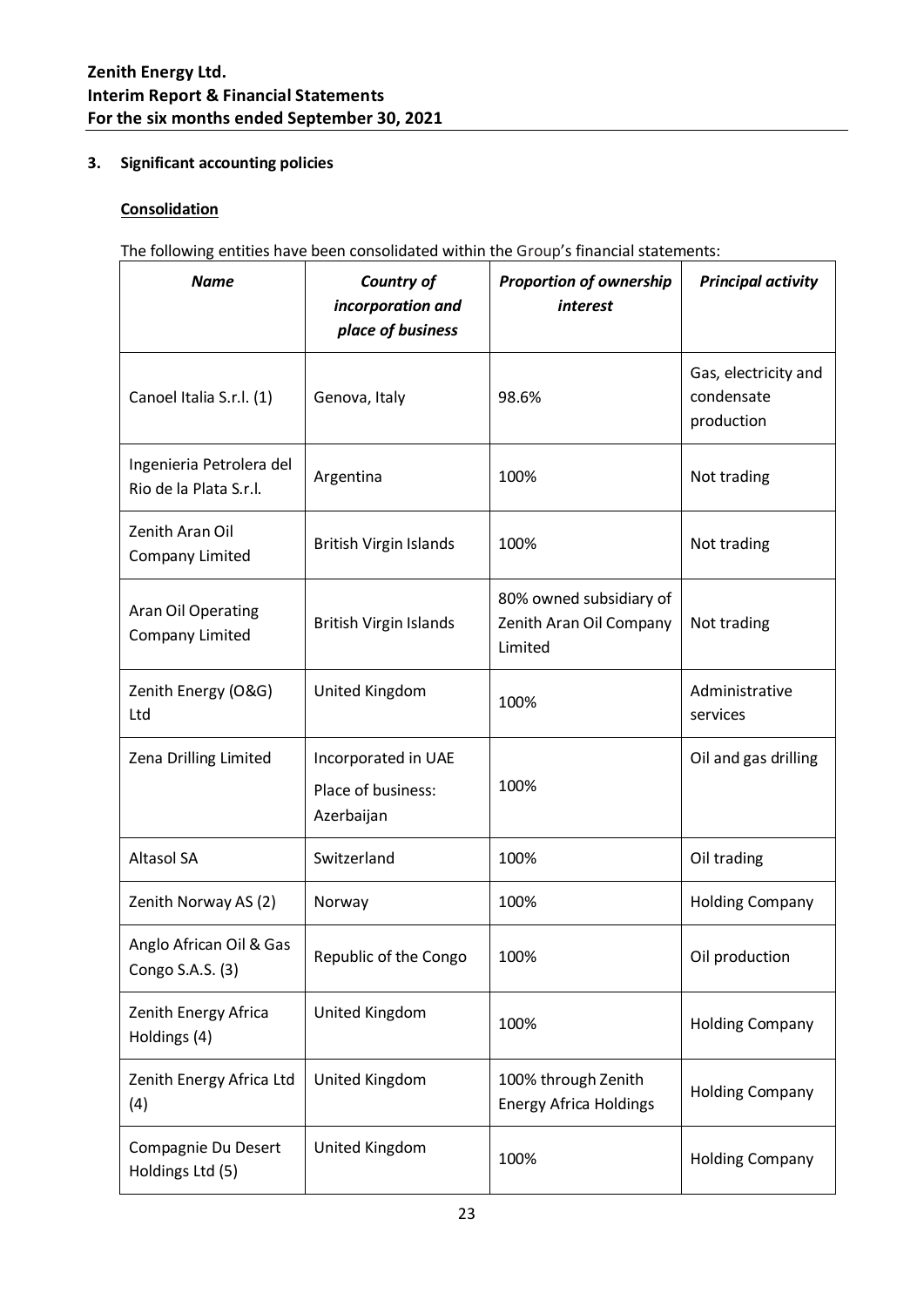### 3. Significant accounting policies

#### Consolidation

The following entities have been consolidated within the Group's financial statements:

| *Name* | *Country of incorporation and place of business* | *Proportion of ownership interest* | *Principal activity* |
|---|---|---|---|
| Canoel Italia S.r.l. (1) | Genova, Italy | 98.6% | Gas, electricity and condensate production |
| Ingenieria Petrolera del Rio de la Plata S.r.l. | Argentina | 100% | Not trading |
| Zenith Aran Oil Company Limited | British Virgin Islands | 100% | Not trading |
| Aran Oil Operating Company Limited | British Virgin Islands | 80% owned subsidiary of Zenith Aran Oil Company Limited | Not trading |
| Zenith Energy (O&G) Ltd | United Kingdom | 100% | Administrative services |
| Zena Drilling Limited | Incorporated in UAE<br>Place of business: Azerbaijan | 100% | Oil and gas drilling |
| Altasol SA | Switzerland | 100% | Oil trading |
| Zenith Norway AS (2) | Norway | 100% | Holding Company |
| Anglo African Oil & Gas Congo S.A.S. (3) | Republic of the Congo | 100% | Oil production |
| Zenith Energy Africa Holdings (4) | United Kingdom | 100% | Holding Company |
| Zenith Energy Africa Ltd (4) | United Kingdom | 100% through Zenith Energy Africa Holdings | Holding Company |
| Compagnie Du Desert Holdings Ltd (5) | United Kingdom | 100% | Holding Company |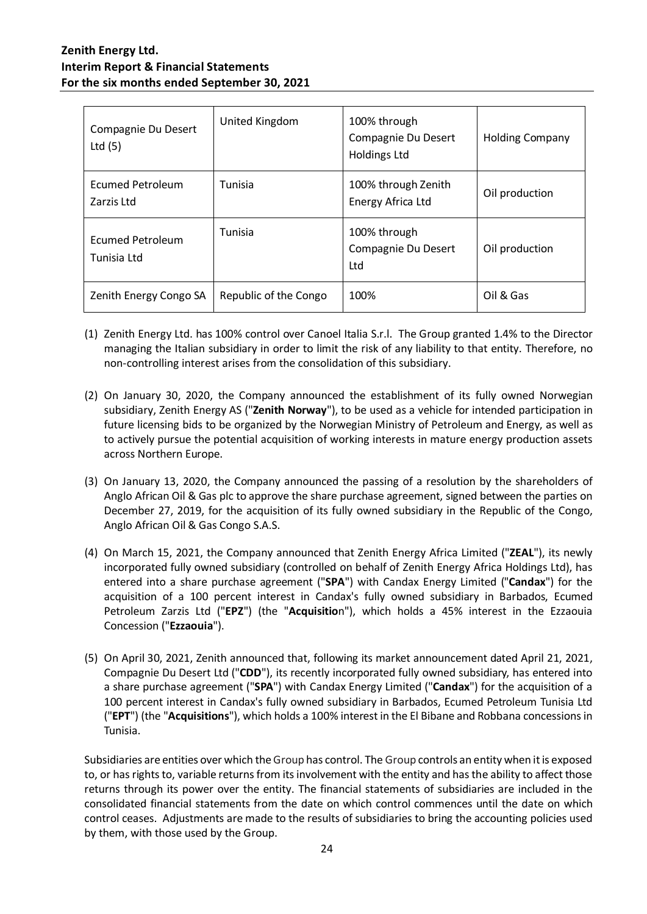| Compagnie Du Desert Ltd (5) | United Kingdom | 100% through Compagnie Du Desert Holdings Ltd | Holding Company |
|---|---|---|---|
| Ecumed Petroleum Zarzis Ltd | Tunisia | 100% through Zenith Energy Africa Ltd | Oil production |
| Ecumed Petroleum Tunisia Ltd | Tunisia | 100% through Compagnie Du Desert Ltd | Oil production |
| Zenith Energy Congo SA | Republic of the Congo | 100% | Oil & Gas |

(1) Zenith Energy Ltd. has 100% control over Canoel Italia S.r.l. The Group granted 1.4% to the Director managing the Italian subsidiary in order to limit the risk of any liability to that entity. Therefore, no non-controlling interest arises from the consolidation of this subsidiary.

(2) On January 30, 2020, the Company announced the establishment of its fully owned Norwegian subsidiary, Zenith Energy AS ("**Zenith Norway**"), to be used as a vehicle for intended participation in future licensing bids to be organized by the Norwegian Ministry of Petroleum and Energy, as well as to actively pursue the potential acquisition of working interests in mature energy production assets across Northern Europe.

(3) On January 13, 2020, the Company announced the passing of a resolution by the shareholders of Anglo African Oil & Gas plc to approve the share purchase agreement, signed between the parties on December 27, 2019, for the acquisition of its fully owned subsidiary in the Republic of the Congo, Anglo African Oil & Gas Congo S.A.S.

(4) On March 15, 2021, the Company announced that Zenith Energy Africa Limited ("**ZEAL**"), its newly incorporated fully owned subsidiary (controlled on behalf of Zenith Energy Africa Holdings Ltd), has entered into a share purchase agreement ("**SPA**") with Candax Energy Limited ("**Candax**") for the acquisition of a 100 percent interest in Candax's fully owned subsidiary in Barbados, Ecumed Petroleum Zarzis Ltd ("**EPZ**") (the "**Acquisition**"), which holds a 45% interest in the Ezzaouia Concession ("**Ezzaouia**").

(5) On April 30, 2021, Zenith announced that, following its market announcement dated April 21, 2021, Compagnie Du Desert Ltd ("**CDD**"), its recently incorporated fully owned subsidiary, has entered into a share purchase agreement ("**SPA**") with Candax Energy Limited ("**Candax**") for the acquisition of a 100 percent interest in Candax's fully owned subsidiary in Barbados, Ecumed Petroleum Tunisia Ltd ("**EPT**") (the "**Acquisitions**"), which holds a 100% interest in the El Bibane and Robbana concessions in Tunisia.

Subsidiaries are entities over which the Group has control. The Group controls an entity when it is exposed to, or has rights to, variable returns from its involvement with the entity and has the ability to affect those returns through its power over the entity. The financial statements of subsidiaries are included in the consolidated financial statements from the date on which control commences until the date on which control ceases. Adjustments are made to the results of subsidiaries to bring the accounting policies used by them, with those used by the Group.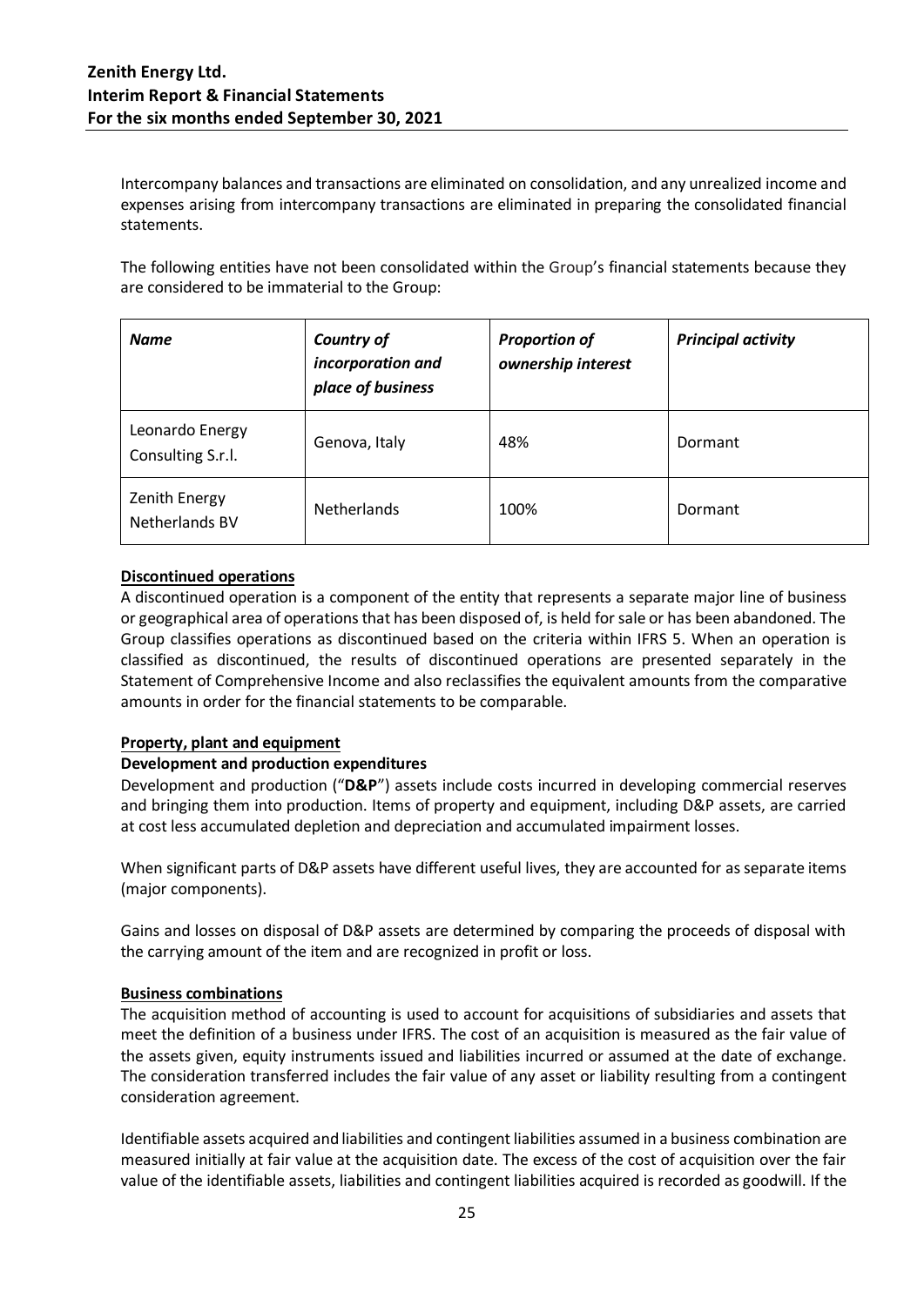Intercompany balances and transactions are eliminated on consolidation, and any unrealized income and expenses arising from intercompany transactions are eliminated in preparing the consolidated financial statements.

The following entities have not been consolidated within the Group's financial statements because they are considered to be immaterial to the Group:

| *Name* | *Country of incorporation and place of business* | *Proportion of ownership interest* | *Principal activity* |
|---|---|---|---|
| Leonardo Energy Consulting S.r.l. | Genova, Italy | 48% | Dormant |
| Zenith Energy Netherlands BV | Netherlands | 100% | Dormant |

**Discontinued operations**

A discontinued operation is a component of the entity that represents a separate major line of business or geographical area of operations that has been disposed of, is held for sale or has been abandoned. The Group classifies operations as discontinued based on the criteria within IFRS 5. When an operation is classified as discontinued, the results of discontinued operations are presented separately in the Statement of Comprehensive Income and also reclassifies the equivalent amounts from the comparative amounts in order for the financial statements to be comparable.

**Property, plant and equipment**

**Development and production expenditures**

Development and production ("**D&P**") assets include costs incurred in developing commercial reserves and bringing them into production. Items of property and equipment, including D&P assets, are carried at cost less accumulated depletion and depreciation and accumulated impairment losses.

When significant parts of D&P assets have different useful lives, they are accounted for as separate items (major components).

Gains and losses on disposal of D&P assets are determined by comparing the proceeds of disposal with the carrying amount of the item and are recognized in profit or loss.

**Business combinations**

The acquisition method of accounting is used to account for acquisitions of subsidiaries and assets that meet the definition of a business under IFRS. The cost of an acquisition is measured as the fair value of the assets given, equity instruments issued and liabilities incurred or assumed at the date of exchange. The consideration transferred includes the fair value of any asset or liability resulting from a contingent consideration agreement.

Identifiable assets acquired and liabilities and contingent liabilities assumed in a business combination are measured initially at fair value at the acquisition date. The excess of the cost of acquisition over the fair value of the identifiable assets, liabilities and contingent liabilities acquired is recorded as goodwill. If the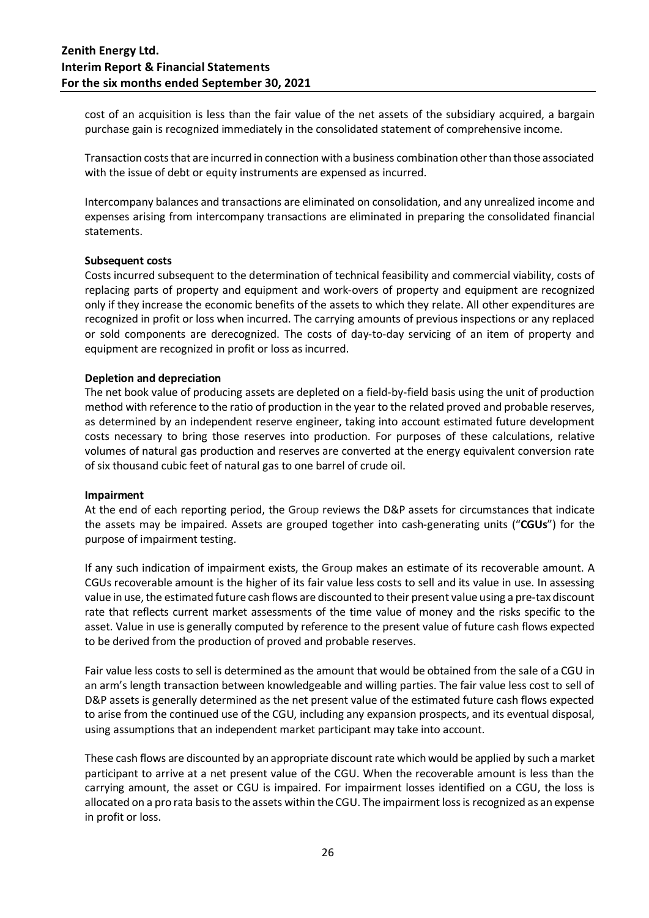cost of an acquisition is less than the fair value of the net assets of the subsidiary acquired, a bargain purchase gain is recognized immediately in the consolidated statement of comprehensive income.

Transaction costs that are incurred in connection with a business combination other than those associated with the issue of debt or equity instruments are expensed as incurred.

Intercompany balances and transactions are eliminated on consolidation, and any unrealized income and expenses arising from intercompany transactions are eliminated in preparing the consolidated financial statements.

**Subsequent costs**

Costs incurred subsequent to the determination of technical feasibility and commercial viability, costs of replacing parts of property and equipment and work-overs of property and equipment are recognized only if they increase the economic benefits of the assets to which they relate. All other expenditures are recognized in profit or loss when incurred. The carrying amounts of previous inspections or any replaced or sold components are derecognized. The costs of day-to-day servicing of an item of property and equipment are recognized in profit or loss as incurred.

**Depletion and depreciation**

The net book value of producing assets are depleted on a field-by-field basis using the unit of production method with reference to the ratio of production in the year to the related proved and probable reserves, as determined by an independent reserve engineer, taking into account estimated future development costs necessary to bring those reserves into production. For purposes of these calculations, relative volumes of natural gas production and reserves are converted at the energy equivalent conversion rate of six thousand cubic feet of natural gas to one barrel of crude oil.

**Impairment**

At the end of each reporting period, the Group reviews the D&P assets for circumstances that indicate the assets may be impaired. Assets are grouped together into cash-generating units ("**CGUs**") for the purpose of impairment testing.

If any such indication of impairment exists, the Group makes an estimate of its recoverable amount. A CGUs recoverable amount is the higher of its fair value less costs to sell and its value in use. In assessing value in use, the estimated future cash flows are discounted to their present value using a pre-tax discount rate that reflects current market assessments of the time value of money and the risks specific to the asset. Value in use is generally computed by reference to the present value of future cash flows expected to be derived from the production of proved and probable reserves.

Fair value less costs to sell is determined as the amount that would be obtained from the sale of a CGU in an arm's length transaction between knowledgeable and willing parties. The fair value less cost to sell of D&P assets is generally determined as the net present value of the estimated future cash flows expected to arise from the continued use of the CGU, including any expansion prospects, and its eventual disposal, using assumptions that an independent market participant may take into account.

These cash flows are discounted by an appropriate discount rate which would be applied by such a market participant to arrive at a net present value of the CGU. When the recoverable amount is less than the carrying amount, the asset or CGU is impaired. For impairment losses identified on a CGU, the loss is allocated on a pro rata basis to the assets within the CGU. The impairment loss is recognized as an expense in profit or loss.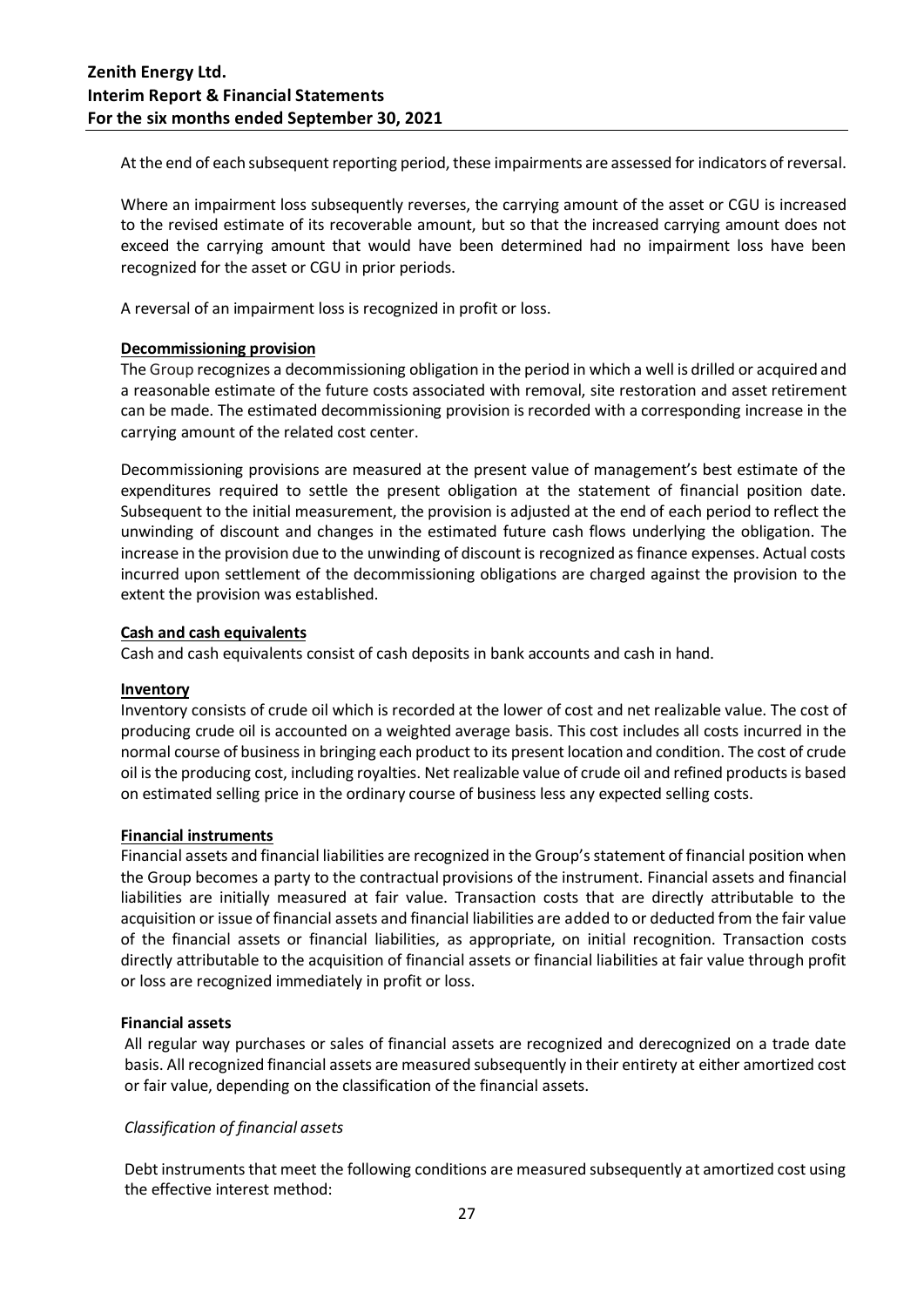At the end of each subsequent reporting period, these impairments are assessed for indicators of reversal.

Where an impairment loss subsequently reverses, the carrying amount of the asset or CGU is increased to the revised estimate of its recoverable amount, but so that the increased carrying amount does not exceed the carrying amount that would have been determined had no impairment loss have been recognized for the asset or CGU in prior periods.

A reversal of an impairment loss is recognized in profit or loss.

**Decommissioning provision**

The Group recognizes a decommissioning obligation in the period in which a well is drilled or acquired and a reasonable estimate of the future costs associated with removal, site restoration and asset retirement can be made. The estimated decommissioning provision is recorded with a corresponding increase in the carrying amount of the related cost center.

Decommissioning provisions are measured at the present value of management's best estimate of the expenditures required to settle the present obligation at the statement of financial position date. Subsequent to the initial measurement, the provision is adjusted at the end of each period to reflect the unwinding of discount and changes in the estimated future cash flows underlying the obligation. The increase in the provision due to the unwinding of discount is recognized as finance expenses. Actual costs incurred upon settlement of the decommissioning obligations are charged against the provision to the extent the provision was established.

**Cash and cash equivalents**

Cash and cash equivalents consist of cash deposits in bank accounts and cash in hand.

**Inventory**

Inventory consists of crude oil which is recorded at the lower of cost and net realizable value. The cost of producing crude oil is accounted on a weighted average basis. This cost includes all costs incurred in the normal course of business in bringing each product to its present location and condition. The cost of crude oil is the producing cost, including royalties. Net realizable value of crude oil and refined products is based on estimated selling price in the ordinary course of business less any expected selling costs.

**Financial instruments**

Financial assets and financial liabilities are recognized in the Group's statement of financial position when the Group becomes a party to the contractual provisions of the instrument. Financial assets and financial liabilities are initially measured at fair value. Transaction costs that are directly attributable to the acquisition or issue of financial assets and financial liabilities are added to or deducted from the fair value of the financial assets or financial liabilities, as appropriate, on initial recognition. Transaction costs directly attributable to the acquisition of financial assets or financial liabilities at fair value through profit or loss are recognized immediately in profit or loss.

**Financial assets**

All regular way purchases or sales of financial assets are recognized and derecognized on a trade date basis. All recognized financial assets are measured subsequently in their entirety at either amortized cost or fair value, depending on the classification of the financial assets.

*Classification of financial assets*

Debt instruments that meet the following conditions are measured subsequently at amortized cost using the effective interest method: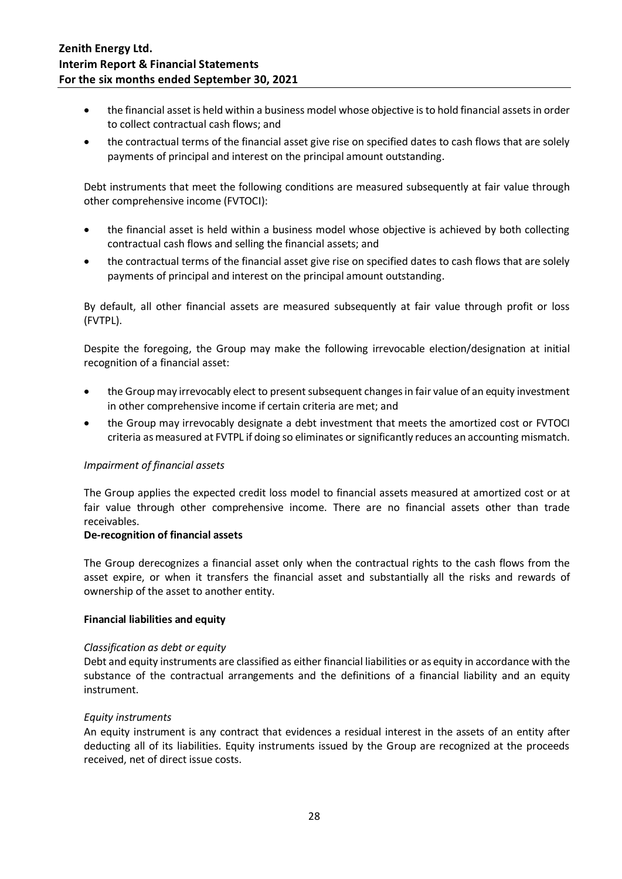- the financial asset is held within a business model whose objective is to hold financial assets in order to collect contractual cash flows; and
- the contractual terms of the financial asset give rise on specified dates to cash flows that are solely payments of principal and interest on the principal amount outstanding.

Debt instruments that meet the following conditions are measured subsequently at fair value through other comprehensive income (FVTOCI):

- the financial asset is held within a business model whose objective is achieved by both collecting contractual cash flows and selling the financial assets; and
- the contractual terms of the financial asset give rise on specified dates to cash flows that are solely payments of principal and interest on the principal amount outstanding.

By default, all other financial assets are measured subsequently at fair value through profit or loss (FVTPL).

Despite the foregoing, the Group may make the following irrevocable election/designation at initial recognition of a financial asset:

- the Group may irrevocably elect to present subsequent changes in fair value of an equity investment in other comprehensive income if certain criteria are met; and
- the Group may irrevocably designate a debt investment that meets the amortized cost or FVTOCI criteria as measured at FVTPL if doing so eliminates or significantly reduces an accounting mismatch.

*Impairment of financial assets*

The Group applies the expected credit loss model to financial assets measured at amortized cost or at fair value through other comprehensive income. There are no financial assets other than trade receivables.

**De-recognition of financial assets**

The Group derecognizes a financial asset only when the contractual rights to the cash flows from the asset expire, or when it transfers the financial asset and substantially all the risks and rewards of ownership of the asset to another entity.

**Financial liabilities and equity**

*Classification as debt or equity*

Debt and equity instruments are classified as either financial liabilities or as equity in accordance with the substance of the contractual arrangements and the definitions of a financial liability and an equity instrument.

*Equity instruments*

An equity instrument is any contract that evidences a residual interest in the assets of an entity after deducting all of its liabilities. Equity instruments issued by the Group are recognized at the proceeds received, net of direct issue costs.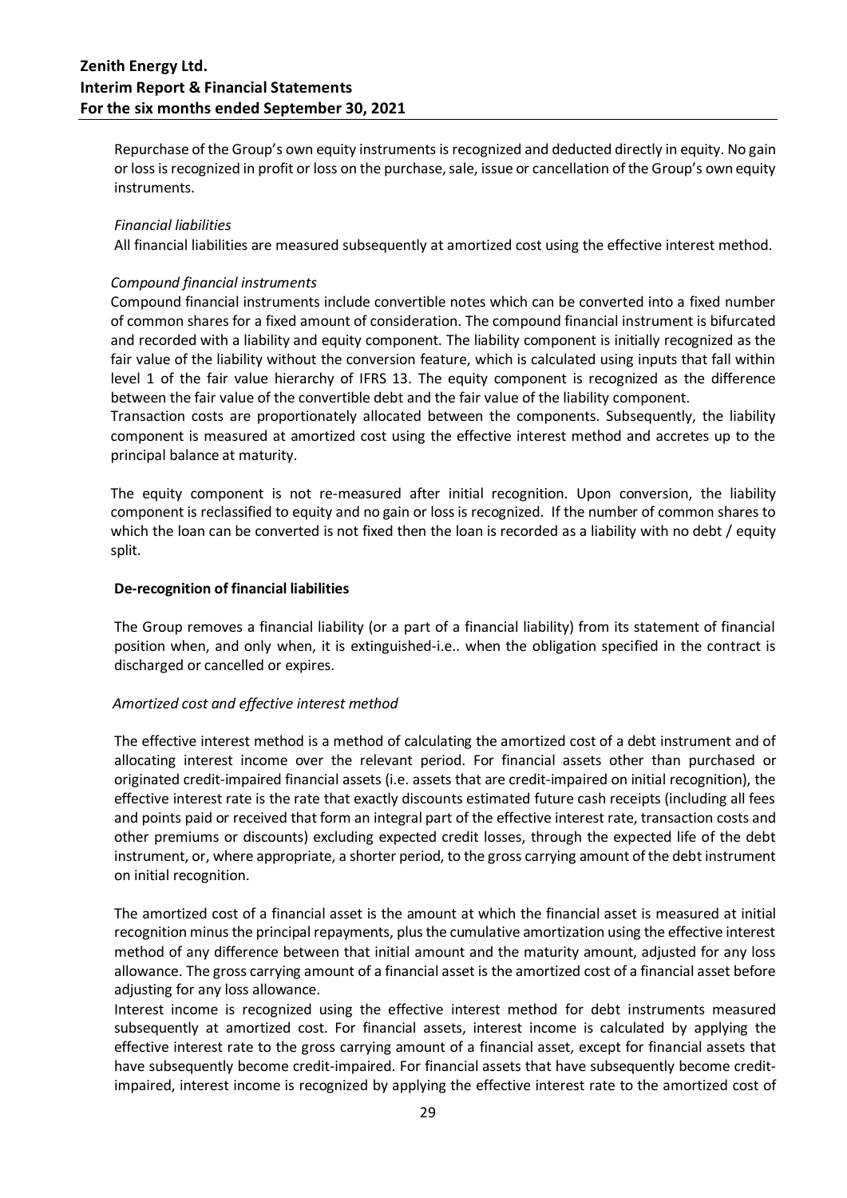Repurchase of the Group's own equity instruments is recognized and deducted directly in equity. No gain or loss is recognized in profit or loss on the purchase, sale, issue or cancellation of the Group's own equity instruments.

*Financial liabilities*

All financial liabilities are measured subsequently at amortized cost using the effective interest method.

*Compound financial instruments*

Compound financial instruments include convertible notes which can be converted into a fixed number of common shares for a fixed amount of consideration. The compound financial instrument is bifurcated and recorded with a liability and equity component. The liability component is initially recognized as the fair value of the liability without the conversion feature, which is calculated using inputs that fall within level 1 of the fair value hierarchy of IFRS 13. The equity component is recognized as the difference between the fair value of the convertible debt and the fair value of the liability component.

Transaction costs are proportionately allocated between the components. Subsequently, the liability component is measured at amortized cost using the effective interest method and accretes up to the principal balance at maturity.

The equity component is not re-measured after initial recognition. Upon conversion, the liability component is reclassified to equity and no gain or loss is recognized. If the number of common shares to which the loan can be converted is not fixed then the loan is recorded as a liability with no debt / equity split.

**De-recognition of financial liabilities**

The Group removes a financial liability (or a part of a financial liability) from its statement of financial position when, and only when, it is extinguished-i.e.. when the obligation specified in the contract is discharged or cancelled or expires.

*Amortized cost and effective interest method*

The effective interest method is a method of calculating the amortized cost of a debt instrument and of allocating interest income over the relevant period. For financial assets other than purchased or originated credit-impaired financial assets (i.e. assets that are credit-impaired on initial recognition), the effective interest rate is the rate that exactly discounts estimated future cash receipts (including all fees and points paid or received that form an integral part of the effective interest rate, transaction costs and other premiums or discounts) excluding expected credit losses, through the expected life of the debt instrument, or, where appropriate, a shorter period, to the gross carrying amount of the debt instrument on initial recognition.

The amortized cost of a financial asset is the amount at which the financial asset is measured at initial recognition minus the principal repayments, plus the cumulative amortization using the effective interest method of any difference between that initial amount and the maturity amount, adjusted for any loss allowance. The gross carrying amount of a financial asset is the amortized cost of a financial asset before adjusting for any loss allowance.

Interest income is recognized using the effective interest method for debt instruments measured subsequently at amortized cost. For financial assets, interest income is calculated by applying the effective interest rate to the gross carrying amount of a financial asset, except for financial assets that have subsequently become credit-impaired. For financial assets that have subsequently become credit-impaired, interest income is recognized by applying the effective interest rate to the amortized cost of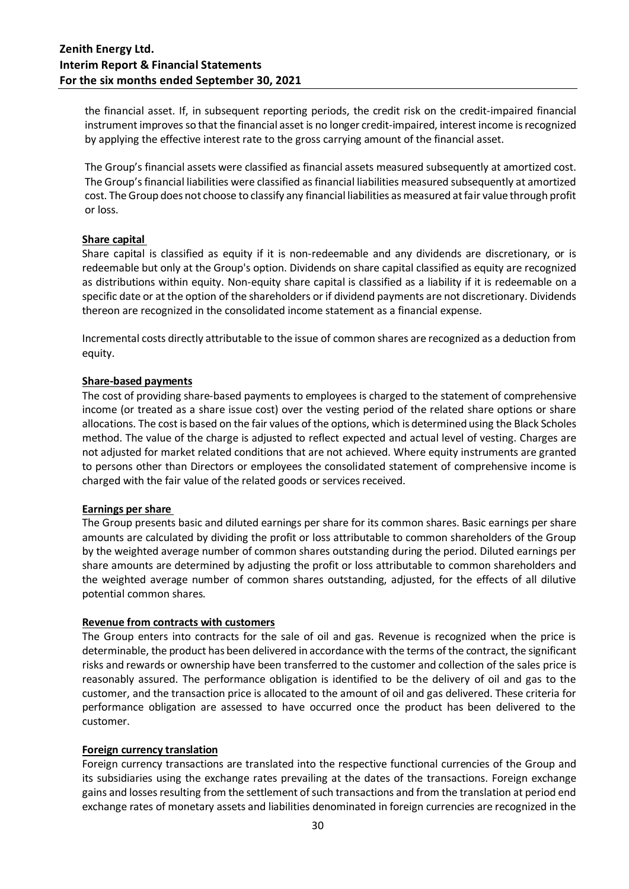the financial asset. If, in subsequent reporting periods, the credit risk on the credit-impaired financial instrument improves so that the financial asset is no longer credit-impaired, interest income is recognized by applying the effective interest rate to the gross carrying amount of the financial asset.

The Group's financial assets were classified as financial assets measured subsequently at amortized cost. The Group's financial liabilities were classified as financial liabilities measured subsequently at amortized cost. The Group does not choose to classify any financial liabilities as measured at fair value through profit or loss.

**Share capital**

Share capital is classified as equity if it is non-redeemable and any dividends are discretionary, or is redeemable but only at the Group's option. Dividends on share capital classified as equity are recognized as distributions within equity. Non-equity share capital is classified as a liability if it is redeemable on a specific date or at the option of the shareholders or if dividend payments are not discretionary. Dividends thereon are recognized in the consolidated income statement as a financial expense.

Incremental costs directly attributable to the issue of common shares are recognized as a deduction from equity.

**Share-based payments**

The cost of providing share-based payments to employees is charged to the statement of comprehensive income (or treated as a share issue cost) over the vesting period of the related share options or share allocations. The cost is based on the fair values of the options, which is determined using the Black Scholes method. The value of the charge is adjusted to reflect expected and actual level of vesting. Charges are not adjusted for market related conditions that are not achieved. Where equity instruments are granted to persons other than Directors or employees the consolidated statement of comprehensive income is charged with the fair value of the related goods or services received.

**Earnings per share**

The Group presents basic and diluted earnings per share for its common shares. Basic earnings per share amounts are calculated by dividing the profit or loss attributable to common shareholders of the Group by the weighted average number of common shares outstanding during the period. Diluted earnings per share amounts are determined by adjusting the profit or loss attributable to common shareholders and the weighted average number of common shares outstanding, adjusted, for the effects of all dilutive potential common shares.

**Revenue from contracts with customers**

The Group enters into contracts for the sale of oil and gas. Revenue is recognized when the price is determinable, the product has been delivered in accordance with the terms of the contract, the significant risks and rewards or ownership have been transferred to the customer and collection of the sales price is reasonably assured. The performance obligation is identified to be the delivery of oil and gas to the customer, and the transaction price is allocated to the amount of oil and gas delivered. These criteria for performance obligation are assessed to have occurred once the product has been delivered to the customer.

**Foreign currency translation**

Foreign currency transactions are translated into the respective functional currencies of the Group and its subsidiaries using the exchange rates prevailing at the dates of the transactions. Foreign exchange gains and losses resulting from the settlement of such transactions and from the translation at period end exchange rates of monetary assets and liabilities denominated in foreign currencies are recognized in the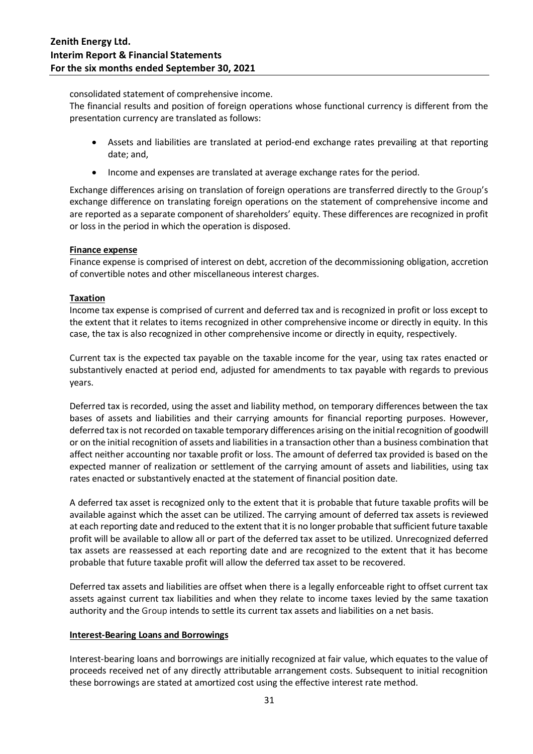consolidated statement of comprehensive income.

The financial results and position of foreign operations whose functional currency is different from the presentation currency are translated as follows:

- Assets and liabilities are translated at period-end exchange rates prevailing at that reporting date; and,
- Income and expenses are translated at average exchange rates for the period.

Exchange differences arising on translation of foreign operations are transferred directly to the Group's exchange difference on translating foreign operations on the statement of comprehensive income and are reported as a separate component of shareholders' equity. These differences are recognized in profit or loss in the period in which the operation is disposed.

**Finance expense**

Finance expense is comprised of interest on debt, accretion of the decommissioning obligation, accretion of convertible notes and other miscellaneous interest charges.

**Taxation**

Income tax expense is comprised of current and deferred tax and is recognized in profit or loss except to the extent that it relates to items recognized in other comprehensive income or directly in equity. In this case, the tax is also recognized in other comprehensive income or directly in equity, respectively.

Current tax is the expected tax payable on the taxable income for the year, using tax rates enacted or substantively enacted at period end, adjusted for amendments to tax payable with regards to previous years.

Deferred tax is recorded, using the asset and liability method, on temporary differences between the tax bases of assets and liabilities and their carrying amounts for financial reporting purposes. However, deferred tax is not recorded on taxable temporary differences arising on the initial recognition of goodwill or on the initial recognition of assets and liabilities in a transaction other than a business combination that affect neither accounting nor taxable profit or loss. The amount of deferred tax provided is based on the expected manner of realization or settlement of the carrying amount of assets and liabilities, using tax rates enacted or substantively enacted at the statement of financial position date.

A deferred tax asset is recognized only to the extent that it is probable that future taxable profits will be available against which the asset can be utilized. The carrying amount of deferred tax assets is reviewed at each reporting date and reduced to the extent that it is no longer probable that sufficient future taxable profit will be available to allow all or part of the deferred tax asset to be utilized. Unrecognized deferred tax assets are reassessed at each reporting date and are recognized to the extent that it has become probable that future taxable profit will allow the deferred tax asset to be recovered.

Deferred tax assets and liabilities are offset when there is a legally enforceable right to offset current tax assets against current tax liabilities and when they relate to income taxes levied by the same taxation authority and the Group intends to settle its current tax assets and liabilities on a net basis.

**Interest-Bearing Loans and Borrowings**

Interest-bearing loans and borrowings are initially recognized at fair value, which equates to the value of proceeds received net of any directly attributable arrangement costs. Subsequent to initial recognition these borrowings are stated at amortized cost using the effective interest rate method.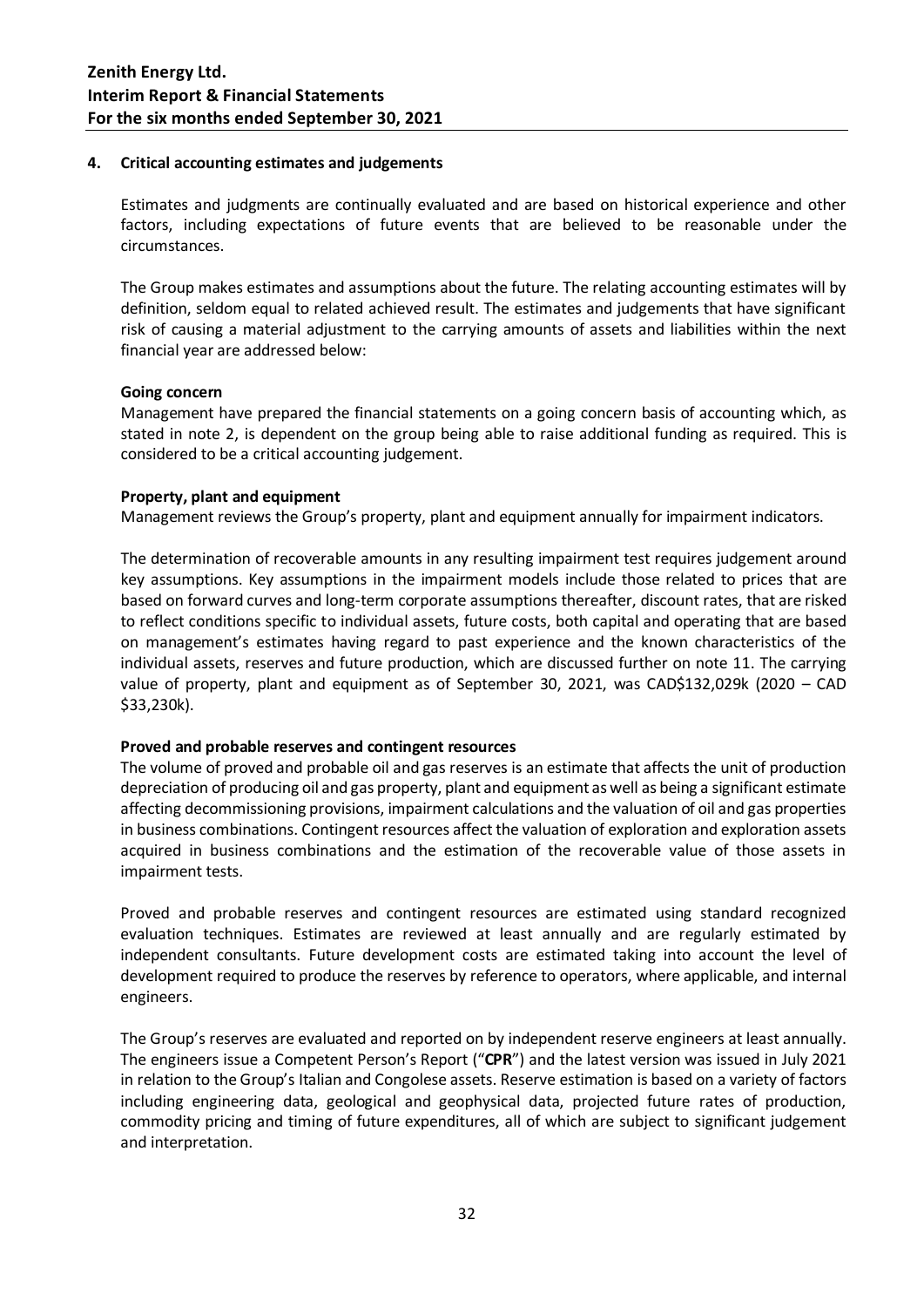## 4. Critical accounting estimates and judgements

Estimates and judgments are continually evaluated and are based on historical experience and other factors, including expectations of future events that are believed to be reasonable under the circumstances.

The Group makes estimates and assumptions about the future. The relating accounting estimates will by definition, seldom equal to related achieved result. The estimates and judgements that have significant risk of causing a material adjustment to the carrying amounts of assets and liabilities within the next financial year are addressed below:

**Going concern**

Management have prepared the financial statements on a going concern basis of accounting which, as stated in note 2, is dependent on the group being able to raise additional funding as required. This is considered to be a critical accounting judgement.

**Property, plant and equipment**

Management reviews the Group's property, plant and equipment annually for impairment indicators.

The determination of recoverable amounts in any resulting impairment test requires judgement around key assumptions. Key assumptions in the impairment models include those related to prices that are based on forward curves and long-term corporate assumptions thereafter, discount rates, that are risked to reflect conditions specific to individual assets, future costs, both capital and operating that are based on management's estimates having regard to past experience and the known characteristics of the individual assets, reserves and future production, which are discussed further on note 11. The carrying value of property, plant and equipment as of September 30, 2021, was CAD$132,029k (2020 – CAD $33,230k).

**Proved and probable reserves and contingent resources**

The volume of proved and probable oil and gas reserves is an estimate that affects the unit of production depreciation of producing oil and gas property, plant and equipment as well as being a significant estimate affecting decommissioning provisions, impairment calculations and the valuation of oil and gas properties in business combinations. Contingent resources affect the valuation of exploration and exploration assets acquired in business combinations and the estimation of the recoverable value of those assets in impairment tests.

Proved and probable reserves and contingent resources are estimated using standard recognized evaluation techniques. Estimates are reviewed at least annually and are regularly estimated by independent consultants. Future development costs are estimated taking into account the level of development required to produce the reserves by reference to operators, where applicable, and internal engineers.

The Group's reserves are evaluated and reported on by independent reserve engineers at least annually. The engineers issue a Competent Person's Report ("**CPR**") and the latest version was issued in July 2021 in relation to the Group's Italian and Congolese assets. Reserve estimation is based on a variety of factors including engineering data, geological and geophysical data, projected future rates of production, commodity pricing and timing of future expenditures, all of which are subject to significant judgement and interpretation.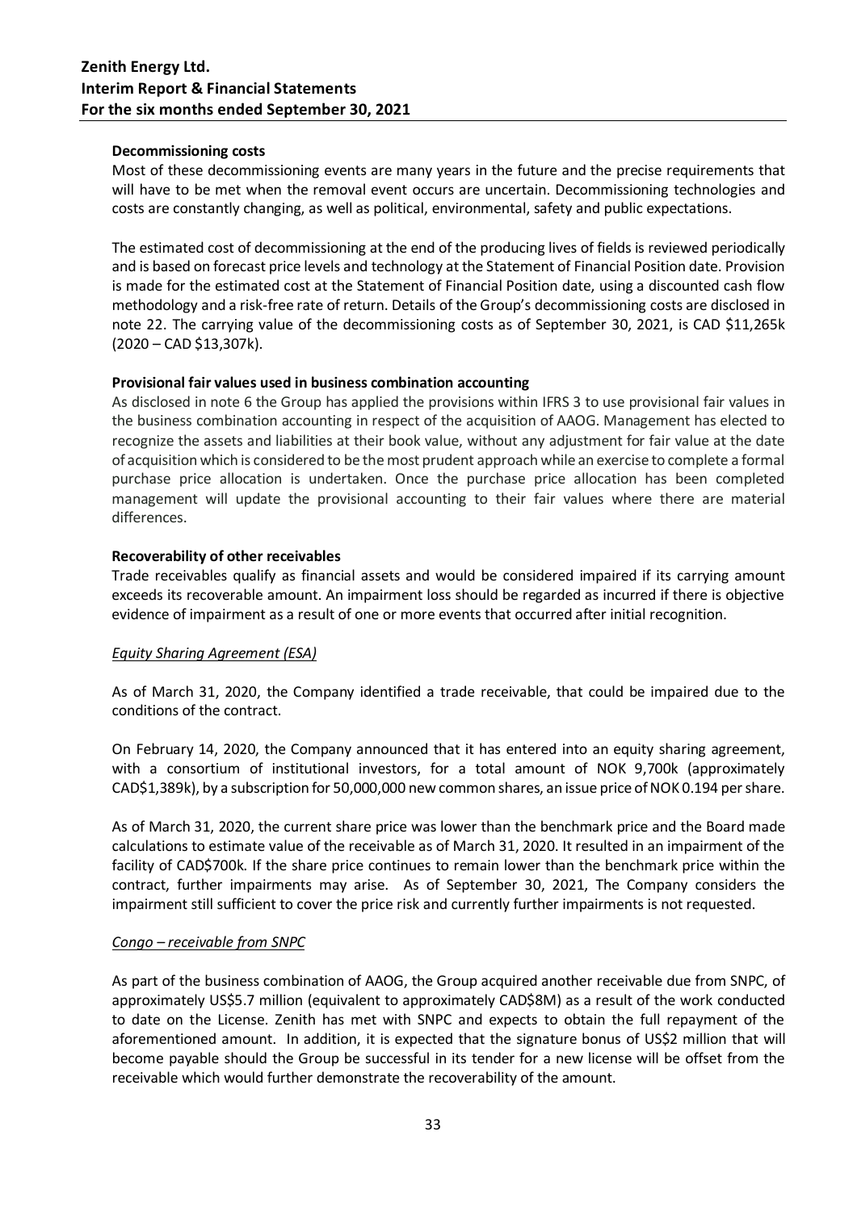**Decommissioning costs**

Most of these decommissioning events are many years in the future and the precise requirements that will have to be met when the removal event occurs are uncertain. Decommissioning technologies and costs are constantly changing, as well as political, environmental, safety and public expectations.

The estimated cost of decommissioning at the end of the producing lives of fields is reviewed periodically and is based on forecast price levels and technology at the Statement of Financial Position date. Provision is made for the estimated cost at the Statement of Financial Position date, using a discounted cash flow methodology and a risk-free rate of return. Details of the Group's decommissioning costs are disclosed in note 22. The carrying value of the decommissioning costs as of September 30, 2021, is CAD $11,265k (2020 – CAD $13,307k).

**Provisional fair values used in business combination accounting**

As disclosed in note 6 the Group has applied the provisions within IFRS 3 to use provisional fair values in the business combination accounting in respect of the acquisition of AAOG. Management has elected to recognize the assets and liabilities at their book value, without any adjustment for fair value at the date of acquisition which is considered to be the most prudent approach while an exercise to complete a formal purchase price allocation is undertaken. Once the purchase price allocation has been completed management will update the provisional accounting to their fair values where there are material differences.

**Recoverability of other receivables**

Trade receivables qualify as financial assets and would be considered impaired if its carrying amount exceeds its recoverable amount. An impairment loss should be regarded as incurred if there is objective evidence of impairment as a result of one or more events that occurred after initial recognition.

*Equity Sharing Agreement (ESA)*

As of March 31, 2020, the Company identified a trade receivable, that could be impaired due to the conditions of the contract.

On February 14, 2020, the Company announced that it has entered into an equity sharing agreement, with a consortium of institutional investors, for a total amount of NOK 9,700k (approximately CAD$1,389k), by a subscription for 50,000,000 new common shares, an issue price of NOK 0.194 per share.

As of March 31, 2020, the current share price was lower than the benchmark price and the Board made calculations to estimate value of the receivable as of March 31, 2020. It resulted in an impairment of the facility of CAD$700k. If the share price continues to remain lower than the benchmark price within the contract, further impairments may arise. As of September 30, 2021, The Company considers the impairment still sufficient to cover the price risk and currently further impairments is not requested.

*Congo – receivable from SNPC*

As part of the business combination of AAOG, the Group acquired another receivable due from SNPC, of approximately US$5.7 million (equivalent to approximately CAD$8M) as a result of the work conducted to date on the License. Zenith has met with SNPC and expects to obtain the full repayment of the aforementioned amount. In addition, it is expected that the signature bonus of US$2 million that will become payable should the Group be successful in its tender for a new license will be offset from the receivable which would further demonstrate the recoverability of the amount.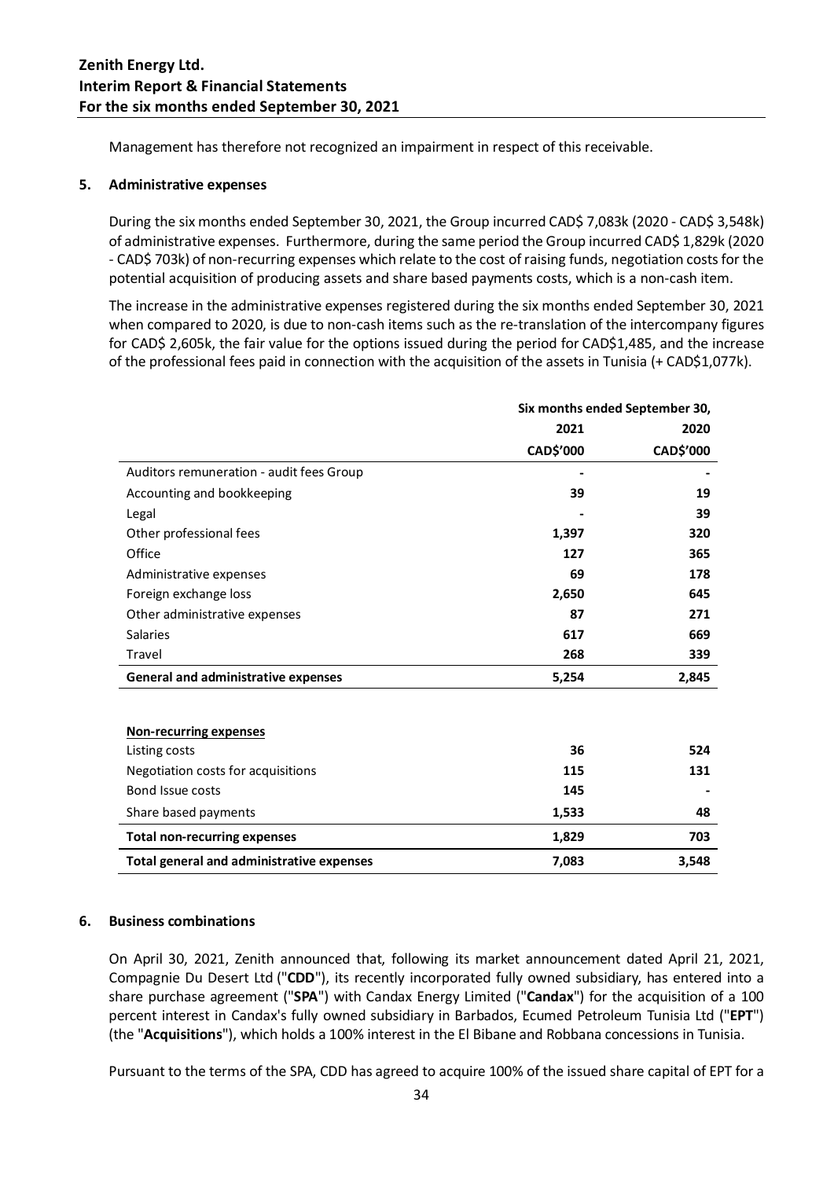Management has therefore not recognized an impairment in respect of this receivable.

## 5. Administrative expenses

During the six months ended September 30, 2021, the Group incurred CAD$ 7,083k (2020 - CAD$ 3,548k) of administrative expenses. Furthermore, during the same period the Group incurred CAD$ 1,829k (2020 - CAD$ 703k) of non-recurring expenses which relate to the cost of raising funds, negotiation costs for the potential acquisition of producing assets and share based payments costs, which is a non-cash item.

The increase in the administrative expenses registered during the six months ended September 30, 2021 when compared to 2020, is due to non-cash items such as the re-translation of the intercompany figures for CAD$ 2,605k, the fair value for the options issued during the period for CAD$1,485, and the increase of the professional fees paid in connection with the acquisition of the assets in Tunisia (+ CAD$1,077k).

| | Six months ended September 30, | |
|---|---|---|
| | 2021 | 2020 |
| | CAD$'000 | CAD$'000 |
| Auditors remuneration - audit fees Group | **-** | - |
| Accounting and bookkeeping | **39** | 19 |
| Legal | **-** | 39 |
| Other professional fees | **1,397** | 320 |
| Office | **127** | 365 |
| Administrative expenses | **69** | 178 |
| Foreign exchange loss | **2,650** | 645 |
| Other administrative expenses | **87** | 271 |
| Salaries | **617** | 669 |
| Travel | **268** | 339 |
| **General and administrative expenses** | **5,254** | **2,845** |
| | | |
| **Non-recurring expenses** | | |
| Listing costs | **36** | 524 |
| Negotiation costs for acquisitions | **115** | 131 |
| Bond Issue costs | **145** | - |
| Share based payments | **1,533** | 48 |
| **Total non-recurring expenses** | **1,829** | **703** |
| **Total general and administrative expenses** | **7,083** | **3,548** |

## 6. Business combinations

On April 30, 2021, Zenith announced that, following its market announcement dated April 21, 2021, Compagnie Du Desert Ltd ("**CDD**"), its recently incorporated fully owned subsidiary, has entered into a share purchase agreement ("**SPA**") with Candax Energy Limited ("**Candax**") for the acquisition of a 100 percent interest in Candax's fully owned subsidiary in Barbados, Ecumed Petroleum Tunisia Ltd ("**EPT**") (the "**Acquisitions**"), which holds a 100% interest in the El Bibane and Robbana concessions in Tunisia.

Pursuant to the terms of the SPA, CDD has agreed to acquire 100% of the issued share capital of EPT for a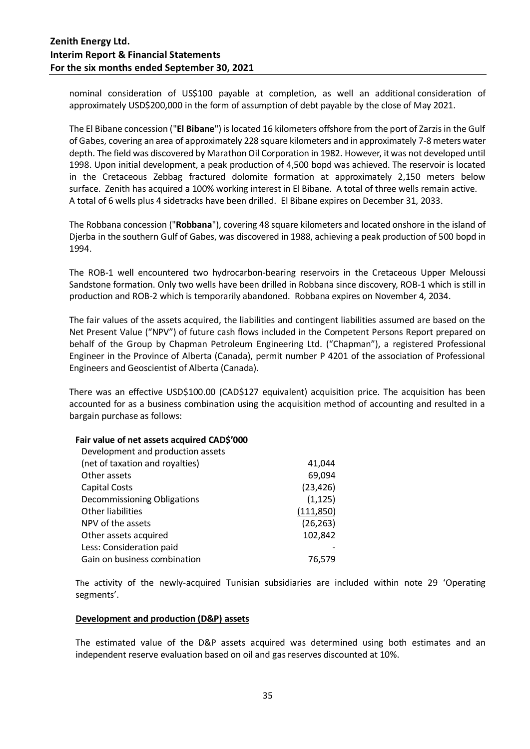nominal consideration of US$100 payable at completion, as well an additional consideration of approximately USD$200,000 in the form of assumption of debt payable by the close of May 2021.

The El Bibane concession ("**El Bibane**") is located 16 kilometers offshore from the port of Zarzis in the Gulf of Gabes, covering an area of approximately 228 square kilometers and in approximately 7-8 meters water depth. The field was discovered by Marathon Oil Corporation in 1982. However, it was not developed until 1998. Upon initial development, a peak production of 4,500 bopd was achieved. The reservoir is located in the Cretaceous Zebbag fractured dolomite formation at approximately 2,150 meters below surface. Zenith has acquired a 100% working interest in El Bibane. A total of three wells remain active. A total of 6 wells plus 4 sidetracks have been drilled. El Bibane expires on December 31, 2033.

The Robbana concession ("**Robbana**"), covering 48 square kilometers and located onshore in the island of Djerba in the southern Gulf of Gabes, was discovered in 1988, achieving a peak production of 500 bopd in 1994.

The ROB-1 well encountered two hydrocarbon-bearing reservoirs in the Cretaceous Upper Meloussi Sandstone formation. Only two wells have been drilled in Robbana since discovery, ROB-1 which is still in production and ROB-2 which is temporarily abandoned. Robbana expires on November 4, 2034.

The fair values of the assets acquired, the liabilities and contingent liabilities assumed are based on the Net Present Value ("NPV") of future cash flows included in the Competent Persons Report prepared on behalf of the Group by Chapman Petroleum Engineering Ltd. ("Chapman"), a registered Professional Engineer in the Province of Alberta (Canada), permit number P 4201 of the association of Professional Engineers and Geoscientist of Alberta (Canada).

There was an effective USD$100.00 (CAD$127 equivalent) acquisition price. The acquisition has been accounted for as a business combination using the acquisition method of accounting and resulted in a bargain purchase as follows:

| **Fair value of net assets acquired CAD$'000** | |
|---|---|
| Development and production assets (net of taxation and royalties) | 41,044 |
| Other assets | 69,094 |
| Capital Costs | (23,426) |
| Decommissioning Obligations | (1,125) |
| Other liabilities | (111,850) |
| NPV of the assets | (26,263) |
| Other assets acquired | 102,842 |
| Less: Consideration paid | - |
| Gain on business combination | 76,579 |

The activity of the newly-acquired Tunisian subsidiaries are included within note 29 'Operating segments'.

**Development and production (D&P) assets**

The estimated value of the D&P assets acquired was determined using both estimates and an independent reserve evaluation based on oil and gas reserves discounted at 10%.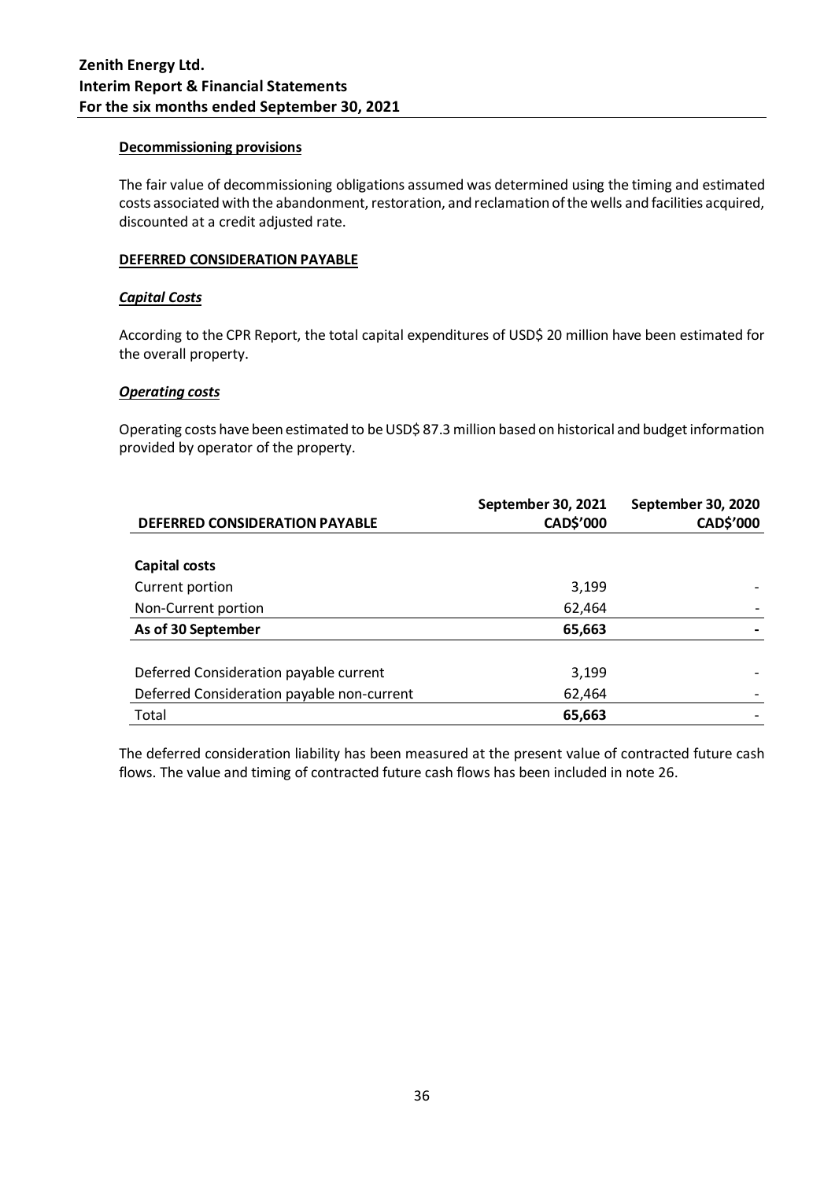**Decommissioning provisions**

The fair value of decommissioning obligations assumed was determined using the timing and estimated costs associated with the abandonment, restoration, and reclamation of the wells and facilities acquired, discounted at a credit adjusted rate.

**DEFERRED CONSIDERATION PAYABLE**

***Capital Costs***

According to the CPR Report, the total capital expenditures of USD$ 20 million have been estimated for the overall property.

***Operating costs***

Operating costs have been estimated to be USD$ 87.3 million based on historical and budget information provided by operator of the property.

| DEFERRED CONSIDERATION PAYABLE | September 30, 2021 CAD$'000 | September 30, 2020 CAD$'000 |
|---|---|---|
| **Capital costs** | | |
| Current portion | 3,199 | - |
| Non-Current portion | 62,464 | - |
| **As of 30 September** | **65,663** | **-** |
| | | |
| Deferred Consideration payable current | 3,199 | - |
| Deferred Consideration payable non-current | 62,464 | - |
| Total | **65,663** | - |

The deferred consideration liability has been measured at the present value of contracted future cash flows. The value and timing of contracted future cash flows has been included in note 26.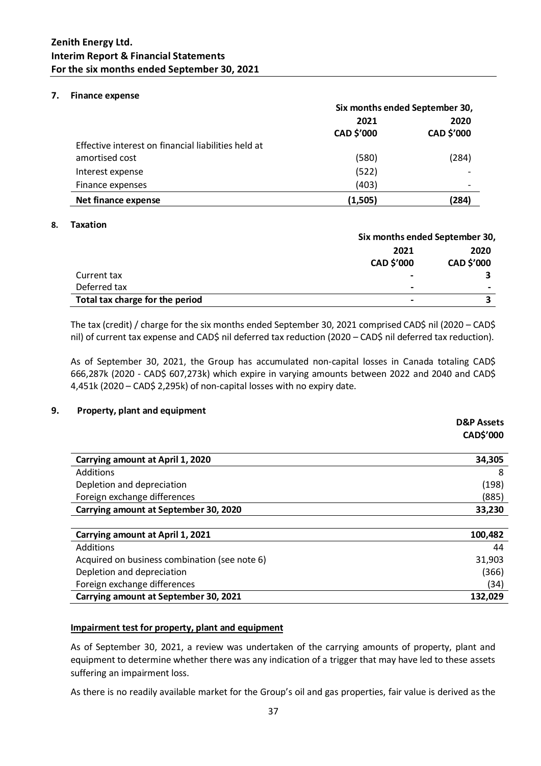### 7. Finance expense

| | Six months ended September 30, | |
|---|---|---|
| | 2021 | 2020 |
| | CAD $'000 | CAD $'000 |
| Effective interest on financial liabilities held at amortised cost | (580) | (284) |
| Interest expense | (522) | - |
| Finance expenses | (403) | - |
| **Net finance expense** | **(1,505)** | **(284)** |

### 8. Taxation

| | Six months ended September 30, | |
|---|---|---|
| | 2021 | 2020 |
| | CAD $'000 | CAD $'000 |
| Current tax | - | 3 |
| Deferred tax | - | - |
| **Total tax charge for the period** | **-** | **3** |

The tax (credit) / charge for the six months ended September 30, 2021 comprised CAD$ nil (2020 – CAD$ nil) of current tax expense and CAD$ nil deferred tax reduction (2020 – CAD$ nil deferred tax reduction).

As of September 30, 2021, the Group has accumulated non-capital losses in Canada totaling CAD$ 666,287k (2020 - CAD$ 607,273k) which expire in varying amounts between 2022 and 2040 and CAD$ 4,451k (2020 – CAD$ 2,295k) of non-capital losses with no expiry date.

### 9. Property, plant and equipment

| | D&P Assets CAD$'000 |
|---|---|
| **Carrying amount at April 1, 2020** | **34,305** |
| Additions | 8 |
| Depletion and depreciation | (198) |
| Foreign exchange differences | (885) |
| **Carrying amount at September 30, 2020** | **33,230** |
| | |
| **Carrying amount at April 1, 2021** | **100,482** |
| Additions | 44 |
| Acquired on business combination (see note 6) | 31,903 |
| Depletion and depreciation | (366) |
| Foreign exchange differences | (34) |
| **Carrying amount at September 30, 2021** | **132,029** |

**Impairment test for property, plant and equipment**

As of September 30, 2021, a review was undertaken of the carrying amounts of property, plant and equipment to determine whether there was any indication of a trigger that may have led to these assets suffering an impairment loss.

As there is no readily available market for the Group's oil and gas properties, fair value is derived as the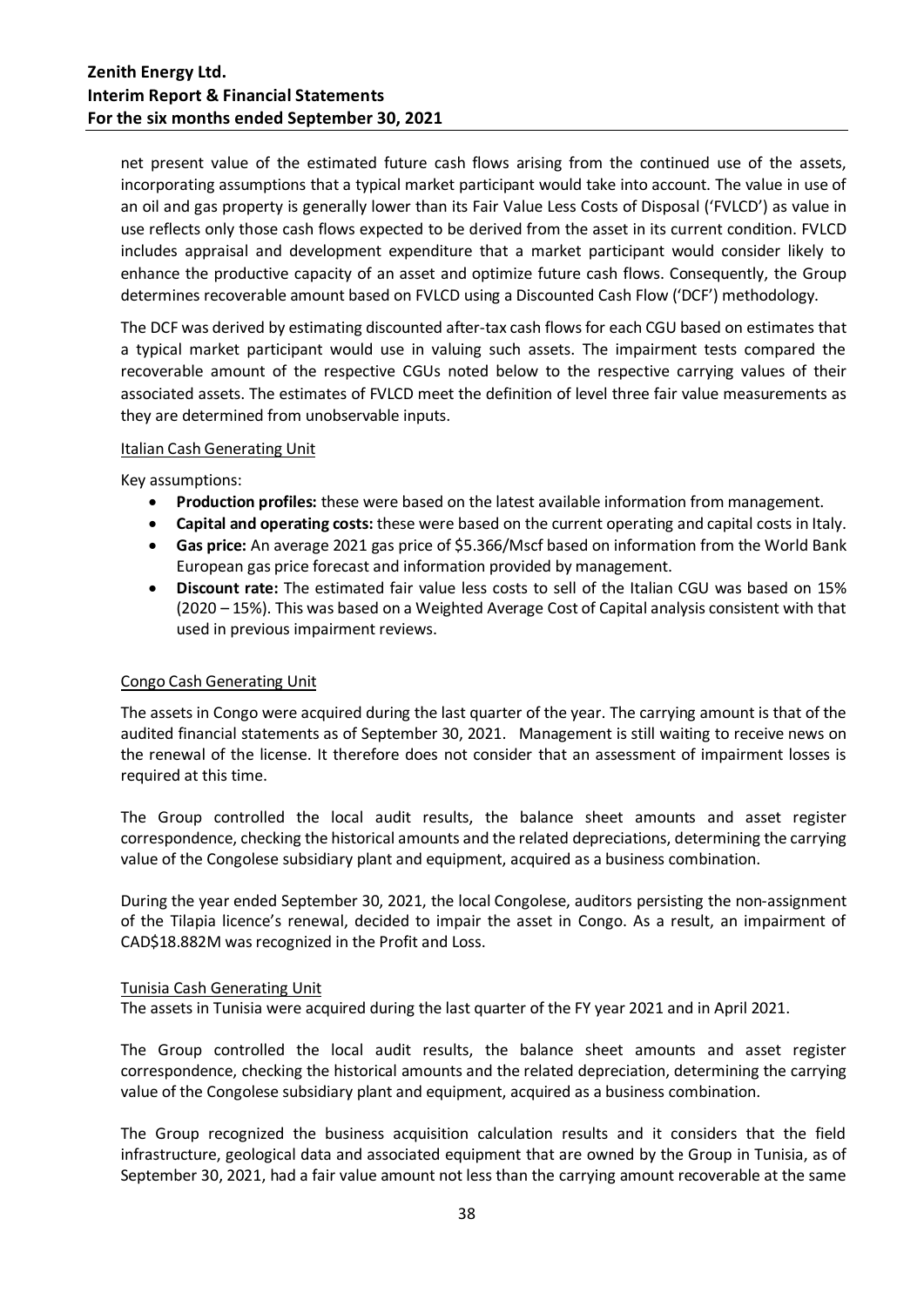net present value of the estimated future cash flows arising from the continued use of the assets, incorporating assumptions that a typical market participant would take into account. The value in use of an oil and gas property is generally lower than its Fair Value Less Costs of Disposal ('FVLCD') as value in use reflects only those cash flows expected to be derived from the asset in its current condition. FVLCD includes appraisal and development expenditure that a market participant would consider likely to enhance the productive capacity of an asset and optimize future cash flows. Consequently, the Group determines recoverable amount based on FVLCD using a Discounted Cash Flow ('DCF') methodology.

The DCF was derived by estimating discounted after-tax cash flows for each CGU based on estimates that a typical market participant would use in valuing such assets. The impairment tests compared the recoverable amount of the respective CGUs noted below to the respective carrying values of their associated assets. The estimates of FVLCD meet the definition of level three fair value measurements as they are determined from unobservable inputs.

Italian Cash Generating Unit

Key assumptions:

- **Production profiles:** these were based on the latest available information from management.
- **Capital and operating costs:** these were based on the current operating and capital costs in Italy.
- **Gas price:** An average 2021 gas price of $5.366/Mscf based on information from the World Bank European gas price forecast and information provided by management.
- **Discount rate:** The estimated fair value less costs to sell of the Italian CGU was based on 15% (2020 – 15%). This was based on a Weighted Average Cost of Capital analysis consistent with that used in previous impairment reviews.

Congo Cash Generating Unit

The assets in Congo were acquired during the last quarter of the year. The carrying amount is that of the audited financial statements as of September 30, 2021. Management is still waiting to receive news on the renewal of the license. It therefore does not consider that an assessment of impairment losses is required at this time.

The Group controlled the local audit results, the balance sheet amounts and asset register correspondence, checking the historical amounts and the related depreciations, determining the carrying value of the Congolese subsidiary plant and equipment, acquired as a business combination.

During the year ended September 30, 2021, the local Congolese, auditors persisting the non-assignment of the Tilapia licence's renewal, decided to impair the asset in Congo. As a result, an impairment of CAD$18.882M was recognized in the Profit and Loss.

Tunisia Cash Generating Unit

The assets in Tunisia were acquired during the last quarter of the FY year 2021 and in April 2021.

The Group controlled the local audit results, the balance sheet amounts and asset register correspondence, checking the historical amounts and the related depreciation, determining the carrying value of the Congolese subsidiary plant and equipment, acquired as a business combination.

The Group recognized the business acquisition calculation results and it considers that the field infrastructure, geological data and associated equipment that are owned by the Group in Tunisia, as of September 30, 2021, had a fair value amount not less than the carrying amount recoverable at the same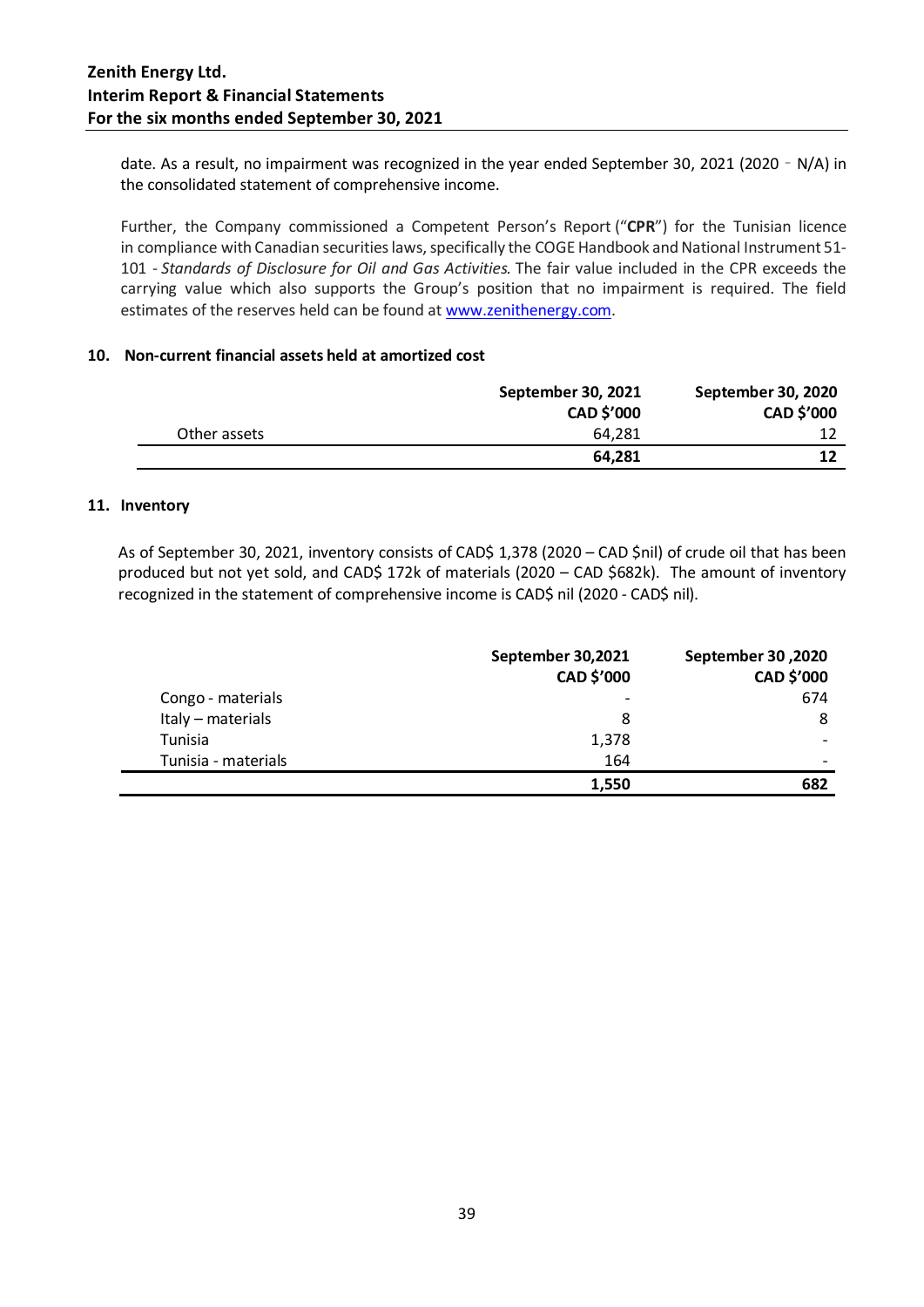date. As a result, no impairment was recognized in the year ended September 30, 2021 (2020 ‑ N/A) in the consolidated statement of comprehensive income.

Further, the Company commissioned a Competent Person's Report ("**CPR**") for the Tunisian licence in compliance with Canadian securities laws, specifically the COGE Handbook and National Instrument 51-101 - *Standards of Disclosure for Oil and Gas Activities*. The fair value included in the CPR exceeds the carrying value which also supports the Group's position that no impairment is required. The field estimates of the reserves held can be found at www.zenithenergy.com.

## 10. Non-current financial assets held at amortized cost

| | **September 30, 2021 CAD $'000** | **September 30, 2020 CAD $'000** |
|---|---|---|
| Other assets | 64,281 | 12 |
| | **64,281** | **12** |

## 11. Inventory

As of September 30, 2021, inventory consists of CAD$ 1,378 (2020 – CAD $nil) of crude oil that has been produced but not yet sold, and CAD$ 172k of materials (2020 – CAD $682k). The amount of inventory recognized in the statement of comprehensive income is CAD$ nil (2020 - CAD$ nil).

| | **September 30,2021 CAD $'000** | **September 30 ,2020 CAD $'000** |
|---|---|---|
| Congo - materials | - | 674 |
| Italy – materials | 8 | 8 |
| Tunisia | 1,378 | - |
| Tunisia - materials | 164 | - |
| | **1,550** | **682** |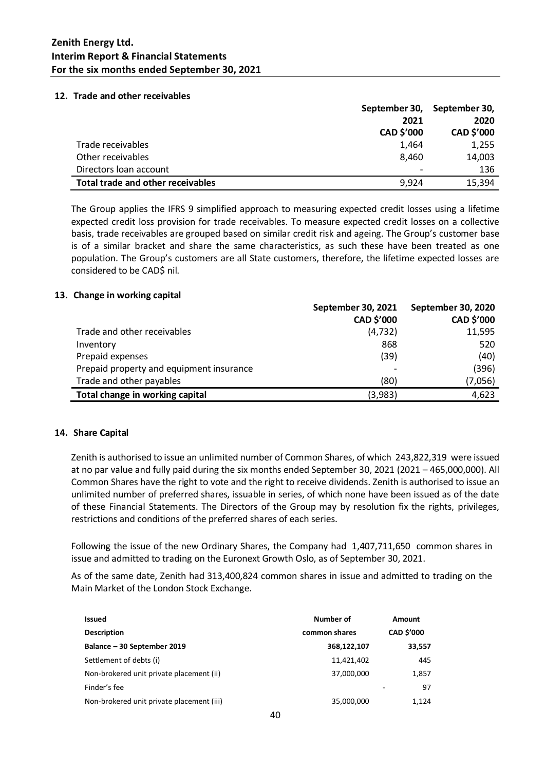### 12. Trade and other receivables

| | September 30, 2021 CAD $'000 | September 30, 2020 CAD $'000 |
|---|---|---|
| Trade receivables | 1,464 | 1,255 |
| Other receivables | 8,460 | 14,003 |
| Directors loan account | - | 136 |
| **Total trade and other receivables** | 9,924 | 15,394 |

The Group applies the IFRS 9 simplified approach to measuring expected credit losses using a lifetime expected credit loss provision for trade receivables. To measure expected credit losses on a collective basis, trade receivables are grouped based on similar credit risk and ageing. The Group's customer base is of a similar bracket and share the same characteristics, as such these have been treated as one population. The Group's customers are all State customers, therefore, the lifetime expected losses are considered to be CAD$ nil.

### 13. Change in working capital

| | September 30, 2021 CAD $'000 | September 30, 2020 CAD $'000 |
|---|---|---|
| Trade and other receivables | (4,732) | 11,595 |
| Inventory | 868 | 520 |
| Prepaid expenses | (39) | (40) |
| Prepaid property and equipment insurance | - | (396) |
| Trade and other payables | (80) | (7,056) |
| **Total change in working capital** | (3,983) | 4,623 |

### 14. Share Capital

Zenith is authorised to issue an unlimited number of Common Shares, of which 243,822,319 were issued at no par value and fully paid during the six months ended September 30, 2021 (2021 – 465,000,000). All Common Shares have the right to vote and the right to receive dividends. Zenith is authorised to issue an unlimited number of preferred shares, issuable in series, of which none have been issued as of the date of these Financial Statements. The Directors of the Group may by resolution fix the rights, privileges, restrictions and conditions of the preferred shares of each series.

Following the issue of the new Ordinary Shares, the Company had 1,407,711,650 common shares in issue and admitted to trading on the Euronext Growth Oslo, as of September 30, 2021.

As of the same date, Zenith had 313,400,824 common shares in issue and admitted to trading on the Main Market of the London Stock Exchange.

| **Issued** | **Number of** | **Amount** |
|---|---|---|
| **Description** | **common shares** | **CAD $'000** |
| **Balance – 30 September 2019** | **368,122,107** | **33,557** |
| Settlement of debts (i) | 11,421,402 | 445 |
| Non-brokered unit private placement (ii) | 37,000,000 | 1,857 |
| Finder's fee | - | 97 |
| Non-brokered unit private placement (iii) | 35,000,000 | 1,124 |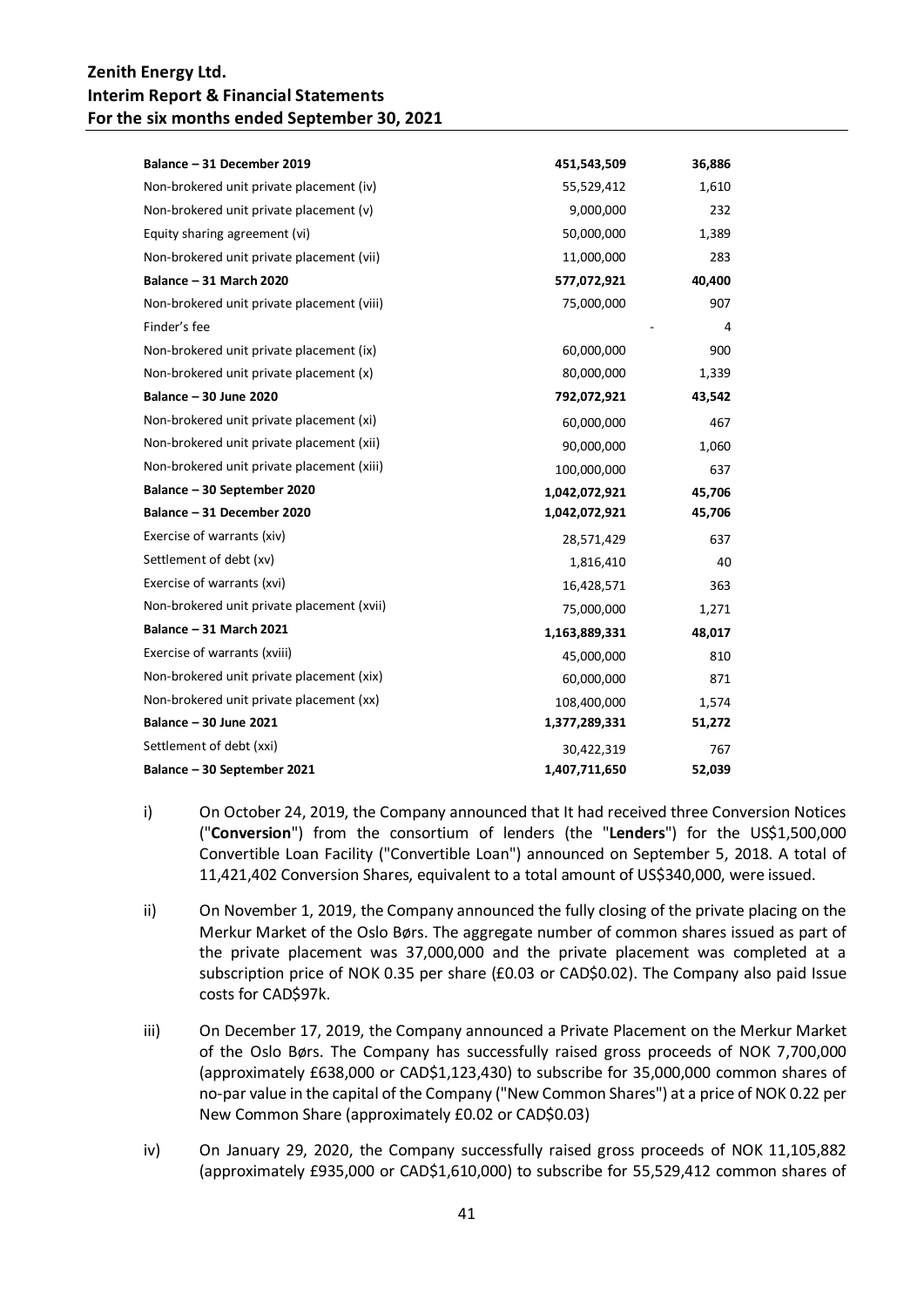| | | |
|---|---|---|
| **Balance – 31 December 2019** | **451,543,509** | **36,886** |
| Non-brokered unit private placement (iv) | 55,529,412 | 1,610 |
| Non-brokered unit private placement (v) | 9,000,000 | 232 |
| Equity sharing agreement (vi) | 50,000,000 | 1,389 |
| Non-brokered unit private placement (vii) | 11,000,000 | 283 |
| **Balance – 31 March 2020** | **577,072,921** | **40,400** |
| Non-brokered unit private placement (viii) | 75,000,000 | 907 |
| Finder's fee | - | 4 |
| Non-brokered unit private placement (ix) | 60,000,000 | 900 |
| Non-brokered unit private placement (x) | 80,000,000 | 1,339 |
| **Balance – 30 June 2020** | **792,072,921** | **43,542** |
| Non-brokered unit private placement (xi) | 60,000,000 | 467 |
| Non-brokered unit private placement (xii) | 90,000,000 | 1,060 |
| Non-brokered unit private placement (xiii) | 100,000,000 | 637 |
| **Balance – 30 September 2020** | **1,042,072,921** | **45,706** |
| **Balance – 31 December 2020** | **1,042,072,921** | **45,706** |
| Exercise of warrants (xiv) | 28,571,429 | 637 |
| Settlement of debt (xv) | 1,816,410 | 40 |
| Exercise of warrants (xvi) | 16,428,571 | 363 |
| Non-brokered unit private placement (xvii) | 75,000,000 | 1,271 |
| **Balance – 31 March 2021** | **1,163,889,331** | **48,017** |
| Exercise of warrants (xviii) | 45,000,000 | 810 |
| Non-brokered unit private placement (xix) | 60,000,000 | 871 |
| Non-brokered unit private placement (xx) | 108,400,000 | 1,574 |
| **Balance – 30 June 2021** | **1,377,289,331** | **51,272** |
| Settlement of debt (xxi) | 30,422,319 | 767 |
| **Balance – 30 September 2021** | **1,407,711,650** | **52,039** |

i) On October 24, 2019, the Company announced that It had received three Conversion Notices ("**Conversion**") from the consortium of lenders (the "**Lenders**") for the US$1,500,000 Convertible Loan Facility ("Convertible Loan") announced on September 5, 2018. A total of 11,421,402 Conversion Shares, equivalent to a total amount of US$340,000, were issued.

ii) On November 1, 2019, the Company announced the fully closing of the private placing on the Merkur Market of the Oslo Børs. The aggregate number of common shares issued as part of the private placement was 37,000,000 and the private placement was completed at a subscription price of NOK 0.35 per share (£0.03 or CAD$0.02). The Company also paid Issue costs for CAD$97k.

iii) On December 17, 2019, the Company announced a Private Placement on the Merkur Market of the Oslo Børs. The Company has successfully raised gross proceeds of NOK 7,700,000 (approximately £638,000 or CAD$1,123,430) to subscribe for 35,000,000 common shares of no-par value in the capital of the Company ("New Common Shares") at a price of NOK 0.22 per New Common Share (approximately £0.02 or CAD$0.03)

iv) On January 29, 2020, the Company successfully raised gross proceeds of NOK 11,105,882 (approximately £935,000 or CAD$1,610,000) to subscribe for 55,529,412 common shares of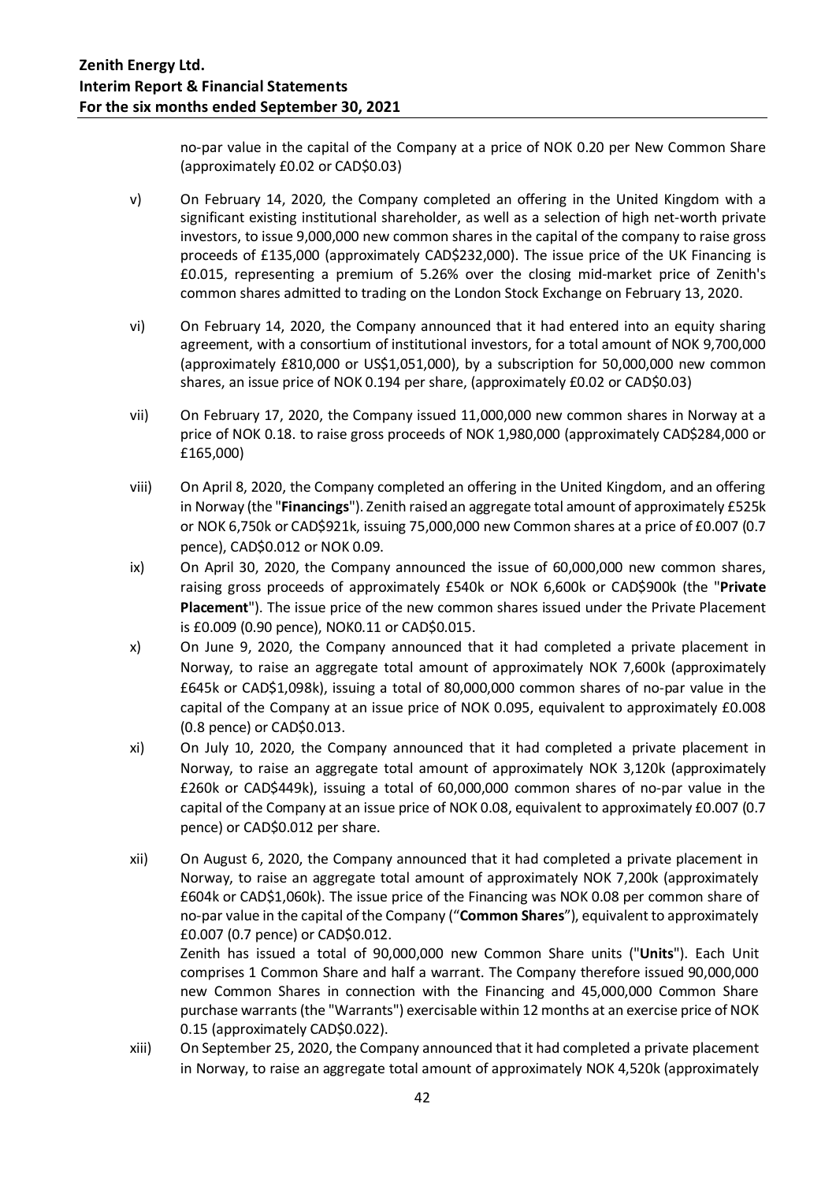no-par value in the capital of the Company at a price of NOK 0.20 per New Common Share (approximately £0.02 or CAD$0.03)

v) On February 14, 2020, the Company completed an offering in the United Kingdom with a significant existing institutional shareholder, as well as a selection of high net-worth private investors, to issue 9,000,000 new common shares in the capital of the company to raise gross proceeds of £135,000 (approximately CAD$232,000). The issue price of the UK Financing is £0.015, representing a premium of 5.26% over the closing mid-market price of Zenith's common shares admitted to trading on the London Stock Exchange on February 13, 2020.

vi) On February 14, 2020, the Company announced that it had entered into an equity sharing agreement, with a consortium of institutional investors, for a total amount of NOK 9,700,000 (approximately £810,000 or US$1,051,000), by a subscription for 50,000,000 new common shares, an issue price of NOK 0.194 per share, (approximately £0.02 or CAD$0.03)

vii) On February 17, 2020, the Company issued 11,000,000 new common shares in Norway at a price of NOK 0.18. to raise gross proceeds of NOK 1,980,000 (approximately CAD$284,000 or £165,000)

viii) On April 8, 2020, the Company completed an offering in the United Kingdom, and an offering in Norway (the "**Financings**"). Zenith raised an aggregate total amount of approximately £525k or NOK 6,750k or CAD$921k, issuing 75,000,000 new Common shares at a price of £0.007 (0.7 pence), CAD$0.012 or NOK 0.09.

ix) On April 30, 2020, the Company announced the issue of 60,000,000 new common shares, raising gross proceeds of approximately £540k or NOK 6,600k or CAD$900k (the "**Private Placement**"). The issue price of the new common shares issued under the Private Placement is £0.009 (0.90 pence), NOK0.11 or CAD$0.015.

x) On June 9, 2020, the Company announced that it had completed a private placement in Norway, to raise an aggregate total amount of approximately NOK 7,600k (approximately £645k or CAD$1,098k), issuing a total of 80,000,000 common shares of no-par value in the capital of the Company at an issue price of NOK 0.095, equivalent to approximately £0.008 (0.8 pence) or CAD$0.013.

xi) On July 10, 2020, the Company announced that it had completed a private placement in Norway, to raise an aggregate total amount of approximately NOK 3,120k (approximately £260k or CAD$449k), issuing a total of 60,000,000 common shares of no-par value in the capital of the Company at an issue price of NOK 0.08, equivalent to approximately £0.007 (0.7 pence) or CAD$0.012 per share.

xii) On August 6, 2020, the Company announced that it had completed a private placement in Norway, to raise an aggregate total amount of approximately NOK 7,200k (approximately £604k or CAD$1,060k). The issue price of the Financing was NOK 0.08 per common share of no-par value in the capital of the Company ("**Common Shares**"), equivalent to approximately £0.007 (0.7 pence) or CAD$0.012.
Zenith has issued a total of 90,000,000 new Common Share units ("**Units**"). Each Unit comprises 1 Common Share and half a warrant. The Company therefore issued 90,000,000 new Common Shares in connection with the Financing and 45,000,000 Common Share purchase warrants (the "Warrants") exercisable within 12 months at an exercise price of NOK 0.15 (approximately CAD$0.022).

xiii) On September 25, 2020, the Company announced that it had completed a private placement in Norway, to raise an aggregate total amount of approximately NOK 4,520k (approximately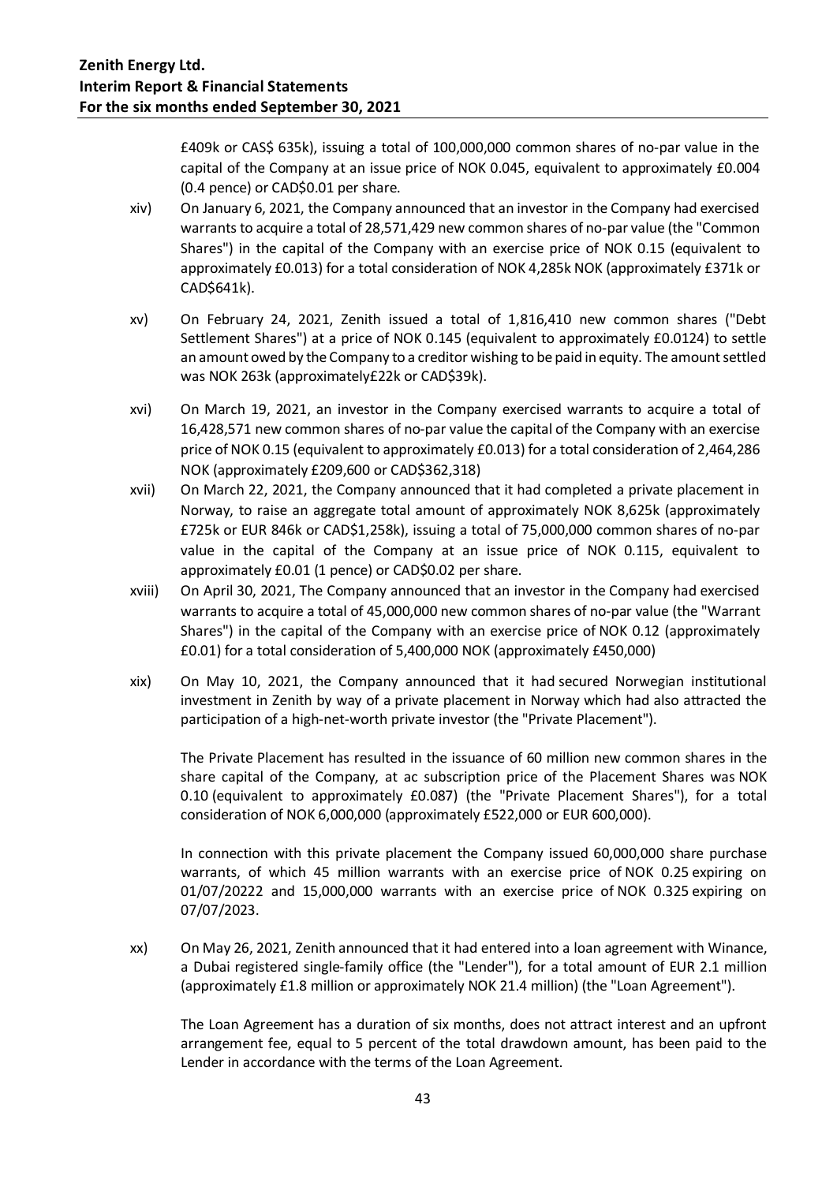£409k or CAS$ 635k), issuing a total of 100,000,000 common shares of no-par value in the capital of the Company at an issue price of NOK 0.045, equivalent to approximately £0.004 (0.4 pence) or CAD$0.01 per share.

xiv) On January 6, 2021, the Company announced that an investor in the Company had exercised warrants to acquire a total of 28,571,429 new common shares of no-par value (the "Common Shares") in the capital of the Company with an exercise price of NOK 0.15 (equivalent to approximately £0.013) for a total consideration of NOK 4,285k NOK (approximately £371k or CAD$641k).

xv) On February 24, 2021, Zenith issued a total of 1,816,410 new common shares ("Debt Settlement Shares") at a price of NOK 0.145 (equivalent to approximately £0.0124) to settle an amount owed by the Company to a creditor wishing to be paid in equity. The amount settled was NOK 263k (approximately£22k or CAD$39k).

xvi) On March 19, 2021, an investor in the Company exercised warrants to acquire a total of 16,428,571 new common shares of no-par value the capital of the Company with an exercise price of NOK 0.15 (equivalent to approximately £0.013) for a total consideration of 2,464,286 NOK (approximately £209,600 or CAD$362,318)

xvii) On March 22, 2021, the Company announced that it had completed a private placement in Norway, to raise an aggregate total amount of approximately NOK 8,625k (approximately £725k or EUR 846k or CAD$1,258k), issuing a total of 75,000,000 common shares of no-par value in the capital of the Company at an issue price of NOK 0.115, equivalent to approximately £0.01 (1 pence) or CAD$0.02 per share.

xviii) On April 30, 2021, The Company announced that an investor in the Company had exercised warrants to acquire a total of 45,000,000 new common shares of no-par value (the "Warrant Shares") in the capital of the Company with an exercise price of NOK 0.12 (approximately £0.01) for a total consideration of 5,400,000 NOK (approximately £450,000)

xix) On May 10, 2021, the Company announced that it had secured Norwegian institutional investment in Zenith by way of a private placement in Norway which had also attracted the participation of a high-net-worth private investor (the "Private Placement").

The Private Placement has resulted in the issuance of 60 million new common shares in the share capital of the Company, at ac subscription price of the Placement Shares was NOK 0.10 (equivalent to approximately £0.087) (the "Private Placement Shares"), for a total consideration of NOK 6,000,000 (approximately £522,000 or EUR 600,000).

In connection with this private placement the Company issued 60,000,000 share purchase warrants, of which 45 million warrants with an exercise price of NOK 0.25 expiring on 01/07/20222 and 15,000,000 warrants with an exercise price of NOK 0.325 expiring on 07/07/2023.

xx) On May 26, 2021, Zenith announced that it had entered into a loan agreement with Winance, a Dubai registered single-family office (the "Lender"), for a total amount of EUR 2.1 million (approximately £1.8 million or approximately NOK 21.4 million) (the "Loan Agreement").

The Loan Agreement has a duration of six months, does not attract interest and an upfront arrangement fee, equal to 5 percent of the total drawdown amount, has been paid to the Lender in accordance with the terms of the Loan Agreement.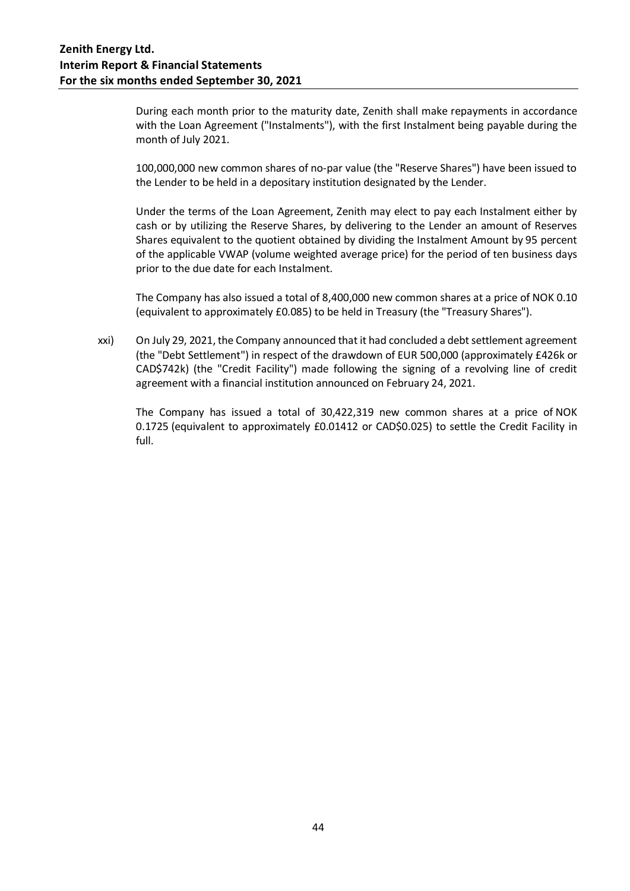During each month prior to the maturity date, Zenith shall make repayments in accordance with the Loan Agreement ("Instalments"), with the first Instalment being payable during the month of July 2021.

100,000,000 new common shares of no-par value (the "Reserve Shares") have been issued to the Lender to be held in a depositary institution designated by the Lender.

Under the terms of the Loan Agreement, Zenith may elect to pay each Instalment either by cash or by utilizing the Reserve Shares, by delivering to the Lender an amount of Reserves Shares equivalent to the quotient obtained by dividing the Instalment Amount by 95 percent of the applicable VWAP (volume weighted average price) for the period of ten business days prior to the due date for each Instalment.

The Company has also issued a total of 8,400,000 new common shares at a price of NOK 0.10 (equivalent to approximately £0.085) to be held in Treasury (the "Treasury Shares").

xxi) On July 29, 2021, the Company announced that it had concluded a debt settlement agreement (the "Debt Settlement") in respect of the drawdown of EUR 500,000 (approximately £426k or CAD$742k) (the "Credit Facility") made following the signing of a revolving line of credit agreement with a financial institution announced on February 24, 2021.

The Company has issued a total of 30,422,319 new common shares at a price of NOK 0.1725 (equivalent to approximately £0.01412 or CAD$0.025) to settle the Credit Facility in full.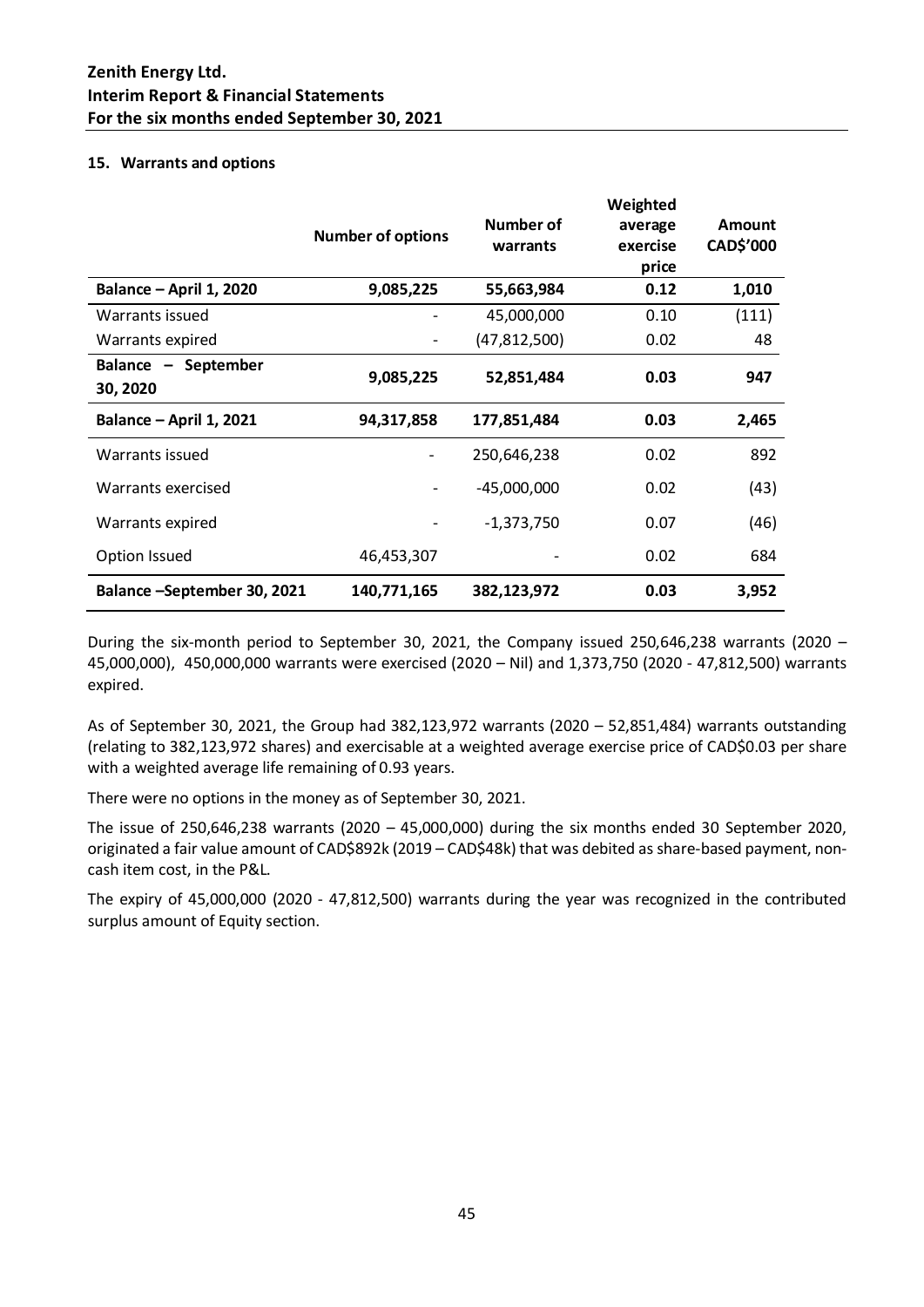## 15. Warrants and options

| | Number of options | Number of warrants | Weighted average exercise price | Amount CAD$'000 |
|---|---|---|---|---|
| **Balance – April 1, 2020** | **9,085,225** | **55,663,984** | **0.12** | **1,010** |
| Warrants issued | - | 45,000,000 | 0.10 | (111) |
| Warrants expired | - | (47,812,500) | 0.02 | 48 |
| **Balance – September 30, 2020** | **9,085,225** | **52,851,484** | **0.03** | **947** |
| **Balance – April 1, 2021** | **94,317,858** | **177,851,484** | **0.03** | **2,465** |
| Warrants issued | - | 250,646,238 | 0.02 | 892 |
| Warrants exercised | - | -45,000,000 | 0.02 | (43) |
| Warrants expired | - | -1,373,750 | 0.07 | (46) |
| Option Issued | 46,453,307 | - | 0.02 | 684 |
| **Balance –September 30, 2021** | **140,771,165** | **382,123,972** | **0.03** | **3,952** |

During the six-month period to September 30, 2021, the Company issued 250,646,238 warrants (2020 – 45,000,000), 450,000,000 warrants were exercised (2020 – Nil) and 1,373,750 (2020 - 47,812,500) warrants expired.

As of September 30, 2021, the Group had 382,123,972 warrants (2020 – 52,851,484) warrants outstanding (relating to 382,123,972 shares) and exercisable at a weighted average exercise price of CAD$0.03 per share with a weighted average life remaining of 0.93 years.

There were no options in the money as of September 30, 2021.

The issue of 250,646,238 warrants (2020 – 45,000,000) during the six months ended 30 September 2020, originated a fair value amount of CAD$892k (2019 – CAD$48k) that was debited as share-based payment, non-cash item cost, in the P&L.

The expiry of 45,000,000 (2020 - 47,812,500) warrants during the year was recognized in the contributed surplus amount of Equity section.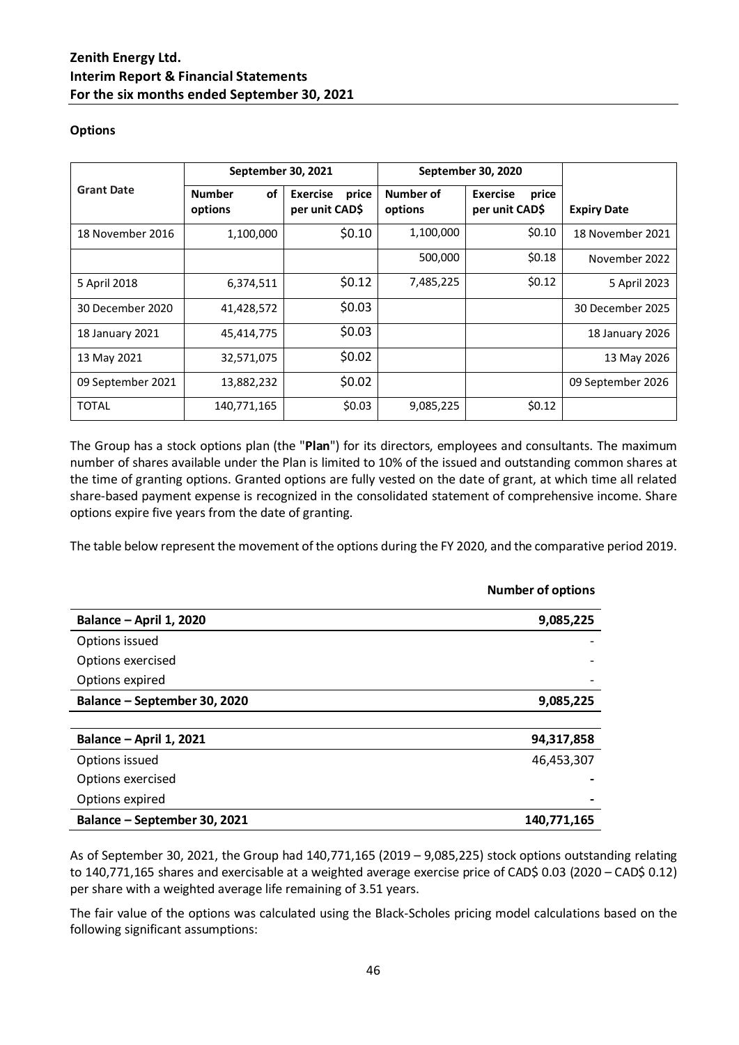### Options

| Grant Date | September 30, 2021 | | September 30, 2020 | | Expiry Date |
|---|---|---|---|---|---|
| | Number of options | Exercise price per unit CAD$ | Number of options | Exercise price per unit CAD$ | |
| 18 November 2016 | 1,100,000 | $0.10 | 1,100,000 | $0.10 | 18 November 2021 |
| | | | 500,000 | $0.18 | November 2022 |
| 5 April 2018 | 6,374,511 | $0.12 | 7,485,225 | $0.12 | 5 April 2023 |
| 30 December 2020 | 41,428,572 | $0.03 | | | 30 December 2025 |
| 18 January 2021 | 45,414,775 | $0.03 | | | 18 January 2026 |
| 13 May 2021 | 32,571,075 | $0.02 | | | 13 May 2026 |
| 09 September 2021 | 13,882,232 | $0.02 | | | 09 September 2026 |
| TOTAL | 140,771,165 | $0.03 | 9,085,225 | $0.12 | |

The Group has a stock options plan (the "**Plan**") for its directors, employees and consultants. The maximum number of shares available under the Plan is limited to 10% of the issued and outstanding common shares at the time of granting options. Granted options are fully vested on the date of grant, at which time all related share-based payment expense is recognized in the consolidated statement of comprehensive income. Share options expire five years from the date of granting.

The table below represent the movement of the options during the FY 2020, and the comparative period 2019.

| | Number of options |
|---|---|
| **Balance – April 1, 2020** | **9,085,225** |
| Options issued | - |
| Options exercised | - |
| Options expired | - |
| **Balance – September 30, 2020** | **9,085,225** |
| | |
| **Balance – April 1, 2021** | **94,317,858** |
| Options issued | 46,453,307 |
| Options exercised | **-** |
| Options expired | **-** |
| **Balance – September 30, 2021** | **140,771,165** |

As of September 30, 2021, the Group had 140,771,165 (2019 – 9,085,225) stock options outstanding relating to 140,771,165 shares and exercisable at a weighted average exercise price of CAD$ 0.03 (2020 – CAD$ 0.12) per share with a weighted average life remaining of 3.51 years.

The fair value of the options was calculated using the Black-Scholes pricing model calculations based on the following significant assumptions: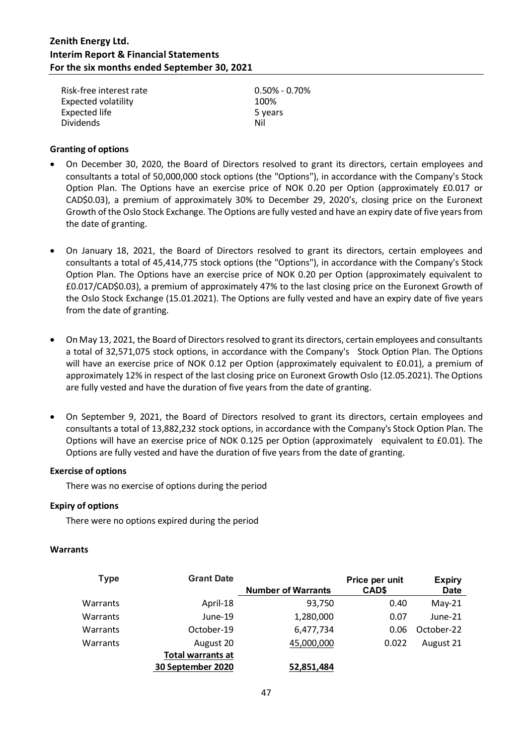| | |
|---|---|
| Risk-free interest rate | 0.50% - 0.70% |
| Expected volatility | 100% |
| Expected life | 5 years |
| Dividends | Nil |

**Granting of options**

- On December 30, 2020, the Board of Directors resolved to grant its directors, certain employees and consultants a total of 50,000,000 stock options (the "Options"), in accordance with the Company's Stock Option Plan. The Options have an exercise price of NOK 0.20 per Option (approximately £0.017 or CAD$0.03), a premium of approximately 30% to December 29, 2020's, closing price on the Euronext Growth of the Oslo Stock Exchange. The Options are fully vested and have an expiry date of five years from the date of granting.

- On January 18, 2021, the Board of Directors resolved to grant its directors, certain employees and consultants a total of 45,414,775 stock options (the "Options"), in accordance with the Company's Stock Option Plan. The Options have an exercise price of NOK 0.20 per Option (approximately equivalent to £0.017/CAD$0.03), a premium of approximately 47% to the last closing price on the Euronext Growth of the Oslo Stock Exchange (15.01.2021). The Options are fully vested and have an expiry date of five years from the date of granting.

- On May 13, 2021, the Board of Directors resolved to grant its directors, certain employees and consultants a total of 32,571,075 stock options, in accordance with the Company's Stock Option Plan. The Options will have an exercise price of NOK 0.12 per Option (approximately equivalent to £0.01), a premium of approximately 12% in respect of the last closing price on Euronext Growth Oslo (12.05.2021). The Options are fully vested and have the duration of five years from the date of granting.

- On September 9, 2021, the Board of Directors resolved to grant its directors, certain employees and consultants a total of 13,882,232 stock options, in accordance with the Company's Stock Option Plan. The Options will have an exercise price of NOK 0.125 per Option (approximately equivalent to £0.01). The Options are fully vested and have the duration of five years from the date of granting.

**Exercise of options**

There was no exercise of options during the period

**Expiry of options**

There were no options expired during the period

**Warrants**

| Type | Grant Date | Number of Warrants | Price per unit CAD$ | Expiry Date |
|---|---|---|---|---|
| Warrants | April-18 | 93,750 | 0.40 | May-21 |
| Warrants | June-19 | 1,280,000 | 0.07 | June-21 |
| Warrants | October-19 | 6,477,734 | 0.06 | October-22 |
| Warrants | August 20 | 45,000,000 | 0.022 | August 21 |
| | **Total warrants at 30 September 2020** | **52,851,484** | | |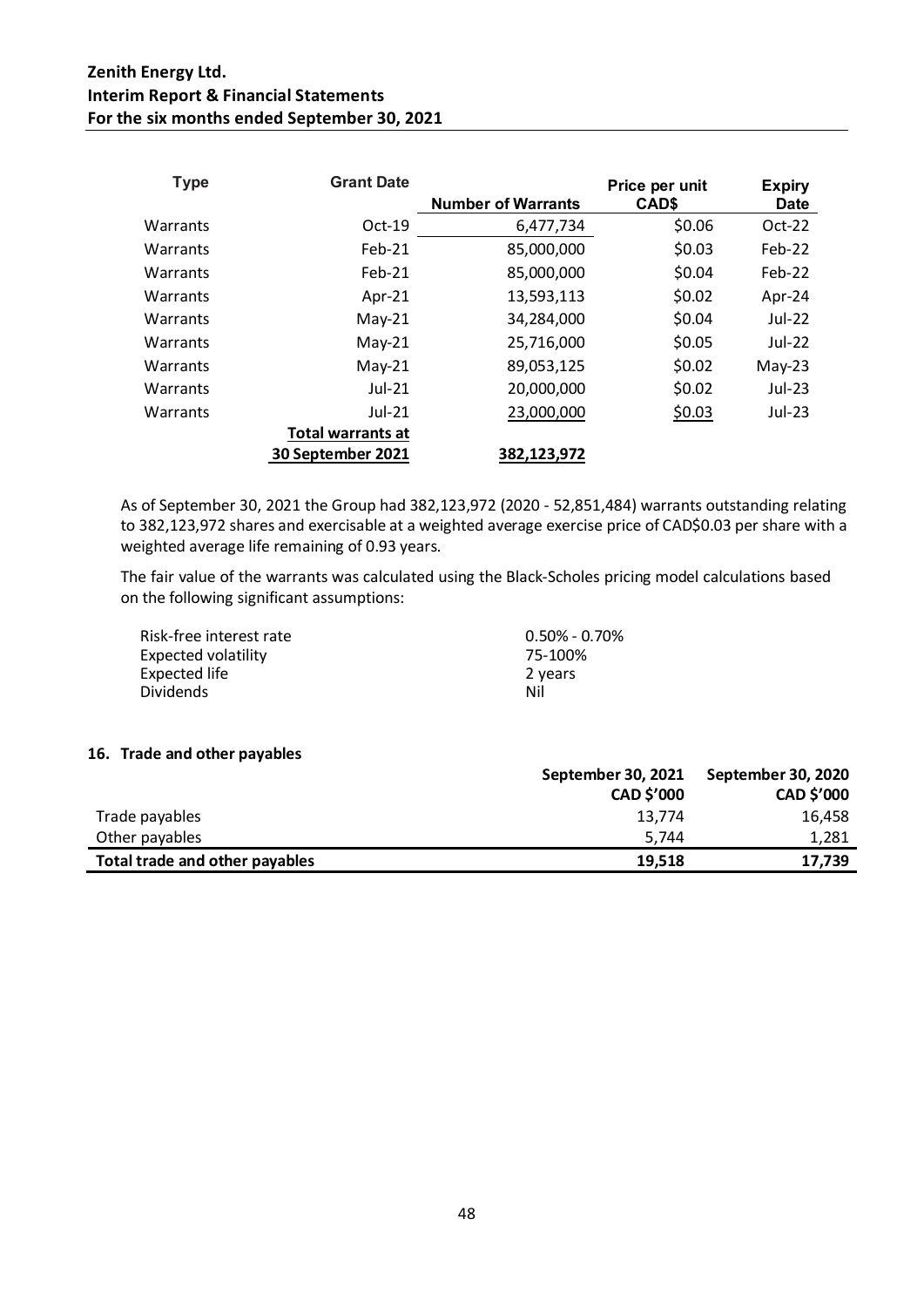| Type | Grant Date | Number of Warrants | Price per unit CAD$ | Expiry Date |
|---|---|---|---|---|
| Warrants | Oct-19 | 6,477,734 | $0.06 | Oct-22 |
| Warrants | Feb-21 | 85,000,000 | $0.03 | Feb-22 |
| Warrants | Feb-21 | 85,000,000 | $0.04 | Feb-22 |
| Warrants | Apr-21 | 13,593,113 | $0.02 | Apr-24 |
| Warrants | May-21 | 34,284,000 | $0.04 | Jul-22 |
| Warrants | May-21 | 25,716,000 | $0.05 | Jul-22 |
| Warrants | May-21 | 89,053,125 | $0.02 | May-23 |
| Warrants | Jul-21 | 20,000,000 | $0.02 | Jul-23 |
| Warrants | Jul-21 | 23,000,000 | $0.03 | Jul-23 |
| | **Total warrants at 30 September 2021** | **382,123,972** | | |

As of September 30, 2021 the Group had 382,123,972 (2020 - 52,851,484) warrants outstanding relating to 382,123,972 shares and exercisable at a weighted average exercise price of CAD$0.03 per share with a weighted average life remaining of 0.93 years.

The fair value of the warrants was calculated using the Black-Scholes pricing model calculations based on the following significant assumptions:

| | |
|---|---|
| Risk-free interest rate | 0.50% - 0.70% |
| Expected volatility | 75-100% |
| Expected life | 2 years |
| Dividends | Nil |

## 16. Trade and other payables

| | September 30, 2021 CAD $'000 | September 30, 2020 CAD $'000 |
|---|---|---|
| Trade payables | 13,774 | 16,458 |
| Other payables | 5,744 | 1,281 |
| **Total trade and other payables** | **19,518** | **17,739** |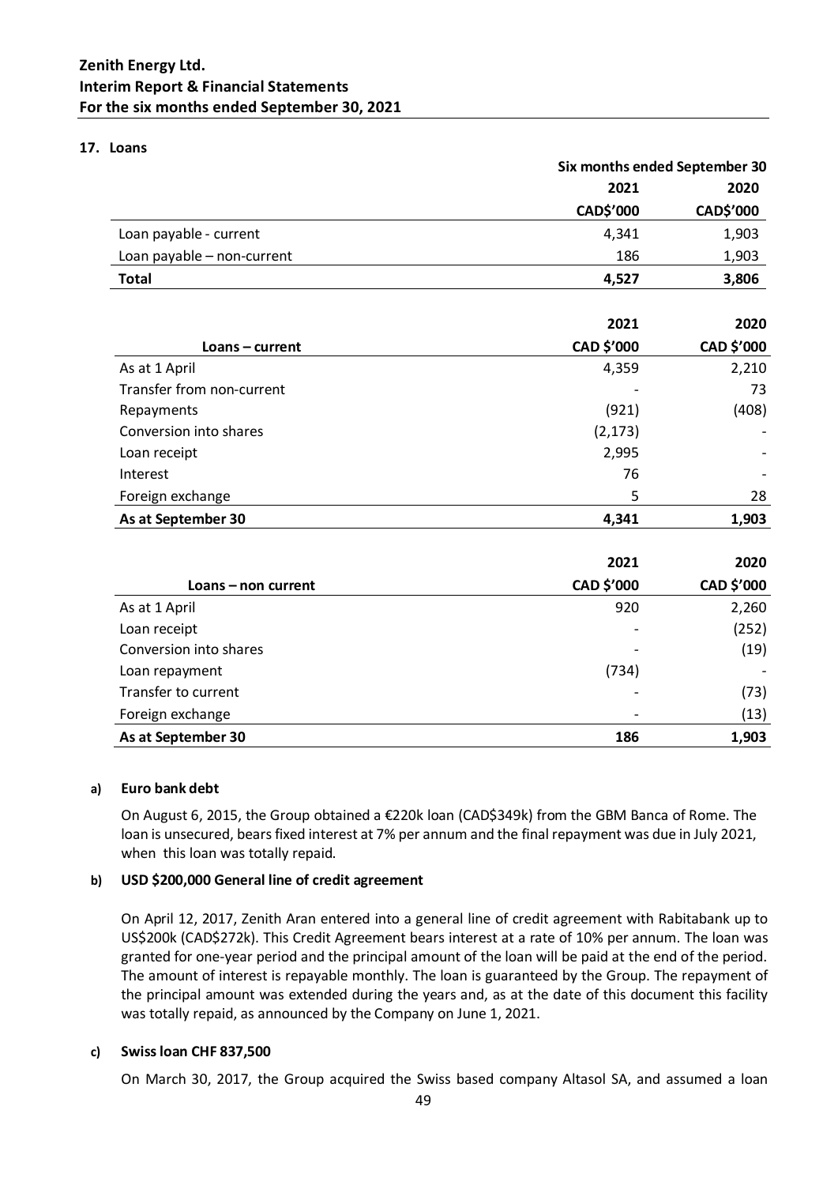## 17. Loans

| | Six months ended September 30 | |
|---|---|---|
| | 2021 | 2020 |
| | CAD$'000 | CAD$'000 |
| Loan payable - current | 4,341 | 1,903 |
| Loan payable – non-current | 186 | 1,903 |
| **Total** | **4,527** | **3,806** |

| Loans – current | 2021 CAD $'000 | 2020 CAD $'000 |
|---|---|---|
| As at 1 April | 4,359 | 2,210 |
| Transfer from non-current | - | 73 |
| Repayments | (921) | (408) |
| Conversion into shares | (2,173) | - |
| Loan receipt | 2,995 | - |
| Interest | 76 | - |
| Foreign exchange | 5 | 28 |
| **As at September 30** | **4,341** | **1,903** |

| Loans – non current | 2021 CAD $'000 | 2020 CAD $'000 |
|---|---|---|
| As at 1 April | 920 | 2,260 |
| Loan receipt | - | (252) |
| Conversion into shares | - | (19) |
| Loan repayment | (734) | - |
| Transfer to current | - | (73) |
| Foreign exchange | - | (13) |
| **As at September 30** | **186** | **1,903** |

### a) Euro bank debt

On August 6, 2015, the Group obtained a €220k loan (CAD$349k) from the GBM Banca of Rome. The loan is unsecured, bears fixed interest at 7% per annum and the final repayment was due in July 2021, when this loan was totally repaid.

### b) USD $200,000 General line of credit agreement

On April 12, 2017, Zenith Aran entered into a general line of credit agreement with Rabitabank up to US$200k (CAD$272k). This Credit Agreement bears interest at a rate of 10% per annum. The loan was granted for one-year period and the principal amount of the loan will be paid at the end of the period. The amount of interest is repayable monthly. The loan is guaranteed by the Group. The repayment of the principal amount was extended during the years and, as at the date of this document this facility was totally repaid, as announced by the Company on June 1, 2021.

### c) Swiss loan CHF 837,500

On March 30, 2017, the Group acquired the Swiss based company Altasol SA, and assumed a loan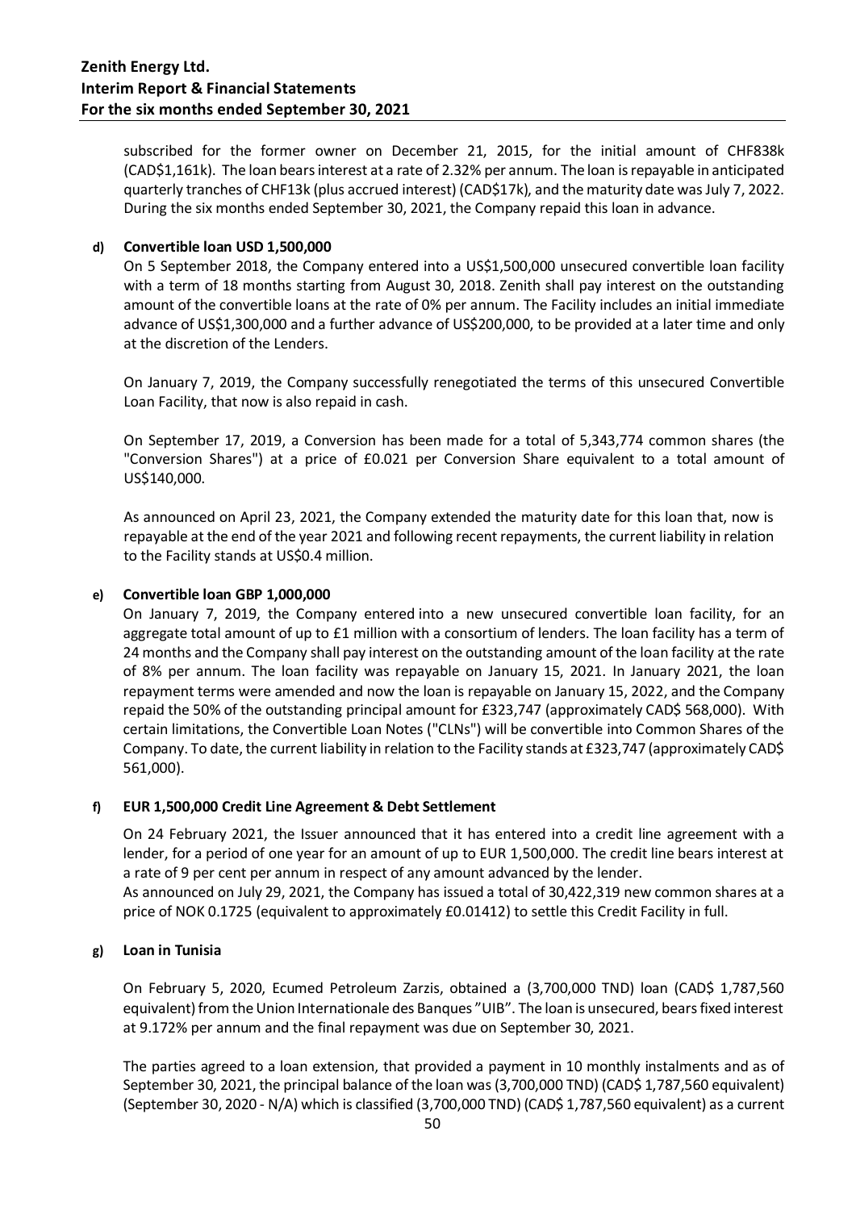subscribed for the former owner on December 21, 2015, for the initial amount of CHF838k (CAD$1,161k). The loan bears interest at a rate of 2.32% per annum. The loan is repayable in anticipated quarterly tranches of CHF13k (plus accrued interest) (CAD$17k), and the maturity date was July 7, 2022. During the six months ended September 30, 2021, the Company repaid this loan in advance.

**d) Convertible loan USD 1,500,000**

On 5 September 2018, the Company entered into a US$1,500,000 unsecured convertible loan facility with a term of 18 months starting from August 30, 2018. Zenith shall pay interest on the outstanding amount of the convertible loans at the rate of 0% per annum. The Facility includes an initial immediate advance of US$1,300,000 and a further advance of US$200,000, to be provided at a later time and only at the discretion of the Lenders.

On January 7, 2019, the Company successfully renegotiated the terms of this unsecured Convertible Loan Facility, that now is also repaid in cash.

On September 17, 2019, a Conversion has been made for a total of 5,343,774 common shares (the "Conversion Shares") at a price of £0.021 per Conversion Share equivalent to a total amount of US$140,000.

As announced on April 23, 2021, the Company extended the maturity date for this loan that, now is repayable at the end of the year 2021 and following recent repayments, the current liability in relation to the Facility stands at US$0.4 million.

**e) Convertible loan GBP 1,000,000**

On January 7, 2019, the Company entered into a new unsecured convertible loan facility, for an aggregate total amount of up to £1 million with a consortium of lenders. The loan facility has a term of 24 months and the Company shall pay interest on the outstanding amount of the loan facility at the rate of 8% per annum. The loan facility was repayable on January 15, 2021. In January 2021, the loan repayment terms were amended and now the loan is repayable on January 15, 2022, and the Company repaid the 50% of the outstanding principal amount for £323,747 (approximately CAD$ 568,000). With certain limitations, the Convertible Loan Notes ("CLNs") will be convertible into Common Shares of the Company. To date, the current liability in relation to the Facility stands at £323,747 (approximately CAD$ 561,000).

**f) EUR 1,500,000 Credit Line Agreement & Debt Settlement**

On 24 February 2021, the Issuer announced that it has entered into a credit line agreement with a lender, for a period of one year for an amount of up to EUR 1,500,000. The credit line bears interest at a rate of 9 per cent per annum in respect of any amount advanced by the lender.
As announced on July 29, 2021, the Company has issued a total of 30,422,319 new common shares at a price of NOK 0.1725 (equivalent to approximately £0.01412) to settle this Credit Facility in full.

**g) Loan in Tunisia**

On February 5, 2020, Ecumed Petroleum Zarzis, obtained a (3,700,000 TND) loan (CAD$ 1,787,560 equivalent) from the Union Internationale des Banques "UIB". The loan is unsecured, bears fixed interest at 9.172% per annum and the final repayment was due on September 30, 2021.

The parties agreed to a loan extension, that provided a payment in 10 monthly instalments and as of September 30, 2021, the principal balance of the loan was (3,700,000 TND) (CAD$ 1,787,560 equivalent) (September 30, 2020 - N/A) which is classified (3,700,000 TND) (CAD$ 1,787,560 equivalent) as a current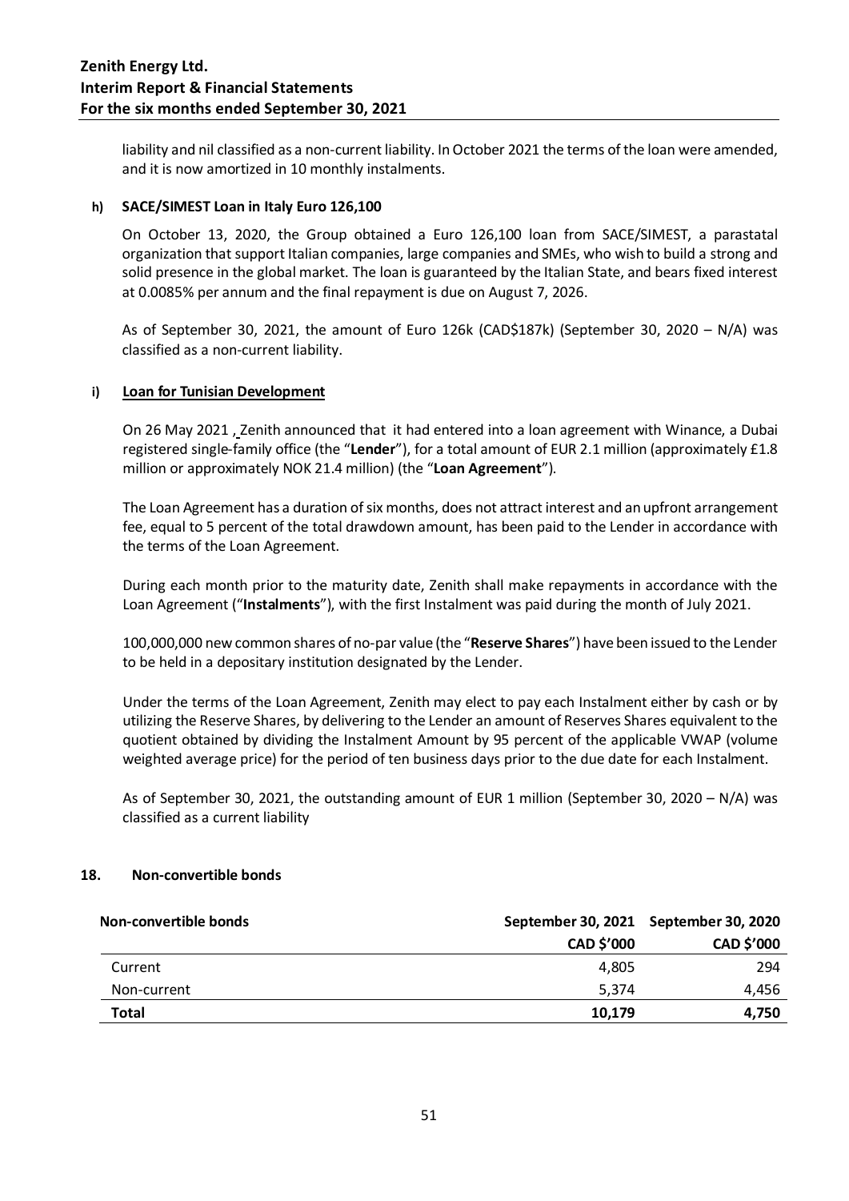liability and nil classified as a non-current liability. In October 2021 the terms of the loan were amended, and it is now amortized in 10 monthly instalments.

#### h) SACE/SIMEST Loan in Italy Euro 126,100

On October 13, 2020, the Group obtained a Euro 126,100 loan from SACE/SIMEST, a parastatal organization that support Italian companies, large companies and SMEs, who wish to build a strong and solid presence in the global market. The loan is guaranteed by the Italian State, and bears fixed interest at 0.0085% per annum and the final repayment is due on August 7, 2026.

As of September 30, 2021, the amount of Euro 126k (CAD$187k) (September 30, 2020 – N/A) was classified as a non-current liability.

#### i) Loan for Tunisian Development

On 26 May 2021 , Zenith announced that it had entered into a loan agreement with Winance, a Dubai registered single-family office (the "**Lender**"), for a total amount of EUR 2.1 million (approximately £1.8 million or approximately NOK 21.4 million) (the "**Loan Agreement**").

The Loan Agreement has a duration of six months, does not attract interest and an upfront arrangement fee, equal to 5 percent of the total drawdown amount, has been paid to the Lender in accordance with the terms of the Loan Agreement.

During each month prior to the maturity date, Zenith shall make repayments in accordance with the Loan Agreement ("**Instalments**"), with the first Instalment was paid during the month of July 2021.

100,000,000 new common shares of no-par value (the "**Reserve Shares**") have been issued to the Lender to be held in a depositary institution designated by the Lender.

Under the terms of the Loan Agreement, Zenith may elect to pay each Instalment either by cash or by utilizing the Reserve Shares, by delivering to the Lender an amount of Reserves Shares equivalent to the quotient obtained by dividing the Instalment Amount by 95 percent of the applicable VWAP (volume weighted average price) for the period of ten business days prior to the due date for each Instalment.

As of September 30, 2021, the outstanding amount of EUR 1 million (September 30, 2020 – N/A) was classified as a current liability

### 18. Non-convertible bonds

| Non-convertible bonds | September 30, 2021 | September 30, 2020 |
|---|---|---|
| | CAD $'000 | CAD $'000 |
| Current | 4,805 | 294 |
| Non-current | 5,374 | 4,456 |
| **Total** | **10,179** | **4,750** |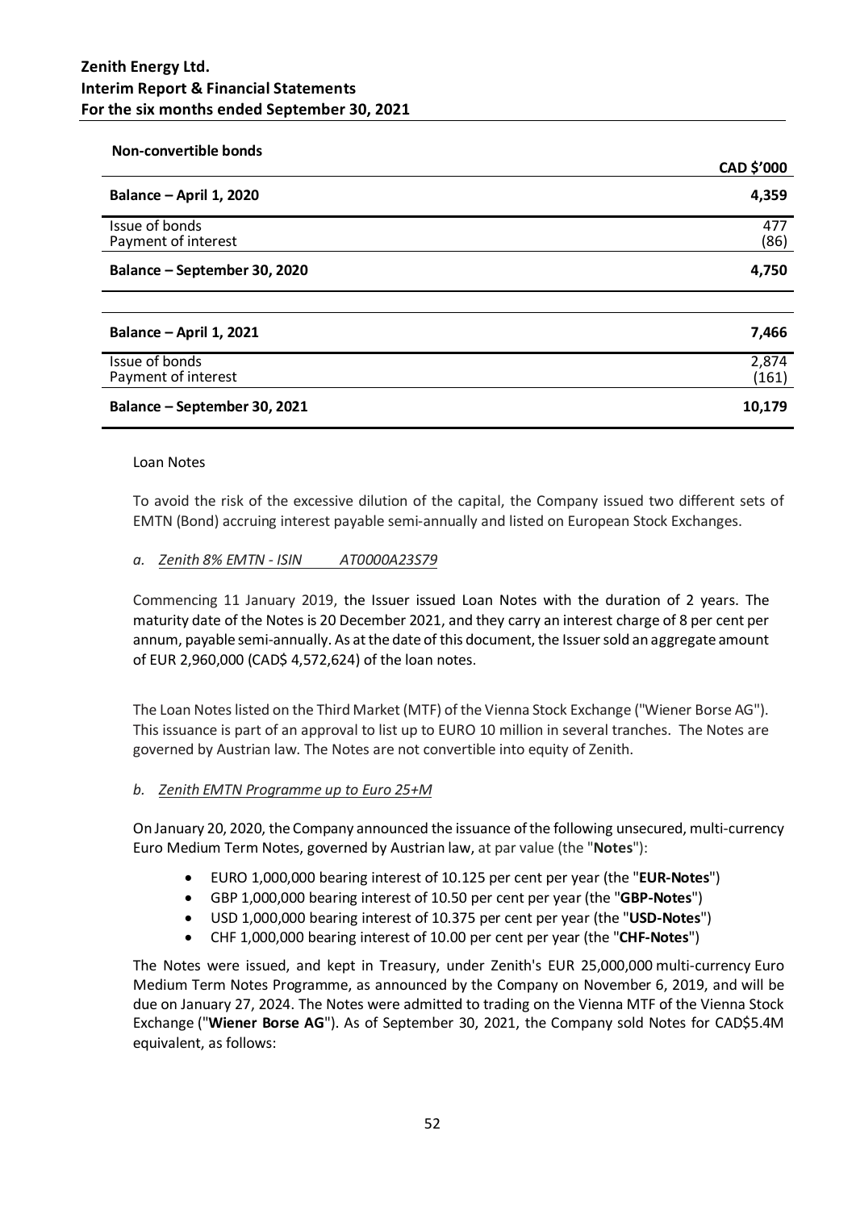**Non-convertible bonds**

| | CAD $'000 |
|---|---|
| **Balance – April 1, 2020** | **4,359** |
| Issue of bonds | 477 |
| Payment of interest | (86) |
| **Balance – September 30, 2020** | **4,750** |
| | |
| **Balance – April 1, 2021** | **7,466** |
| Issue of bonds | 2,874 |
| Payment of interest | (161) |
| **Balance – September 30, 2021** | **10,179** |

Loan Notes

To avoid the risk of the excessive dilution of the capital, the Company issued two different sets of EMTN (Bond) accruing interest payable semi-annually and listed on European Stock Exchanges.

*a. Zenith 8% EMTN - ISIN AT0000A23S79*

Commencing 11 January 2019, the Issuer issued Loan Notes with the duration of 2 years. The maturity date of the Notes is 20 December 2021, and they carry an interest charge of 8 per cent per annum, payable semi-annually. As at the date of this document, the Issuer sold an aggregate amount of EUR 2,960,000 (CAD$ 4,572,624) of the loan notes.

The Loan Notes listed on the Third Market (MTF) of the Vienna Stock Exchange ("Wiener Borse AG"). This issuance is part of an approval to list up to EURO 10 million in several tranches. The Notes are governed by Austrian law. The Notes are not convertible into equity of Zenith.

*b. Zenith EMTN Programme up to Euro 25+M*

On January 20, 2020, the Company announced the issuance of the following unsecured, multi-currency Euro Medium Term Notes, governed by Austrian law, at par value (the "**Notes**"):

- EURO 1,000,000 bearing interest of 10.125 per cent per year (the "**EUR-Notes**")
- GBP 1,000,000 bearing interest of 10.50 per cent per year (the "**GBP-Notes**")
- USD 1,000,000 bearing interest of 10.375 per cent per year (the "**USD-Notes**")
- CHF 1,000,000 bearing interest of 10.00 per cent per year (the "**CHF-Notes**")

The Notes were issued, and kept in Treasury, under Zenith's EUR 25,000,000 multi-currency Euro Medium Term Notes Programme, as announced by the Company on November 6, 2019, and will be due on January 27, 2024. The Notes were admitted to trading on the Vienna MTF of the Vienna Stock Exchange ("**Wiener Borse AG**"). As of September 30, 2021, the Company sold Notes for CAD$5.4M equivalent, as follows: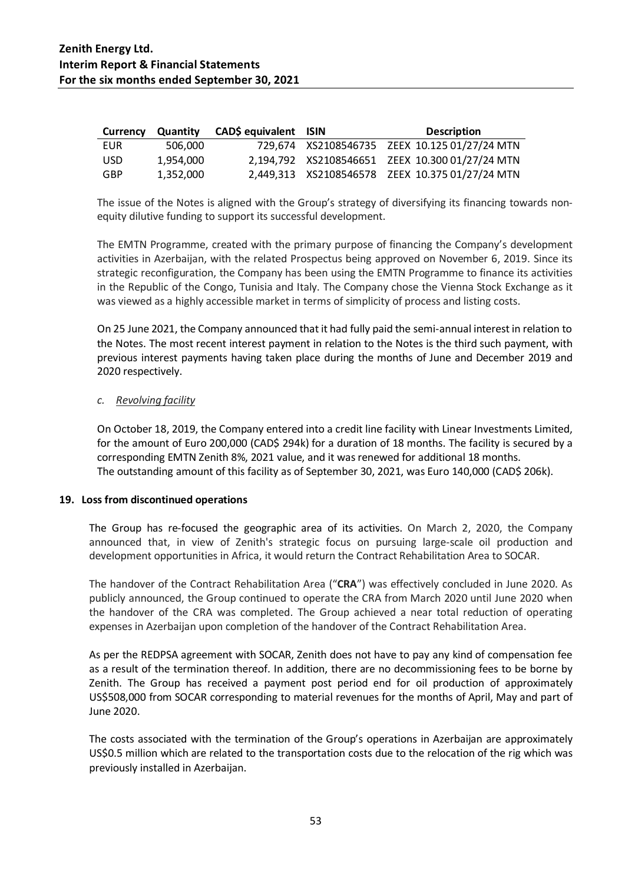| Currency | Quantity | CAD$ equivalent | ISIN | Description |
|---|---|---|---|---|
| EUR | 506,000 | 729,674 | XS2108546735 | ZEEX 10.125 01/27/24 MTN |
| USD | 1,954,000 | 2,194,792 | XS2108546651 | ZEEX 10.300 01/27/24 MTN |
| GBP | 1,352,000 | 2,449,313 | XS2108546578 | ZEEX 10.375 01/27/24 MTN |

The issue of the Notes is aligned with the Group's strategy of diversifying its financing towards non-equity dilutive funding to support its successful development.

The EMTN Programme, created with the primary purpose of financing the Company's development activities in Azerbaijan, with the related Prospectus being approved on November 6, 2019. Since its strategic reconfiguration, the Company has been using the EMTN Programme to finance its activities in the Republic of the Congo, Tunisia and Italy. The Company chose the Vienna Stock Exchange as it was viewed as a highly accessible market in terms of simplicity of process and listing costs.

On 25 June 2021, the Company announced that it had fully paid the semi-annual interest in relation to the Notes. The most recent interest payment in relation to the Notes is the third such payment, with previous interest payments having taken place during the months of June and December 2019 and 2020 respectively.

*c. Revolving facility*

On October 18, 2019, the Company entered into a credit line facility with Linear Investments Limited, for the amount of Euro 200,000 (CAD$ 294k) for a duration of 18 months. The facility is secured by a corresponding EMTN Zenith 8%, 2021 value, and it was renewed for additional 18 months.
The outstanding amount of this facility as of September 30, 2021, was Euro 140,000 (CAD$ 206k).

## 19. Loss from discontinued operations

The Group has re-focused the geographic area of its activities. On March 2, 2020, the Company announced that, in view of Zenith's strategic focus on pursuing large-scale oil production and development opportunities in Africa, it would return the Contract Rehabilitation Area to SOCAR.

The handover of the Contract Rehabilitation Area ("**CRA**") was effectively concluded in June 2020. As publicly announced, the Group continued to operate the CRA from March 2020 until June 2020 when the handover of the CRA was completed. The Group achieved a near total reduction of operating expenses in Azerbaijan upon completion of the handover of the Contract Rehabilitation Area.

As per the REDPSA agreement with SOCAR, Zenith does not have to pay any kind of compensation fee as a result of the termination thereof. In addition, there are no decommissioning fees to be borne by Zenith. The Group has received a payment post period end for oil production of approximately US$508,000 from SOCAR corresponding to material revenues for the months of April, May and part of June 2020.

The costs associated with the termination of the Group's operations in Azerbaijan are approximately US$0.5 million which are related to the transportation costs due to the relocation of the rig which was previously installed in Azerbaijan.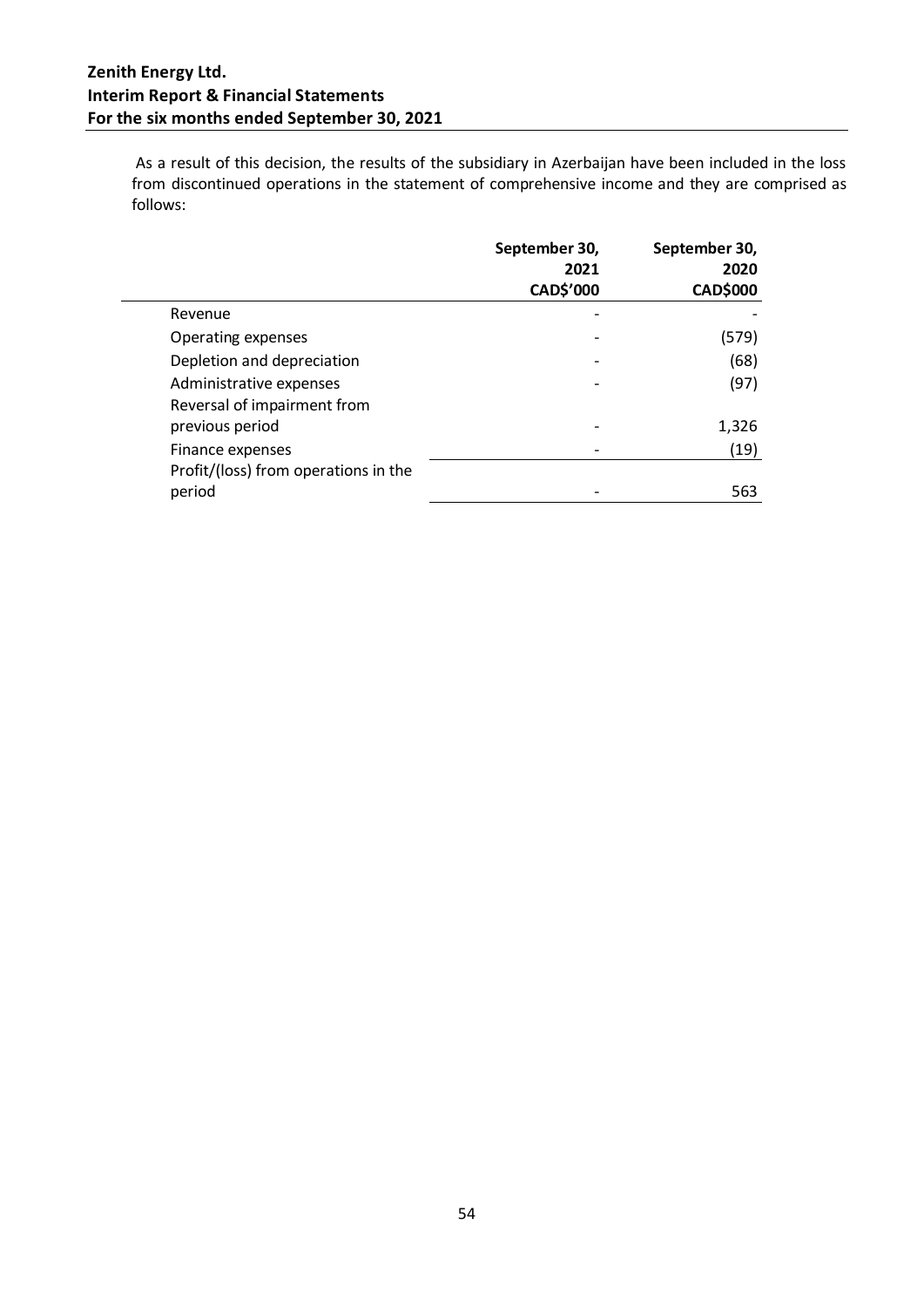As a result of this decision, the results of the subsidiary in Azerbaijan have been included in the loss from discontinued operations in the statement of comprehensive income and they are comprised as follows:

| | September 30, 2021 CAD$'000 | September 30, 2020 CAD$000 |
|---|---|---|
| Revenue | - | - |
| Operating expenses | - | (579) |
| Depletion and depreciation | - | (68) |
| Administrative expenses | - | (97) |
| Reversal of impairment from previous period | - | 1,326 |
| Finance expenses | - | (19) |
| Profit/(loss) from operations in the period | - | 563 |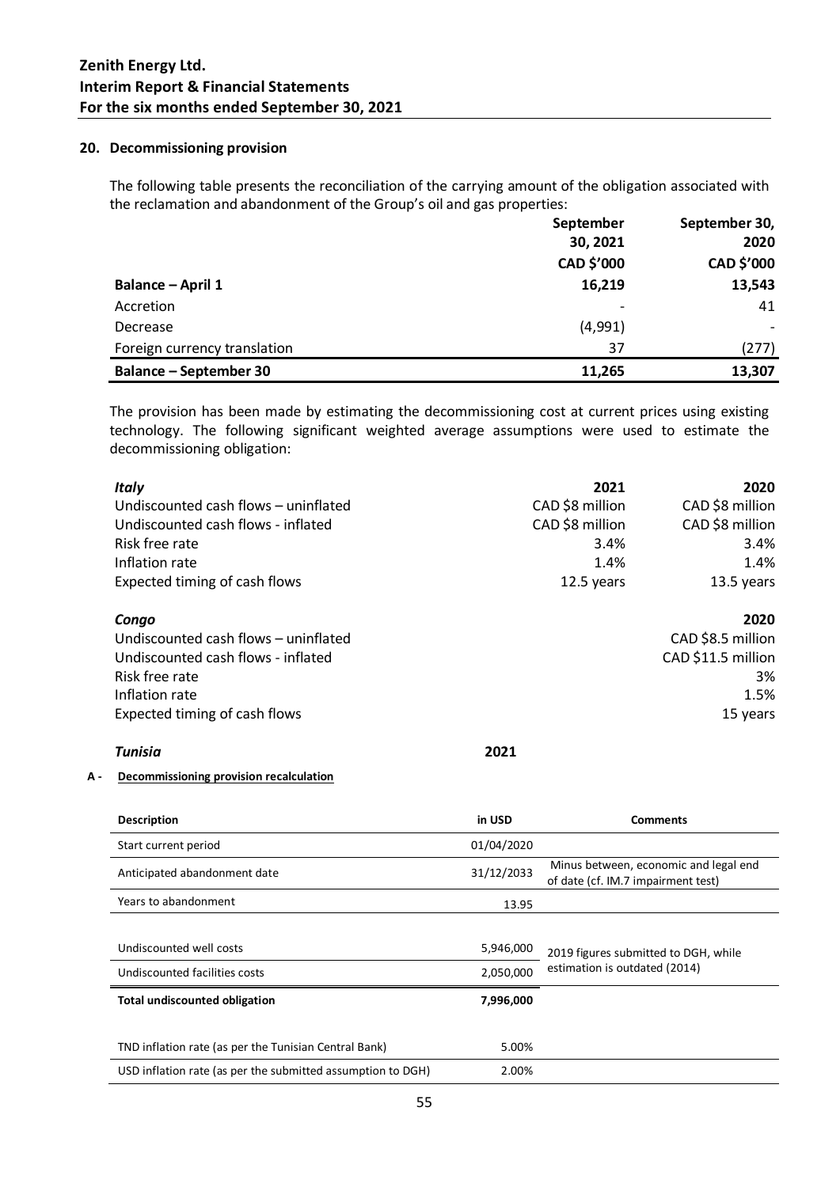## 20. Decommissioning provision

The following table presents the reconciliation of the carrying amount of the obligation associated with the reclamation and abandonment of the Group's oil and gas properties:

| | September 30, 2021 | September 30, 2020 |
|---|---|---|
| | CAD $'000 | CAD $'000 |
| **Balance – April 1** | **16,219** | **13,543** |
| Accretion | - | 41 |
| Decrease | (4,991) | - |
| Foreign currency translation | 37 | (277) |
| **Balance – September 30** | **11,265** | **13,307** |

The provision has been made by estimating the decommissioning cost at current prices using existing technology. The following significant weighted average assumptions were used to estimate the decommissioning obligation:

| *Italy* | 2021 | 2020 |
|---|---|---|
| Undiscounted cash flows – uninflated | CAD $8 million | CAD $8 million |
| Undiscounted cash flows - inflated | CAD $8 million | CAD $8 million |
| Risk free rate | 3.4% | 3.4% |
| Inflation rate | 1.4% | 1.4% |
| Expected timing of cash flows | 12.5 years | 13.5 years |

| *Congo* | 2020 |
|---|---|
| Undiscounted cash flows – uninflated | CAD $8.5 million |
| Undiscounted cash flows - inflated | CAD $11.5 million |
| Risk free rate | 3% |
| Inflation rate | 1.5% |
| Expected timing of cash flows | 15 years |

*Tunisia* **2021**

**A - Decommissioning provision recalculation**

| Description | in USD | Comments |
|---|---|---|
| Start current period | 01/04/2020 | |
| Anticipated abandonment date | 31/12/2033 | Minus between, economic and legal end of date (cf. IM.7 impairment test) |
| Years to abandonment | 13.95 | |
| Undiscounted well costs | 5,946,000 | 2019 figures submitted to DGH, while estimation is outdated (2014) |
| Undiscounted facilities costs | 2,050,000 | |
| **Total undiscounted obligation** | **7,996,000** | |
| TND inflation rate (as per the Tunisian Central Bank) | 5.00% | |
| USD inflation rate (as per the submitted assumption to DGH) | 2.00% | |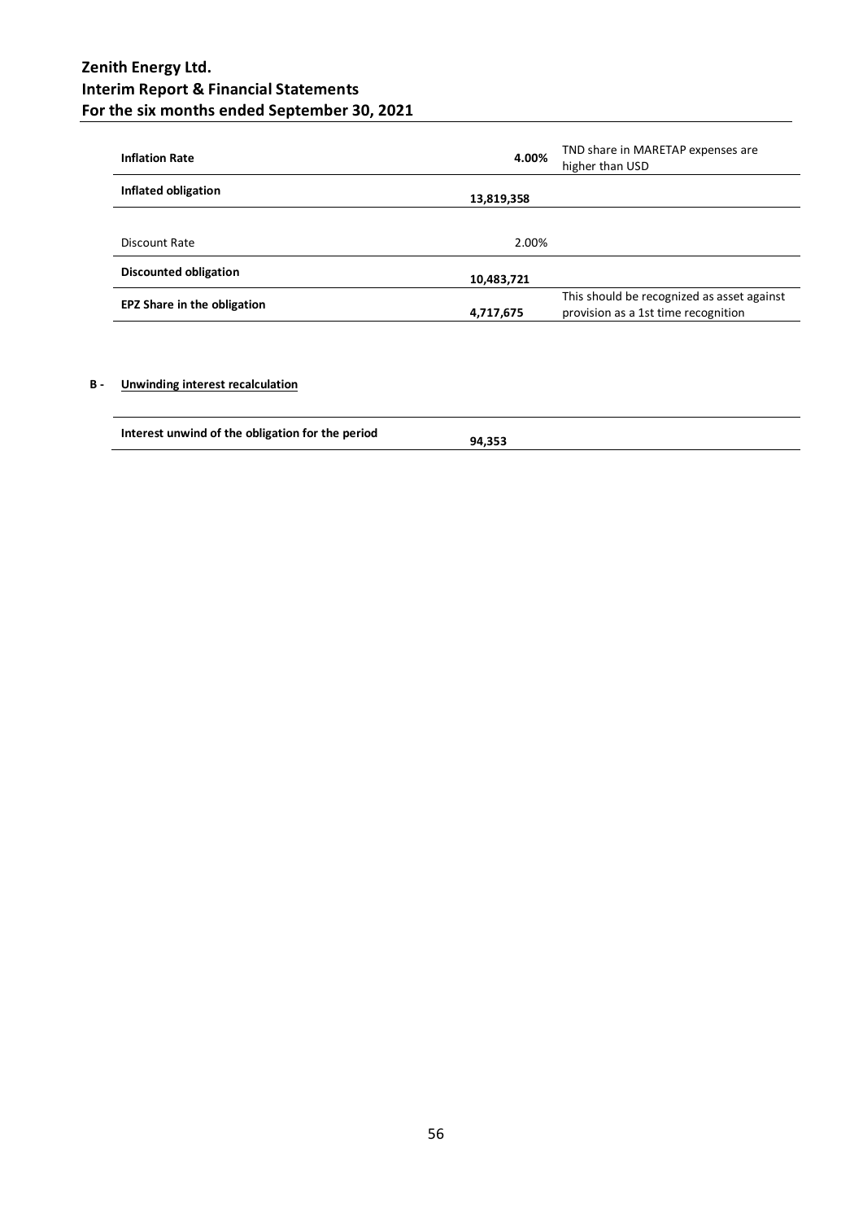| | | |
|---|---|---|
| **Inflation Rate** | **4.00%** | TND share in MARETAP expenses are higher than USD |
| **Inflated obligation** | **13,819,358** | |
| Discount Rate | 2.00% | |
| **Discounted obligation** | **10,483,721** | |
| **EPZ Share in the obligation** | **4,717,675** | This should be recognized as asset against provision as a 1st time recognition |

**B - Unwinding interest recalculation**

| | |
|---|---|
| **Interest unwind of the obligation for the period** | **94,353** |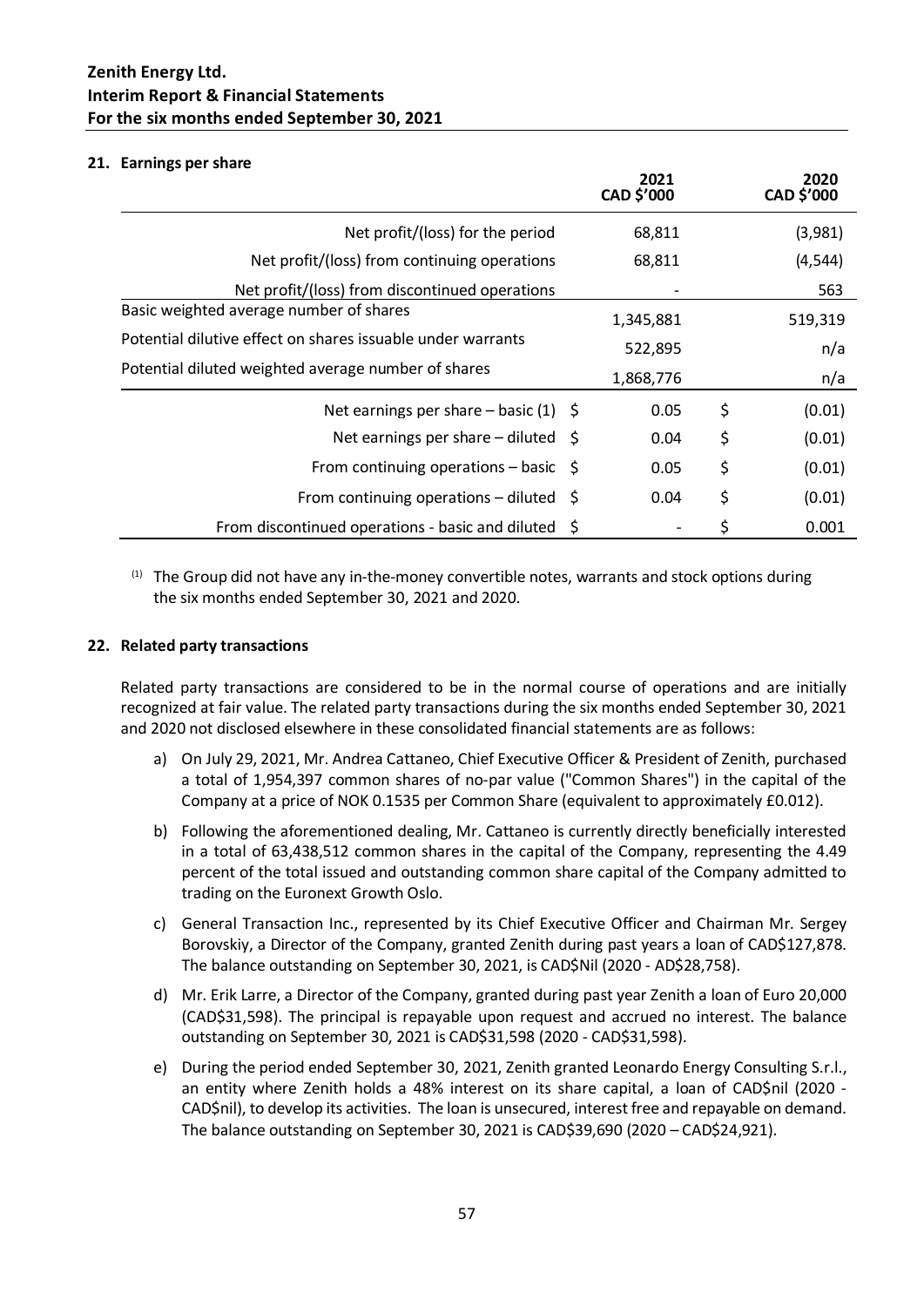## 21. Earnings per share

| | 2021 CAD $'000 | 2020 CAD $'000 |
|---|---|---|
| Net profit/(loss) for the period | 68,811 | (3,981) |
| Net profit/(loss) from continuing operations | 68,811 | (4,544) |
| Net profit/(loss) from discontinued operations | - | 563 |
| Basic weighted average number of shares | 1,345,881 | 519,319 |
| Potential dilutive effect on shares issuable under warrants | 522,895 | n/a |
| Potential diluted weighted average number of shares | 1,868,776 | n/a |
| Net earnings per share – basic (1) | $ 0.05 | $ (0.01) |
| Net earnings per share – diluted | $ 0.04 | $ (0.01) |
| From continuing operations – basic | $ 0.05 | $ (0.01) |
| From continuing operations – diluted | $ 0.04 | $ (0.01) |
| From discontinued operations - basic and diluted | $ - | $ 0.001 |

(1) The Group did not have any in-the-money convertible notes, warrants and stock options during the six months ended September 30, 2021 and 2020.

## 22. Related party transactions

Related party transactions are considered to be in the normal course of operations and are initially recognized at fair value. The related party transactions during the six months ended September 30, 2021 and 2020 not disclosed elsewhere in these consolidated financial statements are as follows:

a) On July 29, 2021, Mr. Andrea Cattaneo, Chief Executive Officer & President of Zenith, purchased a total of 1,954,397 common shares of no-par value ("Common Shares") in the capital of the Company at a price of NOK 0.1535 per Common Share (equivalent to approximately £0.012).

b) Following the aforementioned dealing, Mr. Cattaneo is currently directly beneficially interested in a total of 63,438,512 common shares in the capital of the Company, representing the 4.49 percent of the total issued and outstanding common share capital of the Company admitted to trading on the Euronext Growth Oslo.

c) General Transaction Inc., represented by its Chief Executive Officer and Chairman Mr. Sergey Borovskiy, a Director of the Company, granted Zenith during past years a loan of CAD$127,878. The balance outstanding on September 30, 2021, is CAD$Nil (2020 - AD$28,758).

d) Mr. Erik Larre, a Director of the Company, granted during past year Zenith a loan of Euro 20,000 (CAD$31,598). The principal is repayable upon request and accrued no interest. The balance outstanding on September 30, 2021 is CAD$31,598 (2020 - CAD$31,598).

e) During the period ended September 30, 2021, Zenith granted Leonardo Energy Consulting S.r.l., an entity where Zenith holds a 48% interest on its share capital, a loan of CAD$nil (2020 - CAD$nil), to develop its activities. The loan is unsecured, interest free and repayable on demand. The balance outstanding on September 30, 2021 is CAD$39,690 (2020 – CAD$24,921).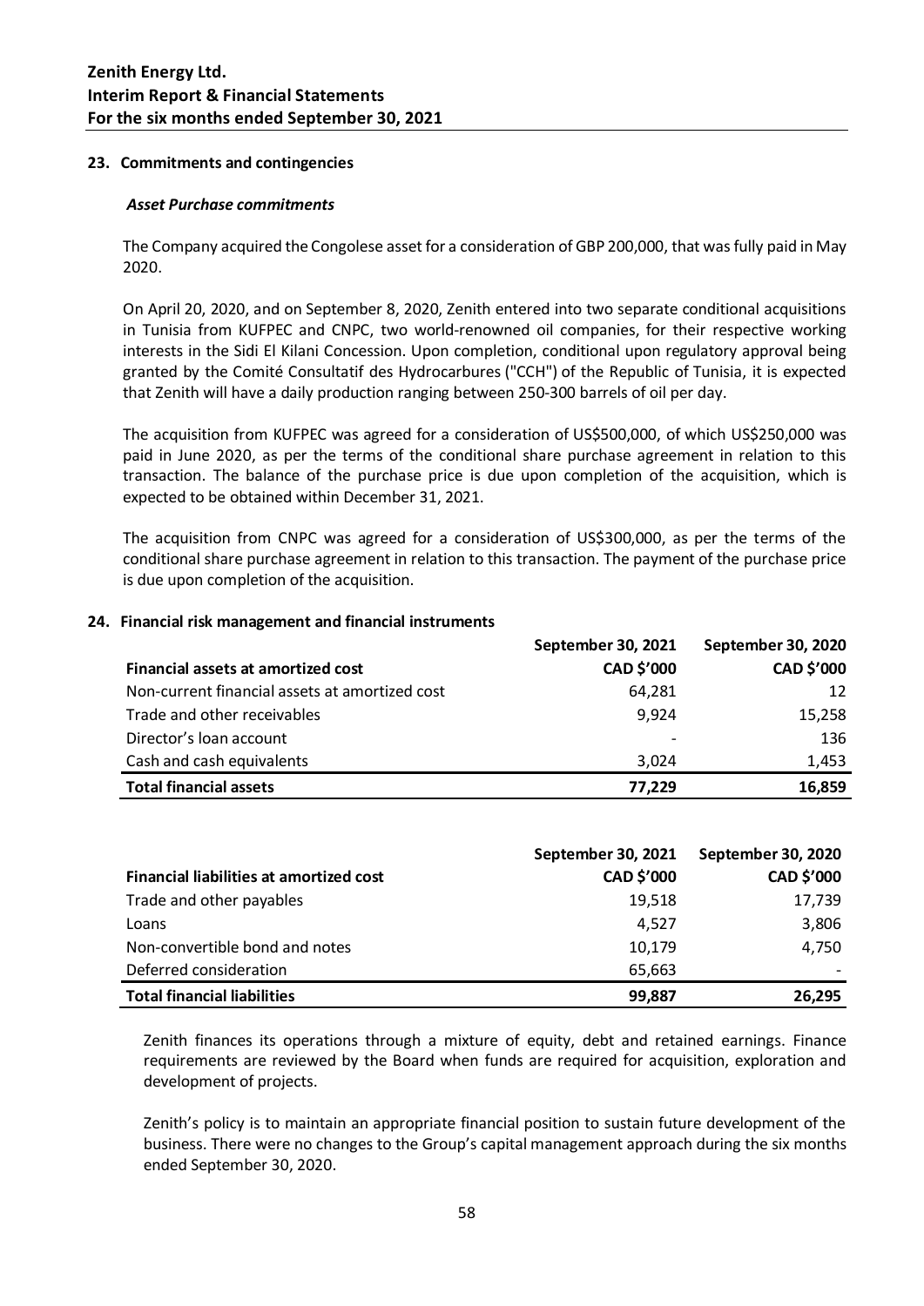## 23. Commitments and contingencies

***Asset Purchase commitments***

The Company acquired the Congolese asset for a consideration of GBP 200,000, that was fully paid in May 2020.

On April 20, 2020, and on September 8, 2020, Zenith entered into two separate conditional acquisitions in Tunisia from KUFPEC and CNPC, two world-renowned oil companies, for their respective working interests in the Sidi El Kilani Concession. Upon completion, conditional upon regulatory approval being granted by the Comité Consultatif des Hydrocarbures ("CCH") of the Republic of Tunisia, it is expected that Zenith will have a daily production ranging between 250-300 barrels of oil per day.

The acquisition from KUFPEC was agreed for a consideration of US$500,000, of which US$250,000 was paid in June 2020, as per the terms of the conditional share purchase agreement in relation to this transaction. The balance of the purchase price is due upon completion of the acquisition, which is expected to be obtained within December 31, 2021.

The acquisition from CNPC was agreed for a consideration of US$300,000, as per the terms of the conditional share purchase agreement in relation to this transaction. The payment of the purchase price is due upon completion of the acquisition.

## 24. Financial risk management and financial instruments

| | September 30, 2021 | September 30, 2020 |
|---|---|---|
| **Financial assets at amortized cost** | **CAD $'000** | **CAD $'000** |
| Non-current financial assets at amortized cost | 64,281 | 12 |
| Trade and other receivables | 9,924 | 15,258 |
| Director's loan account | - | 136 |
| Cash and cash equivalents | 3,024 | 1,453 |
| **Total financial assets** | **77,229** | **16,859** |

| | September 30, 2021 | September 30, 2020 |
|---|---|---|
| **Financial liabilities at amortized cost** | **CAD $'000** | **CAD $'000** |
| Trade and other payables | 19,518 | 17,739 |
| Loans | 4,527 | 3,806 |
| Non-convertible bond and notes | 10,179 | 4,750 |
| Deferred consideration | 65,663 | - |
| **Total financial liabilities** | **99,887** | **26,295** |

Zenith finances its operations through a mixture of equity, debt and retained earnings. Finance requirements are reviewed by the Board when funds are required for acquisition, exploration and development of projects.

Zenith's policy is to maintain an appropriate financial position to sustain future development of the business. There were no changes to the Group's capital management approach during the six months ended September 30, 2020.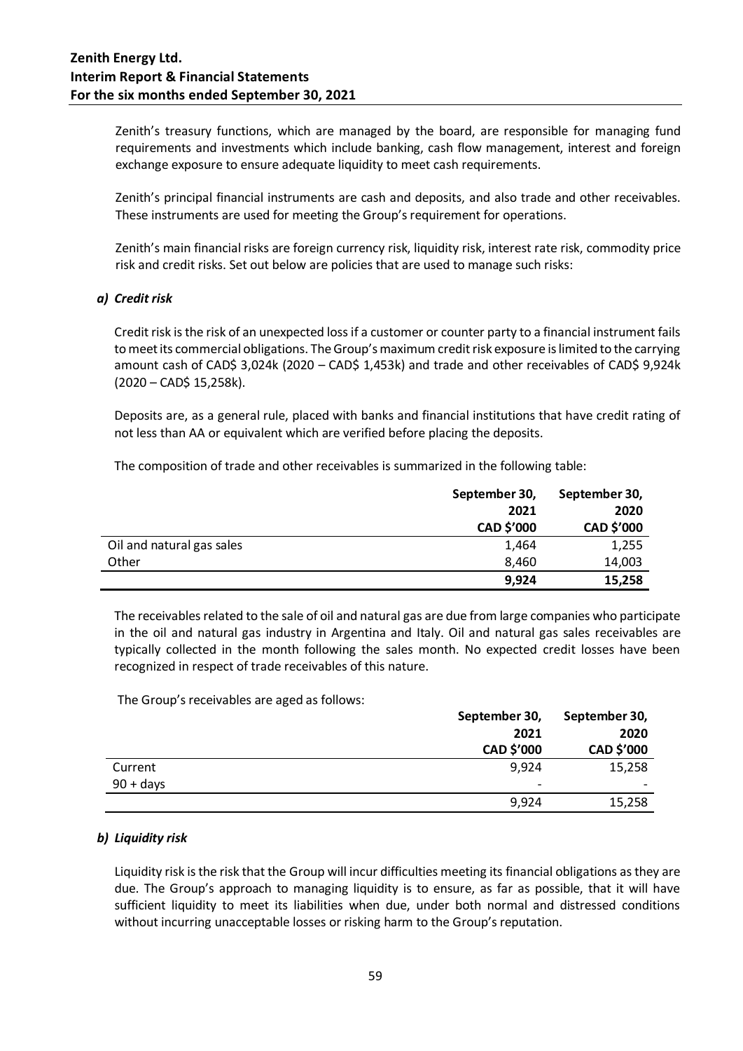Zenith's treasury functions, which are managed by the board, are responsible for managing fund requirements and investments which include banking, cash flow management, interest and foreign exchange exposure to ensure adequate liquidity to meet cash requirements.

Zenith's principal financial instruments are cash and deposits, and also trade and other receivables. These instruments are used for meeting the Group's requirement for operations.

Zenith's main financial risks are foreign currency risk, liquidity risk, interest rate risk, commodity price risk and credit risks. Set out below are policies that are used to manage such risks:

### *a) Credit risk*

Credit risk is the risk of an unexpected loss if a customer or counter party to a financial instrument fails to meet its commercial obligations. The Group's maximum credit risk exposure is limited to the carrying amount cash of CAD$ 3,024k (2020 – CAD$ 1,453k) and trade and other receivables of CAD$ 9,924k (2020 – CAD$ 15,258k).

Deposits are, as a general rule, placed with banks and financial institutions that have credit rating of not less than AA or equivalent which are verified before placing the deposits.

The composition of trade and other receivables is summarized in the following table:

| | September 30, 2021 CAD $'000 | September 30, 2020 CAD $'000 |
|---|---|---|
| Oil and natural gas sales | 1,464 | 1,255 |
| Other | 8,460 | 14,003 |
| | **9,924** | **15,258** |

The receivables related to the sale of oil and natural gas are due from large companies who participate in the oil and natural gas industry in Argentina and Italy. Oil and natural gas sales receivables are typically collected in the month following the sales month. No expected credit losses have been recognized in respect of trade receivables of this nature.

The Group's receivables are aged as follows:

| | September 30, 2021 CAD $'000 | September 30, 2020 CAD $'000 |
|---|---|---|
| Current | 9,924 | 15,258 |
| 90 + days | - | - |
| | 9,924 | 15,258 |

### *b) Liquidity risk*

Liquidity risk is the risk that the Group will incur difficulties meeting its financial obligations as they are due. The Group's approach to managing liquidity is to ensure, as far as possible, that it will have sufficient liquidity to meet its liabilities when due, under both normal and distressed conditions without incurring unacceptable losses or risking harm to the Group's reputation.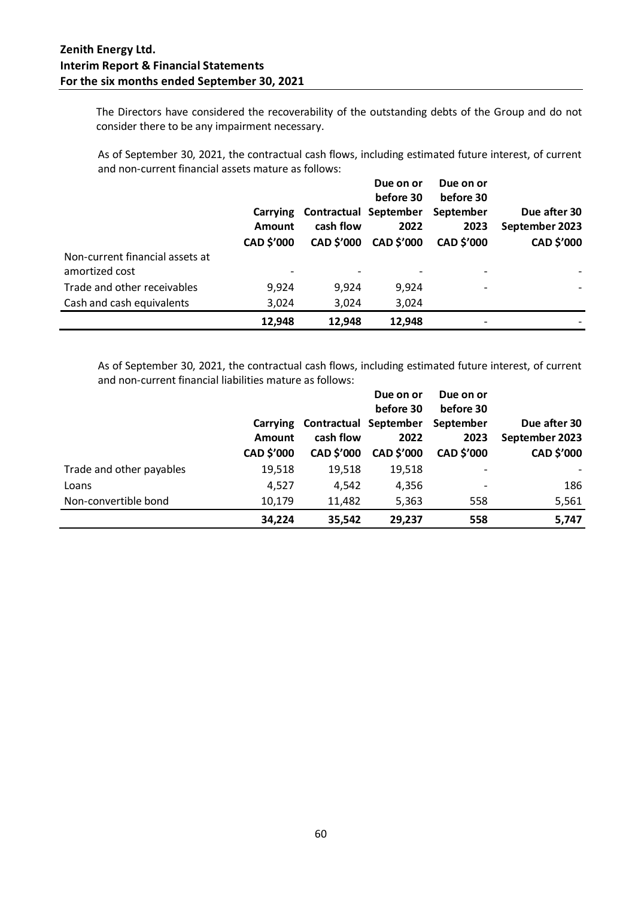The Directors have considered the recoverability of the outstanding debts of the Group and do not consider there to be any impairment necessary.

As of September 30, 2021, the contractual cash flows, including estimated future interest, of current and non-current financial assets mature as follows:

| | Carrying Amount CAD $'000 | Contractual cash flow CAD $'000 | Due on or before 30 September 2022 CAD $'000 | Due on or before 30 September 2023 CAD $'000 | Due after 30 September 2023 CAD $'000 |
|---|---|---|---|---|---|
| Non-current financial assets at amortized cost | - | - | - | - | - |
| Trade and other receivables | 9,924 | 9,924 | 9,924 | - | - |
| Cash and cash equivalents | 3,024 | 3,024 | 3,024 | | |
| | **12,948** | **12,948** | **12,948** | - | - |

As of September 30, 2021, the contractual cash flows, including estimated future interest, of current and non-current financial liabilities mature as follows:

| | Carrying Amount CAD $'000 | Contractual cash flow CAD $'000 | Due on or before 30 September 2022 CAD $'000 | Due on or before 30 September 2023 CAD $'000 | Due after 30 September 2023 CAD $'000 |
|---|---|---|---|---|---|
| Trade and other payables | 19,518 | 19,518 | 19,518 | - | - |
| Loans | 4,527 | 4,542 | 4,356 | - | 186 |
| Non-convertible bond | 10,179 | 11,482 | 5,363 | 558 | 5,561 |
| | **34,224** | **35,542** | **29,237** | **558** | **5,747** |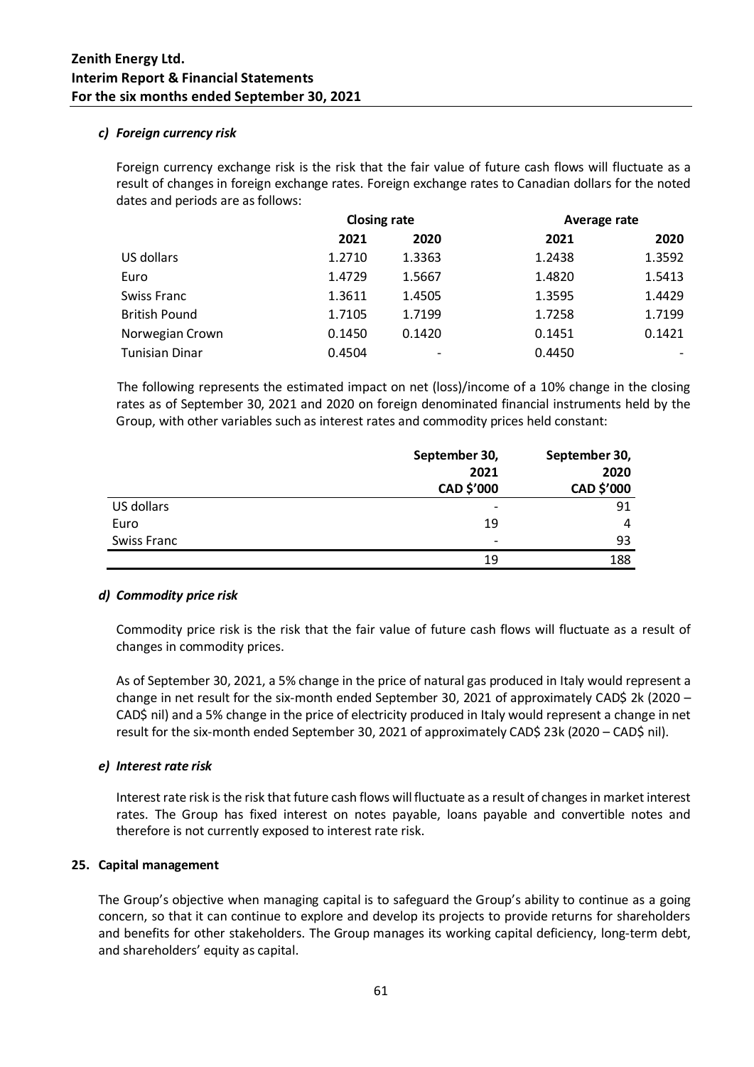### *c) Foreign currency risk*

Foreign currency exchange risk is the risk that the fair value of future cash flows will fluctuate as a result of changes in foreign exchange rates. Foreign exchange rates to Canadian dollars for the noted dates and periods are as follows:

| | Closing rate | | Average rate | |
|---|---|---|---|---|
| | **2021** | **2020** | **2021** | **2020** |
| US dollars | 1.2710 | 1.3363 | 1.2438 | 1.3592 |
| Euro | 1.4729 | 1.5667 | 1.4820 | 1.5413 |
| Swiss Franc | 1.3611 | 1.4505 | 1.3595 | 1.4429 |
| British Pound | 1.7105 | 1.7199 | 1.7258 | 1.7199 |
| Norwegian Crown | 0.1450 | 0.1420 | 0.1451 | 0.1421 |
| Tunisian Dinar | 0.4504 | - | 0.4450 | - |

The following represents the estimated impact on net (loss)/income of a 10% change in the closing rates as of September 30, 2021 and 2020 on foreign denominated financial instruments held by the Group, with other variables such as interest rates and commodity prices held constant:

| | September 30, 2021 CAD $'000 | September 30, 2020 CAD $'000 |
|---|---|---|
| US dollars | - | 91 |
| Euro | 19 | 4 |
| Swiss Franc | - | 93 |
| | 19 | 188 |

### *d) Commodity price risk*

Commodity price risk is the risk that the fair value of future cash flows will fluctuate as a result of changes in commodity prices.

As of September 30, 2021, a 5% change in the price of natural gas produced in Italy would represent a change in net result for the six-month ended September 30, 2021 of approximately CAD$ 2k (2020 – CAD$ nil) and a 5% change in the price of electricity produced in Italy would represent a change in net result for the six-month ended September 30, 2021 of approximately CAD$ 23k (2020 – CAD$ nil).

### *e) Interest rate risk*

Interest rate risk is the risk that future cash flows will fluctuate as a result of changes in market interest rates. The Group has fixed interest on notes payable, loans payable and convertible notes and therefore is not currently exposed to interest rate risk.

## 25. Capital management

The Group's objective when managing capital is to safeguard the Group's ability to continue as a going concern, so that it can continue to explore and develop its projects to provide returns for shareholders and benefits for other stakeholders. The Group manages its working capital deficiency, long-term debt, and shareholders' equity as capital.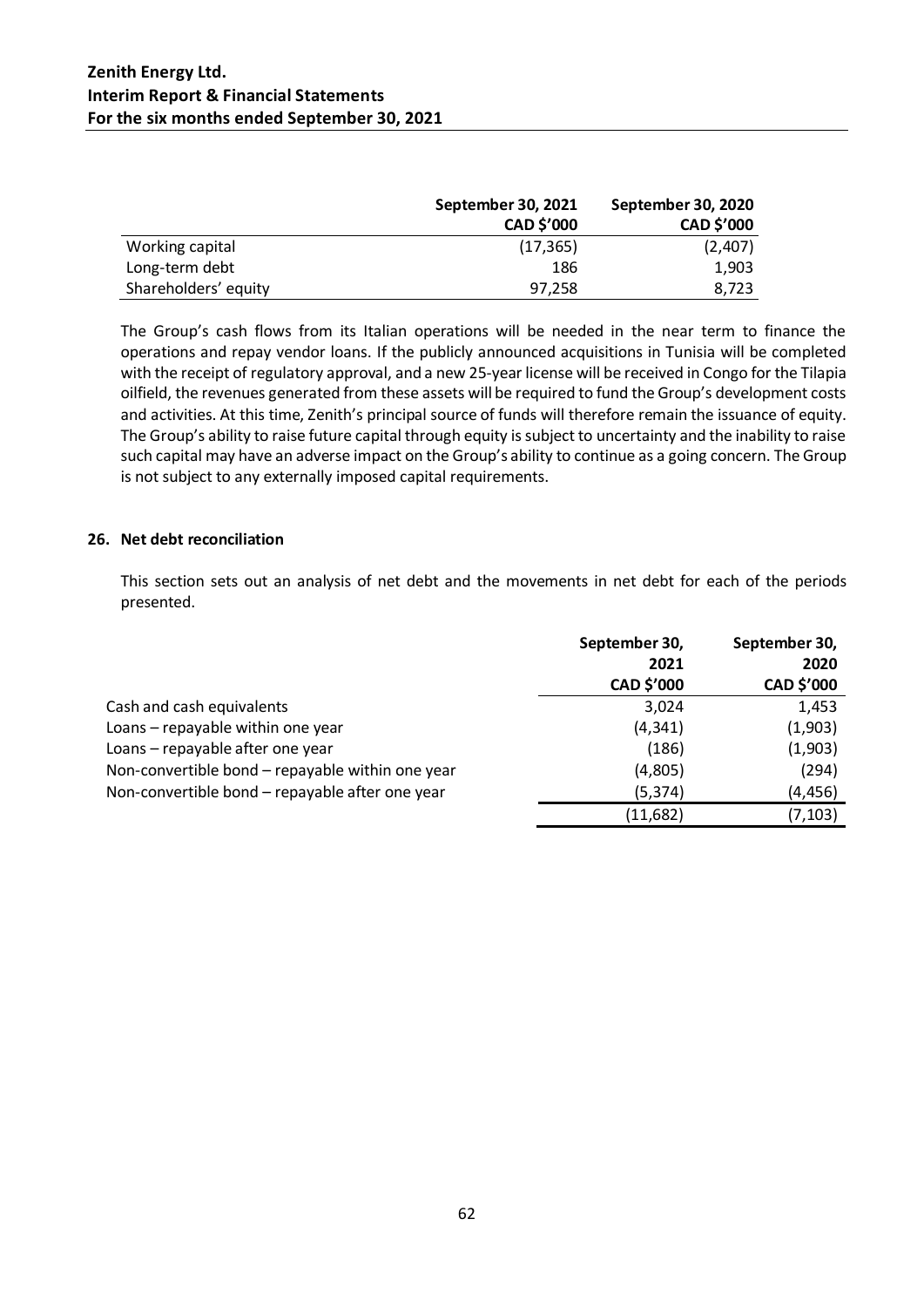| | September 30, 2021<br>CAD $'000 | September 30, 2020<br>CAD $'000 |
|---|---|---|
| Working capital | (17,365) | (2,407) |
| Long-term debt | 186 | 1,903 |
| Shareholders' equity | 97,258 | 8,723 |

The Group's cash flows from its Italian operations will be needed in the near term to finance the operations and repay vendor loans. If the publicly announced acquisitions in Tunisia will be completed with the receipt of regulatory approval, and a new 25-year license will be received in Congo for the Tilapia oilfield, the revenues generated from these assets will be required to fund the Group's development costs and activities. At this time, Zenith's principal source of funds will therefore remain the issuance of equity. The Group's ability to raise future capital through equity is subject to uncertainty and the inability to raise such capital may have an adverse impact on the Group's ability to continue as a going concern. The Group is not subject to any externally imposed capital requirements.

## 26. Net debt reconciliation

This section sets out an analysis of net debt and the movements in net debt for each of the periods presented.

| | September 30, 2021<br>CAD $'000 | September 30, 2020<br>CAD $'000 |
|---|---|---|
| Cash and cash equivalents | 3,024 | 1,453 |
| Loans – repayable within one year | (4,341) | (1,903) |
| Loans – repayable after one year | (186) | (1,903) |
| Non-convertible bond – repayable within one year | (4,805) | (294) |
| Non-convertible bond – repayable after one year | (5,374) | (4,456) |
| | (11,682) | (7,103) |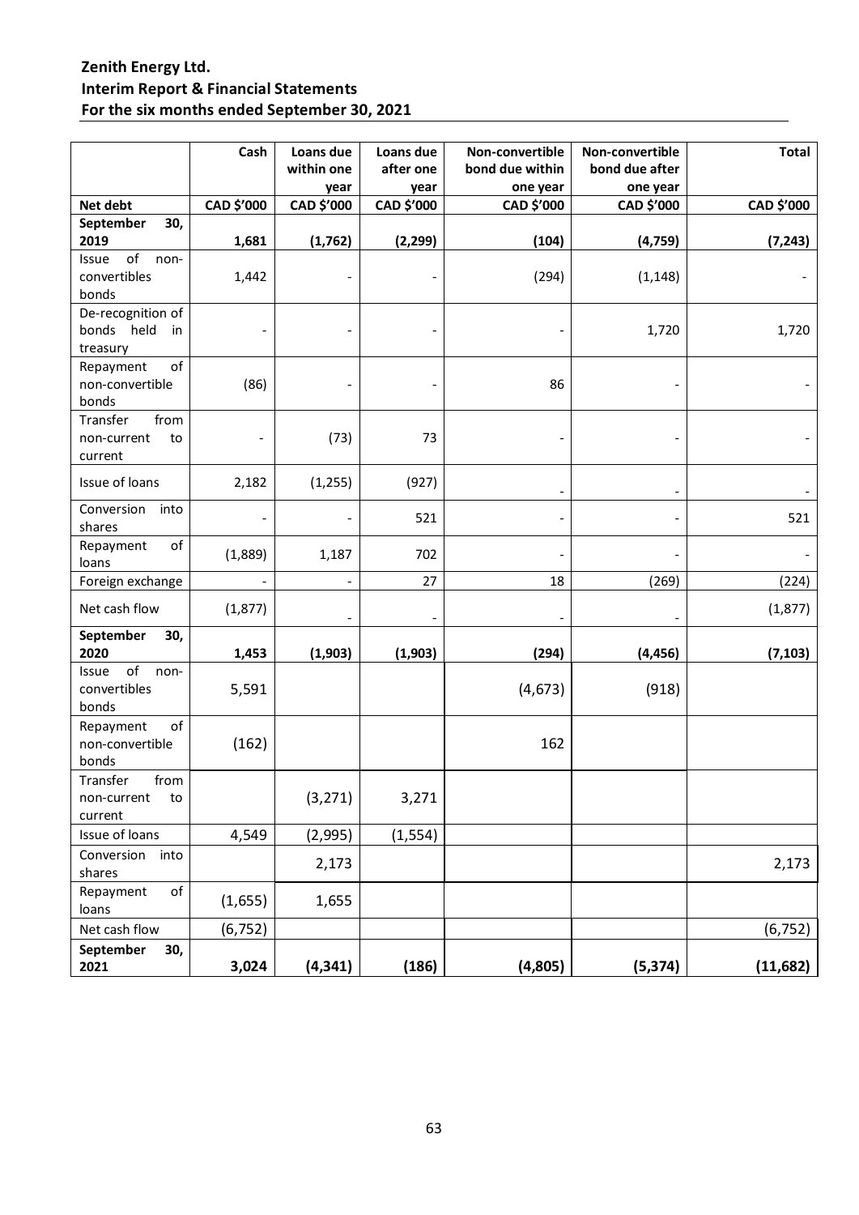| Net debt | Cash | Loans due within one year | Loans due after one year | Non-convertible bond due within one year | Non-convertible bond due after one year | Total |
|---|---|---|---|---|---|---|
| | CAD $'000 | CAD $'000 | CAD $'000 | CAD $'000 | CAD $'000 | CAD $'000 |
| **September 30, 2019** | **1,681** | **(1,762)** | **(2,299)** | **(104)** | **(4,759)** | **(7,243)** |
| Issue of non-convertibles bonds | 1,442 | - | - | (294) | (1,148) | - |
| De-recognition of bonds held in treasury | - | - | - | - | 1,720 | 1,720 |
| Repayment of non-convertible bonds | (86) | - | - | 86 | - | - |
| Transfer from non-current to current | - | (73) | 73 | - | - | - |
| Issue of loans | 2,182 | (1,255) | (927) | - | - | - |
| Conversion into shares | - | - | 521 | - | - | 521 |
| Repayment of loans | (1,889) | 1,187 | 702 | - | - | - |
| Foreign exchange | - | - | 27 | 18 | (269) | (224) |
| Net cash flow | (1,877) | - | - | - | - | (1,877) |
| **September 30, 2020** | **1,453** | **(1,903)** | **(1,903)** | **(294)** | **(4,456)** | **(7,103)** |
| Issue of non-convertibles bonds | 5,591 | | | (4,673) | (918) | |
| Repayment of non-convertible bonds | (162) | | | 162 | | |
| Transfer from non-current to current | | (3,271) | 3,271 | | | |
| Issue of loans | 4,549 | (2,995) | (1,554) | | | |
| Conversion into shares | | 2,173 | | | | 2,173 |
| Repayment of loans | (1,655) | 1,655 | | | | |
| Net cash flow | (6,752) | | | | | (6,752) |
| **September 30, 2021** | **3,024** | **(4,341)** | **(186)** | **(4,805)** | **(5,374)** | **(11,682)** |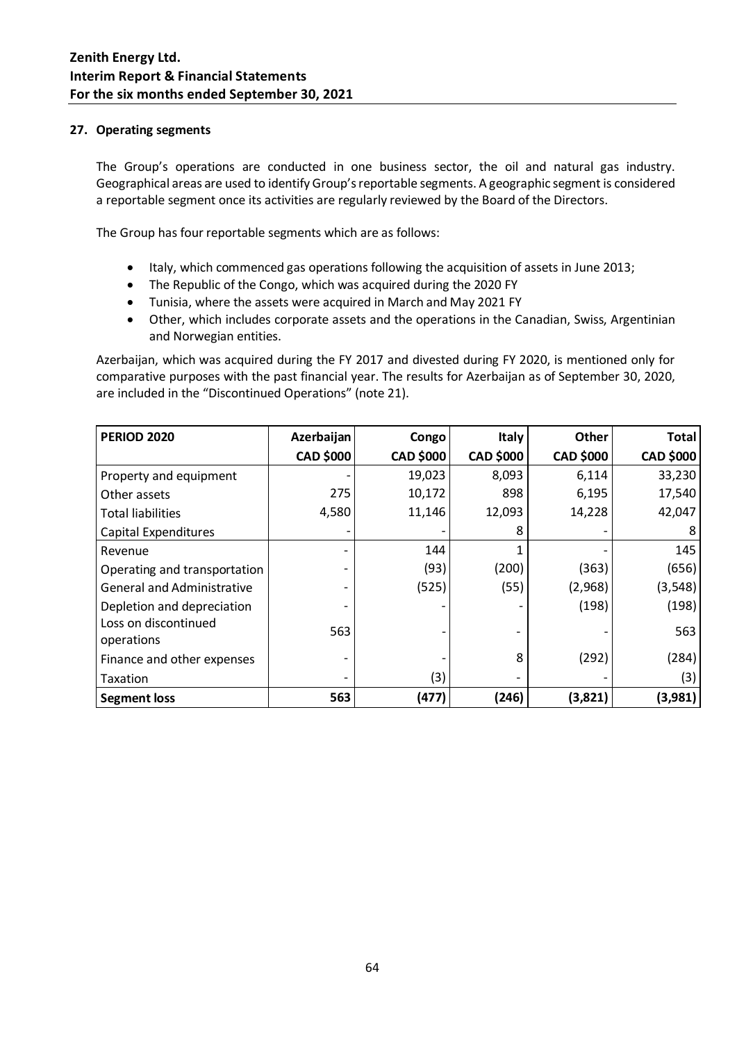## 27. Operating segments

The Group's operations are conducted in one business sector, the oil and natural gas industry. Geographical areas are used to identify Group's reportable segments. A geographic segment is considered a reportable segment once its activities are regularly reviewed by the Board of the Directors.

The Group has four reportable segments which are as follows:

- Italy, which commenced gas operations following the acquisition of assets in June 2013;
- The Republic of the Congo, which was acquired during the 2020 FY
- Tunisia, where the assets were acquired in March and May 2021 FY
- Other, which includes corporate assets and the operations in the Canadian, Swiss, Argentinian and Norwegian entities.

Azerbaijan, which was acquired during the FY 2017 and divested during FY 2020, is mentioned only for comparative purposes with the past financial year. The results for Azerbaijan as of September 30, 2020, are included in the "Discontinued Operations" (note 21).

| PERIOD 2020 | Azerbaijan CAD $000 | Congo CAD $000 | Italy CAD $000 | Other CAD $000 | Total CAD $000 |
|---|---|---|---|---|---|
| Property and equipment | - | 19,023 | 8,093 | 6,114 | 33,230 |
| Other assets | 275 | 10,172 | 898 | 6,195 | 17,540 |
| Total liabilities | 4,580 | 11,146 | 12,093 | 14,228 | 42,047 |
| Capital Expenditures | - | - | 8 | - | 8 |
| Revenue | - | 144 | 1 | - | 145 |
| Operating and transportation | - | (93) | (200) | (363) | (656) |
| General and Administrative | - | (525) | (55) | (2,968) | (3,548) |
| Depletion and depreciation | - | - | - | (198) | (198) |
| Loss on discontinued operations | 563 | - | - | - | 563 |
| Finance and other expenses | - | - | 8 | (292) | (284) |
| Taxation | - | (3) | - | - | (3) |
| **Segment loss** | **563** | **(477)** | **(246)** | **(3,821)** | **(3,981)** |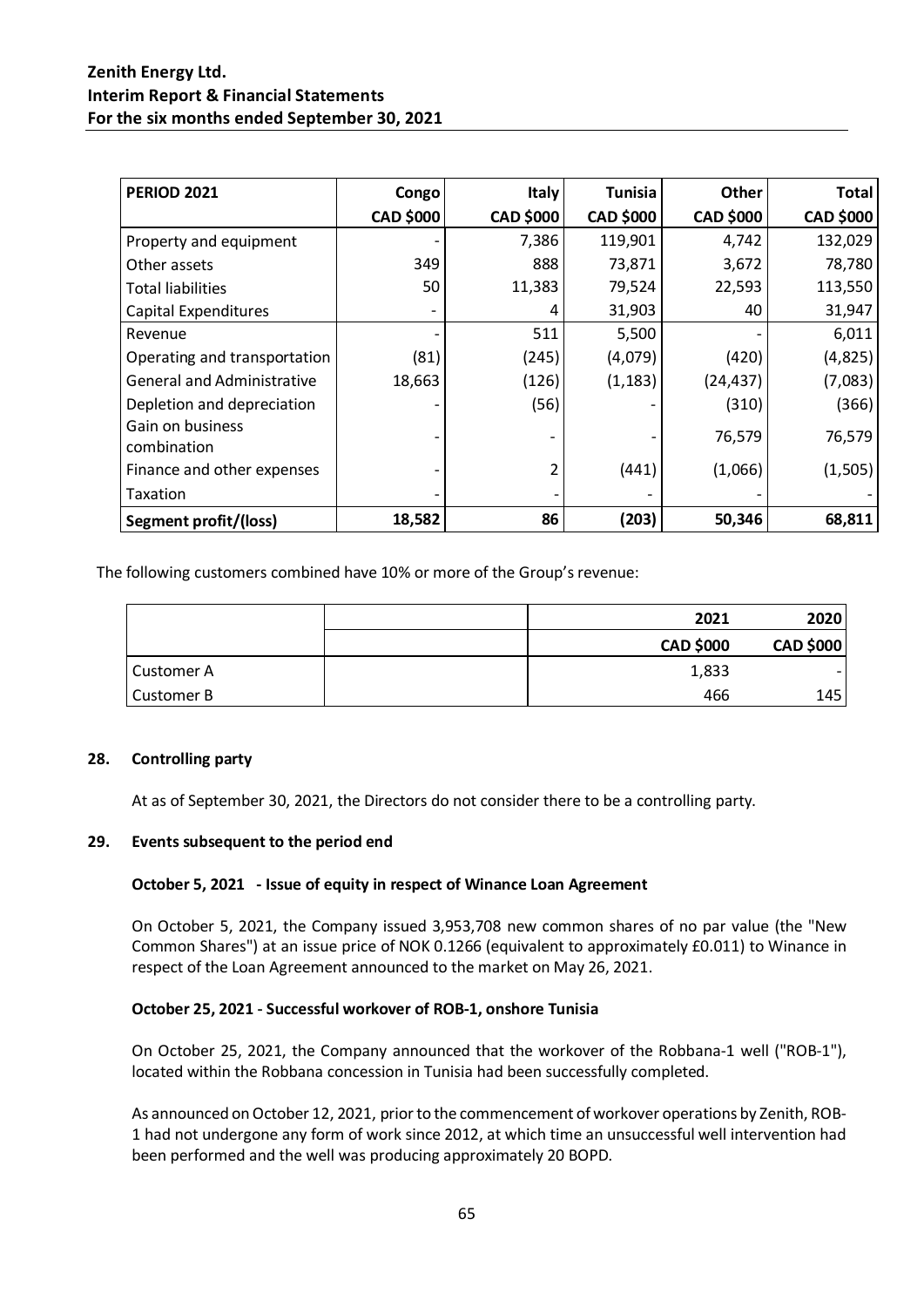| PERIOD 2021 | Congo | Italy | Tunisia | Other | Total |
|---|---|---|---|---|---|
| | CAD $000 | CAD $000 | CAD $000 | CAD $000 | CAD $000 |
| Property and equipment | - | 7,386 | 119,901 | 4,742 | 132,029 |
| Other assets | 349 | 888 | 73,871 | 3,672 | 78,780 |
| Total liabilities | 50 | 11,383 | 79,524 | 22,593 | 113,550 |
| Capital Expenditures | - | 4 | 31,903 | 40 | 31,947 |
| Revenue | - | 511 | 5,500 | - | 6,011 |
| Operating and transportation | (81) | (245) | (4,079) | (420) | (4,825) |
| General and Administrative | 18,663 | (126) | (1,183) | (24,437) | (7,083) |
| Depletion and depreciation | - | (56) | - | (310) | (366) |
| Gain on business combination | - | - | - | 76,579 | 76,579 |
| Finance and other expenses | - | 2 | (441) | (1,066) | (1,505) |
| Taxation | - | - | - | - | - |
| **Segment profit/(loss)** | **18,582** | **86** | **(203)** | **50,346** | **68,811** |

The following customers combined have 10% or more of the Group's revenue:

| | | 2021 | 2020 |
|---|---|---|---|
| | | CAD $000 | CAD $000 |
| Customer A | | 1,833 | - |
| Customer B | | 466 | 145 |

## 28. Controlling party

At as of September 30, 2021, the Directors do not consider there to be a controlling party.

## 29. Events subsequent to the period end

**October 5, 2021 - Issue of equity in respect of Winance Loan Agreement**

On October 5, 2021, the Company issued 3,953,708 new common shares of no par value (the "New Common Shares") at an issue price of NOK 0.1266 (equivalent to approximately £0.011) to Winance in respect of the Loan Agreement announced to the market on May 26, 2021.

**October 25, 2021 - Successful workover of ROB-1, onshore Tunisia**

On October 25, 2021, the Company announced that the workover of the Robbana-1 well ("ROB-1"), located within the Robbana concession in Tunisia had been successfully completed.

As announced on October 12, 2021, prior to the commencement of workover operations by Zenith, ROB-1 had not undergone any form of work since 2012, at which time an unsuccessful well intervention had been performed and the well was producing approximately 20 BOPD.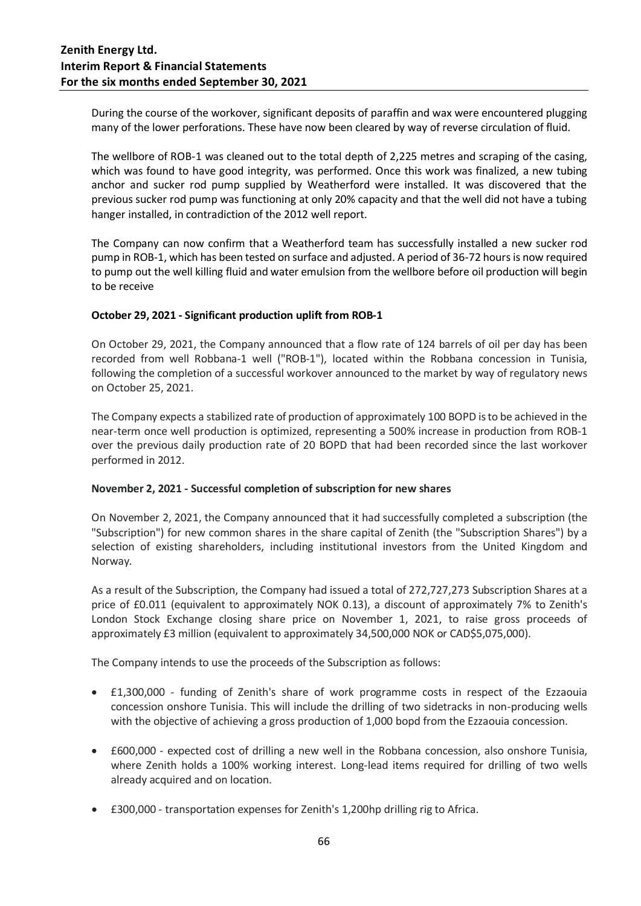During the course of the workover, significant deposits of paraffin and wax were encountered plugging many of the lower perforations. These have now been cleared by way of reverse circulation of fluid.

The wellbore of ROB-1 was cleaned out to the total depth of 2,225 metres and scraping of the casing, which was found to have good integrity, was performed. Once this work was finalized, a new tubing anchor and sucker rod pump supplied by Weatherford were installed. It was discovered that the previous sucker rod pump was functioning at only 20% capacity and that the well did not have a tubing hanger installed, in contradiction of the 2012 well report.

The Company can now confirm that a Weatherford team has successfully installed a new sucker rod pump in ROB-1, which has been tested on surface and adjusted. A period of 36-72 hours is now required to pump out the well killing fluid and water emulsion from the wellbore before oil production will begin to be receive

**October 29, 2021 - Significant production uplift from ROB-1**

On October 29, 2021, the Company announced that a flow rate of 124 barrels of oil per day has been recorded from well Robbana-1 well ("ROB-1"), located within the Robbana concession in Tunisia, following the completion of a successful workover announced to the market by way of regulatory news on October 25, 2021.

The Company expects a stabilized rate of production of approximately 100 BOPD is to be achieved in the near-term once well production is optimized, representing a 500% increase in production from ROB-1 over the previous daily production rate of 20 BOPD that had been recorded since the last workover performed in 2012.

**November 2, 2021 - Successful completion of subscription for new shares**

On November 2, 2021, the Company announced that it had successfully completed a subscription (the "Subscription") for new common shares in the share capital of Zenith (the "Subscription Shares") by a selection of existing shareholders, including institutional investors from the United Kingdom and Norway.

As a result of the Subscription, the Company had issued a total of 272,727,273 Subscription Shares at a price of £0.011 (equivalent to approximately NOK 0.13), a discount of approximately 7% to Zenith's London Stock Exchange closing share price on November 1, 2021, to raise gross proceeds of approximately £3 million (equivalent to approximately 34,500,000 NOK or CAD$5,075,000).

The Company intends to use the proceeds of the Subscription as follows:

- £1,300,000 - funding of Zenith's share of work programme costs in respect of the Ezzaouia concession onshore Tunisia. This will include the drilling of two sidetracks in non-producing wells with the objective of achieving a gross production of 1,000 bopd from the Ezzaouia concession.
- £600,000 - expected cost of drilling a new well in the Robbana concession, also onshore Tunisia, where Zenith holds a 100% working interest. Long-lead items required for drilling of two wells already acquired and on location.
- £300,000 - transportation expenses for Zenith's 1,200hp drilling rig to Africa.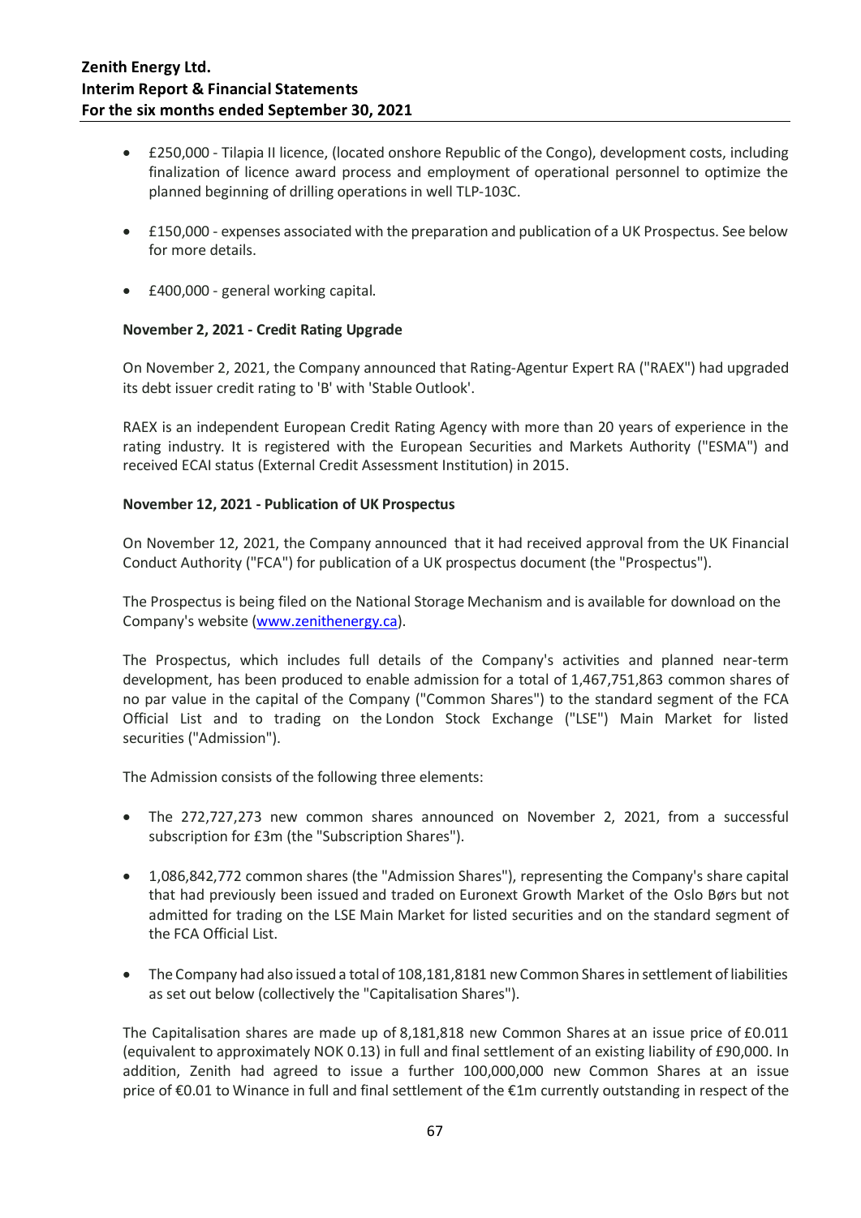- £250,000 - Tilapia II licence, (located onshore Republic of the Congo), development costs, including finalization of licence award process and employment of operational personnel to optimize the planned beginning of drilling operations in well TLP-103C.

- £150,000 - expenses associated with the preparation and publication of a UK Prospectus. See below for more details.

- £400,000 - general working capital.

**November 2, 2021 - Credit Rating Upgrade**

On November 2, 2021, the Company announced that Rating-Agentur Expert RA ("RAEX") had upgraded its debt issuer credit rating to 'B' with 'Stable Outlook'.

RAEX is an independent European Credit Rating Agency with more than 20 years of experience in the rating industry. It is registered with the European Securities and Markets Authority ("ESMA") and received ECAI status (External Credit Assessment Institution) in 2015.

**November 12, 2021 - Publication of UK Prospectus**

On November 12, 2021, the Company announced that it had received approval from the UK Financial Conduct Authority ("FCA") for publication of a UK prospectus document (the "Prospectus").

The Prospectus is being filed on the National Storage Mechanism and is available for download on the Company's website (www.zenithenergy.ca).

The Prospectus, which includes full details of the Company's activities and planned near-term development, has been produced to enable admission for a total of 1,467,751,863 common shares of no par value in the capital of the Company ("Common Shares") to the standard segment of the FCA Official List and to trading on the London Stock Exchange ("LSE") Main Market for listed securities ("Admission").

The Admission consists of the following three elements:

- The 272,727,273 new common shares announced on November 2, 2021, from a successful subscription for £3m (the "Subscription Shares").

- 1,086,842,772 common shares (the "Admission Shares"), representing the Company's share capital that had previously been issued and traded on Euronext Growth Market of the Oslo Børs but not admitted for trading on the LSE Main Market for listed securities and on the standard segment of the FCA Official List.

- The Company had also issued a total of 108,181,8181 new Common Shares in settlement of liabilities as set out below (collectively the "Capitalisation Shares").

The Capitalisation shares are made up of 8,181,818 new Common Shares at an issue price of £0.011 (equivalent to approximately NOK 0.13) in full and final settlement of an existing liability of £90,000. In addition, Zenith had agreed to issue a further 100,000,000 new Common Shares at an issue price of €0.01 to Winance in full and final settlement of the €1m currently outstanding in respect of the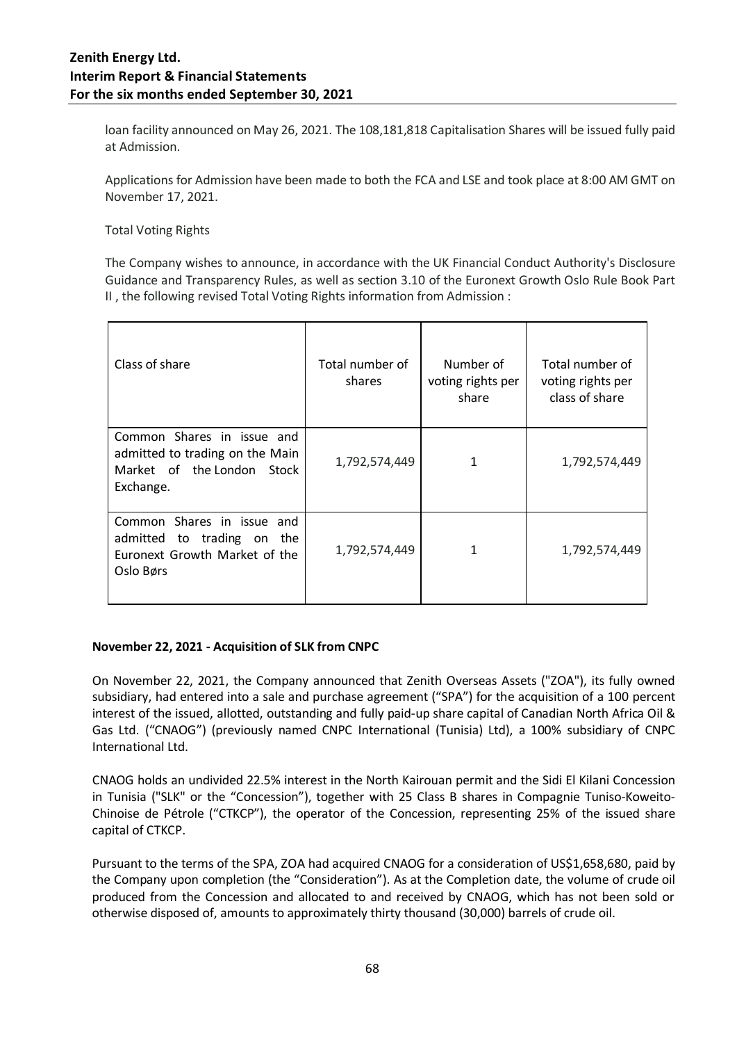loan facility announced on May 26, 2021. The 108,181,818 Capitalisation Shares will be issued fully paid at Admission.

Applications for Admission have been made to both the FCA and LSE and took place at 8:00 AM GMT on November 17, 2021.

Total Voting Rights

The Company wishes to announce, in accordance with the UK Financial Conduct Authority's Disclosure Guidance and Transparency Rules, as well as section 3.10 of the Euronext Growth Oslo Rule Book Part II , the following revised Total Voting Rights information from Admission :

| Class of share | Total number of shares | Number of voting rights per share | Total number of voting rights per class of share |
|---|---|---|---|
| Common Shares in issue and admitted to trading on the Main Market of the London Stock Exchange. | 1,792,574,449 | 1 | 1,792,574,449 |
| Common Shares in issue and admitted to trading on the Euronext Growth Market of the Oslo Børs | 1,792,574,449 | 1 | 1,792,574,449 |

**November 22, 2021 - Acquisition of SLK from CNPC**

On November 22, 2021, the Company announced that Zenith Overseas Assets ("ZOA"), its fully owned subsidiary, had entered into a sale and purchase agreement ("SPA") for the acquisition of a 100 percent interest of the issued, allotted, outstanding and fully paid-up share capital of Canadian North Africa Oil & Gas Ltd. ("CNAOG") (previously named CNPC International (Tunisia) Ltd), a 100% subsidiary of CNPC International Ltd.

CNAOG holds an undivided 22.5% interest in the North Kairouan permit and the Sidi El Kilani Concession in Tunisia ("SLK" or the "Concession"), together with 25 Class B shares in Compagnie Tuniso-Koweito-Chinoise de Pétrole ("CTKCP"), the operator of the Concession, representing 25% of the issued share capital of CTKCP.

Pursuant to the terms of the SPA, ZOA had acquired CNAOG for a consideration of US$1,658,680, paid by the Company upon completion (the "Consideration"). As at the Completion date, the volume of crude oil produced from the Concession and allocated to and received by CNAOG, which has not been sold or otherwise disposed of, amounts to approximately thirty thousand (30,000) barrels of crude oil.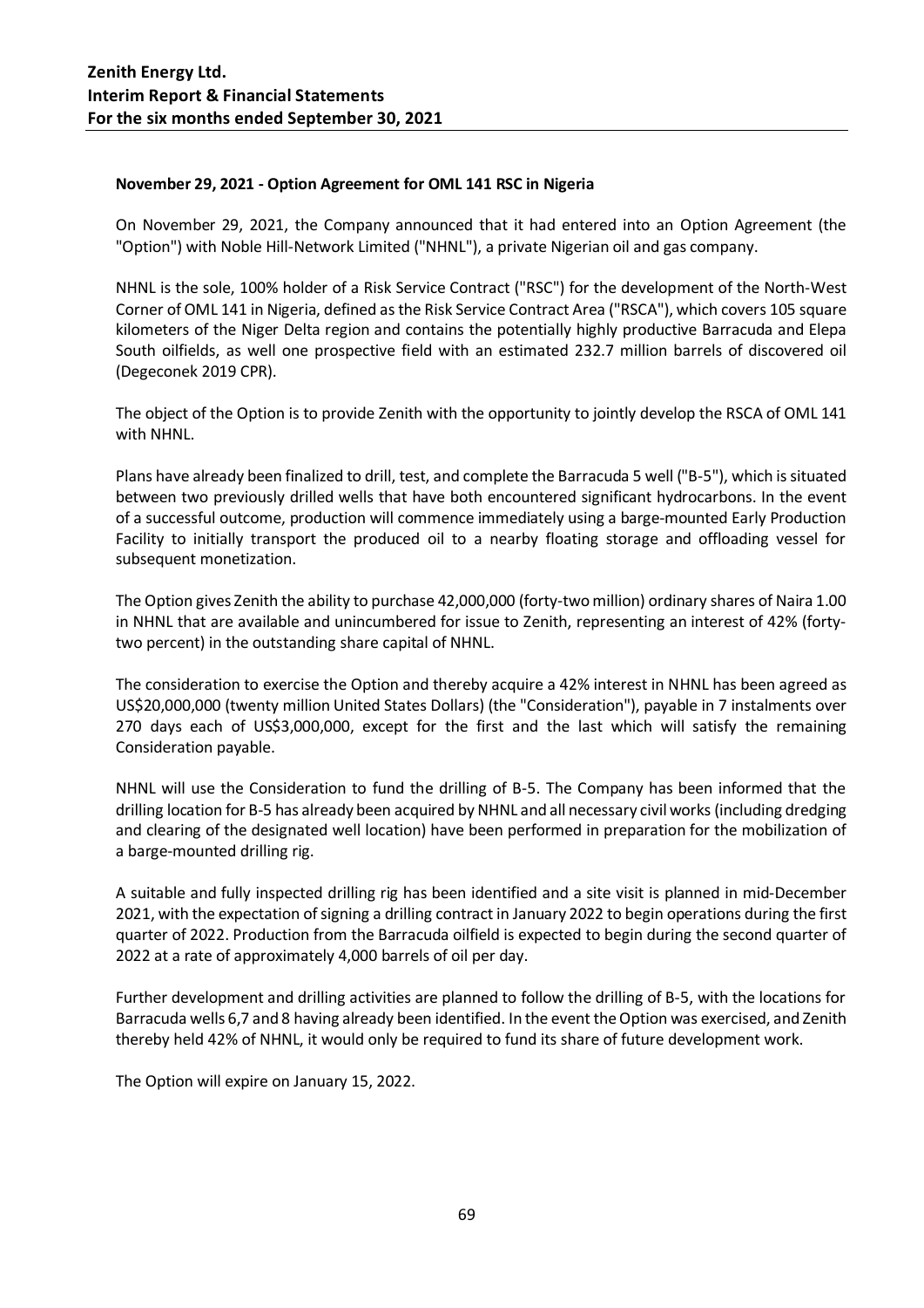**November 29, 2021 - Option Agreement for OML 141 RSC in Nigeria**

On November 29, 2021, the Company announced that it had entered into an Option Agreement (the "Option") with Noble Hill-Network Limited ("NHNL"), a private Nigerian oil and gas company.

NHNL is the sole, 100% holder of a Risk Service Contract ("RSC") for the development of the North-West Corner of OML 141 in Nigeria, defined as the Risk Service Contract Area ("RSCA"), which covers 105 square kilometers of the Niger Delta region and contains the potentially highly productive Barracuda and Elepa South oilfields, as well one prospective field with an estimated 232.7 million barrels of discovered oil (Degeconek 2019 CPR).

The object of the Option is to provide Zenith with the opportunity to jointly develop the RSCA of OML 141 with NHNL.

Plans have already been finalized to drill, test, and complete the Barracuda 5 well ("B-5"), which is situated between two previously drilled wells that have both encountered significant hydrocarbons. In the event of a successful outcome, production will commence immediately using a barge-mounted Early Production Facility to initially transport the produced oil to a nearby floating storage and offloading vessel for subsequent monetization.

The Option gives Zenith the ability to purchase 42,000,000 (forty-two million) ordinary shares of Naira 1.00 in NHNL that are available and unincumbered for issue to Zenith, representing an interest of 42% (forty-two percent) in the outstanding share capital of NHNL.

The consideration to exercise the Option and thereby acquire a 42% interest in NHNL has been agreed as US$20,000,000 (twenty million United States Dollars) (the "Consideration"), payable in 7 instalments over 270 days each of US$3,000,000, except for the first and the last which will satisfy the remaining Consideration payable.

NHNL will use the Consideration to fund the drilling of B-5. The Company has been informed that the drilling location for B-5 has already been acquired by NHNL and all necessary civil works (including dredging and clearing of the designated well location) have been performed in preparation for the mobilization of a barge-mounted drilling rig.

A suitable and fully inspected drilling rig has been identified and a site visit is planned in mid-December 2021, with the expectation of signing a drilling contract in January 2022 to begin operations during the first quarter of 2022. Production from the Barracuda oilfield is expected to begin during the second quarter of 2022 at a rate of approximately 4,000 barrels of oil per day.

Further development and drilling activities are planned to follow the drilling of B-5, with the locations for Barracuda wells 6,7 and 8 having already been identified. In the event the Option was exercised, and Zenith thereby held 42% of NHNL, it would only be required to fund its share of future development work.

The Option will expire on January 15, 2022.